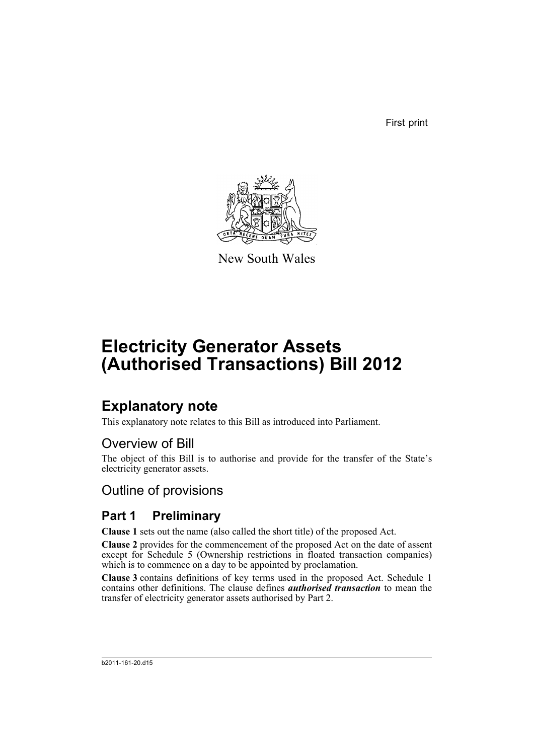First print

New South Wales

# Electricity Generator Assets (Authorised Transactions) Bill 2012

## Explanatory note

This explanatory note relates to this Bill as introduced into Parliament.

### Overview of Bill

The object of this Bill is to authorise and provide for the transfer of the State's electricity generator assets.

### Outline of provisions

## Part 1 Preliminary

**Clause 1** sets out the name (also called the short title) of the proposed Act.

**Clause 2** provides for the commencement of the proposed Act on the date of assent except for Schedule 5 (Ownership restrictions in floated transaction companies) which is to commence on a day to be appointed by proclamation.

**Clause 3** contains definitions of key terms used in the proposed Act. Schedule 1 contains other definitions. The clause defines ***authorised transaction*** to mean the transfer of electricity generator assets authorised by Part 2.

b2011-161-20.d15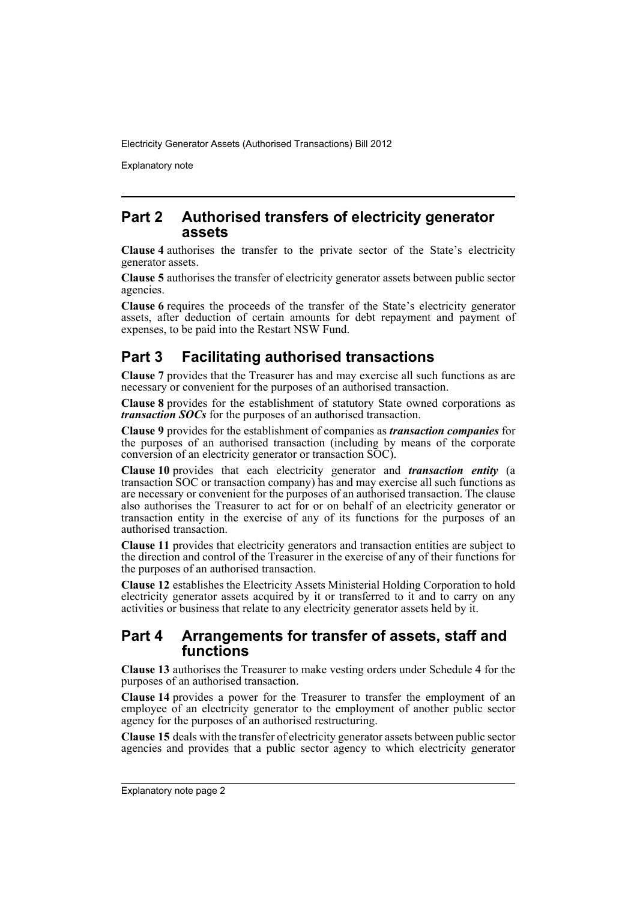## Part 2 Authorised transfers of electricity generator assets

**Clause 4** authorises the transfer to the private sector of the State's electricity generator assets.

**Clause 5** authorises the transfer of electricity generator assets between public sector agencies.

**Clause 6** requires the proceeds of the transfer of the State's electricity generator assets, after deduction of certain amounts for debt repayment and payment of expenses, to be paid into the Restart NSW Fund.

## Part 3 Facilitating authorised transactions

**Clause 7** provides that the Treasurer has and may exercise all such functions as are necessary or convenient for the purposes of an authorised transaction.

**Clause 8** provides for the establishment of statutory State owned corporations as ***transaction SOCs*** for the purposes of an authorised transaction.

**Clause 9** provides for the establishment of companies as ***transaction companies*** for the purposes of an authorised transaction (including by means of the corporate conversion of an electricity generator or transaction SOC).

**Clause 10** provides that each electricity generator and ***transaction entity*** (a transaction SOC or transaction company) has and may exercise all such functions as are necessary or convenient for the purposes of an authorised transaction. The clause also authorises the Treasurer to act for or on behalf of an electricity generator or transaction entity in the exercise of any of its functions for the purposes of an authorised transaction.

**Clause 11** provides that electricity generators and transaction entities are subject to the direction and control of the Treasurer in the exercise of any of their functions for the purposes of an authorised transaction.

**Clause 12** establishes the Electricity Assets Ministerial Holding Corporation to hold electricity generator assets acquired by it or transferred to it and to carry on any activities or business that relate to any electricity generator assets held by it.

## Part 4 Arrangements for transfer of assets, staff and functions

**Clause 13** authorises the Treasurer to make vesting orders under Schedule 4 for the purposes of an authorised transaction.

**Clause 14** provides a power for the Treasurer to transfer the employment of an employee of an electricity generator to the employment of another public sector agency for the purposes of an authorised restructuring.

**Clause 15** deals with the transfer of electricity generator assets between public sector agencies and provides that a public sector agency to which electricity generator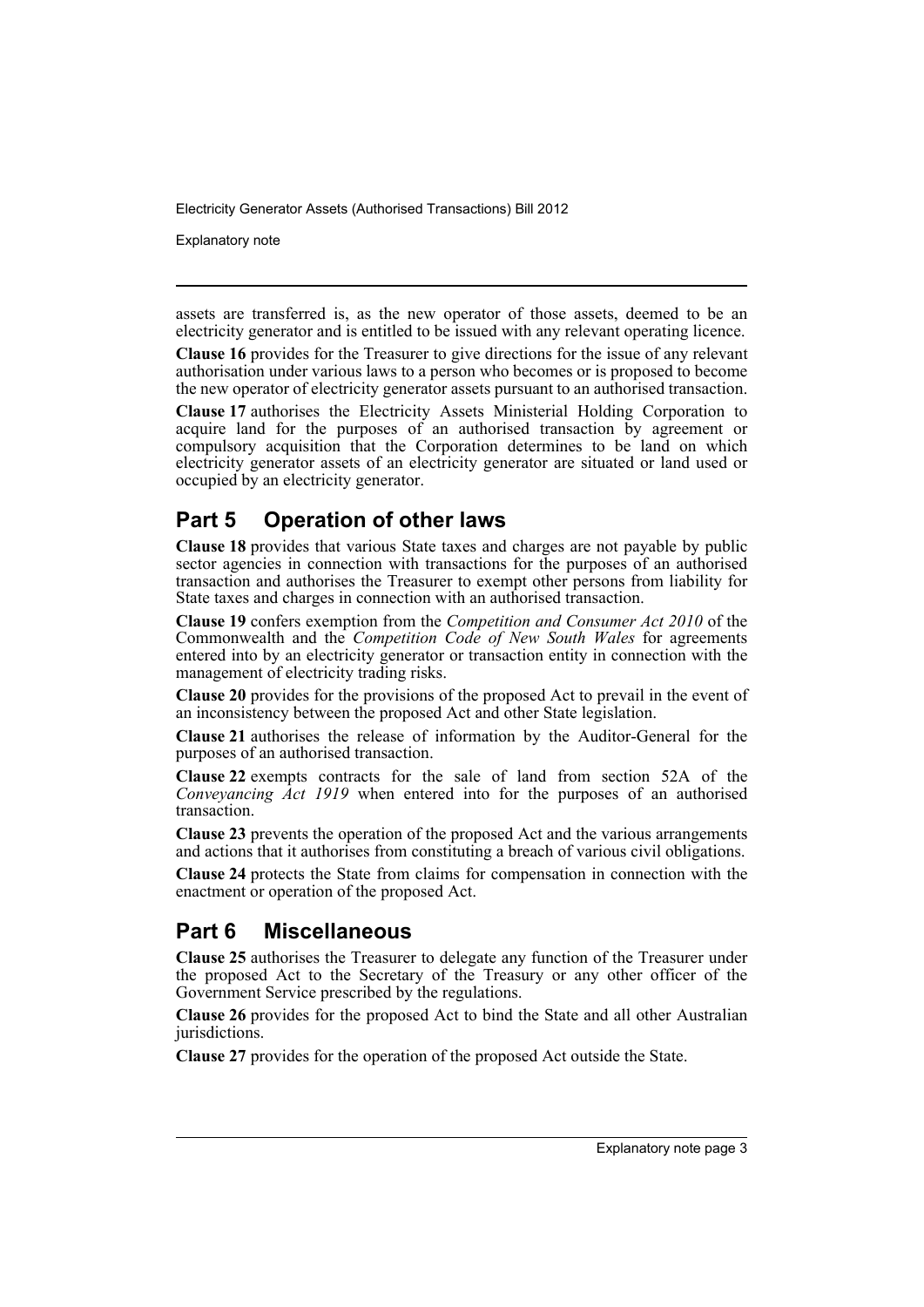assets are transferred is, as the new operator of those assets, deemed to be an electricity generator and is entitled to be issued with any relevant operating licence.

**Clause 16** provides for the Treasurer to give directions for the issue of any relevant authorisation under various laws to a person who becomes or is proposed to become the new operator of electricity generator assets pursuant to an authorised transaction.

**Clause 17** authorises the Electricity Assets Ministerial Holding Corporation to acquire land for the purposes of an authorised transaction by agreement or compulsory acquisition that the Corporation determines to be land on which electricity generator assets of an electricity generator are situated or land used or occupied by an electricity generator.

## Part 5 Operation of other laws

**Clause 18** provides that various State taxes and charges are not payable by public sector agencies in connection with transactions for the purposes of an authorised transaction and authorises the Treasurer to exempt other persons from liability for State taxes and charges in connection with an authorised transaction.

**Clause 19** confers exemption from the *Competition and Consumer Act 2010* of the Commonwealth and the *Competition Code of New South Wales* for agreements entered into by an electricity generator or transaction entity in connection with the management of electricity trading risks.

**Clause 20** provides for the provisions of the proposed Act to prevail in the event of an inconsistency between the proposed Act and other State legislation.

**Clause 21** authorises the release of information by the Auditor-General for the purposes of an authorised transaction.

**Clause 22** exempts contracts for the sale of land from section 52A of the *Conveyancing Act 1919* when entered into for the purposes of an authorised transaction.

**Clause 23** prevents the operation of the proposed Act and the various arrangements and actions that it authorises from constituting a breach of various civil obligations.

**Clause 24** protects the State from claims for compensation in connection with the enactment or operation of the proposed Act.

## Part 6 Miscellaneous

**Clause 25** authorises the Treasurer to delegate any function of the Treasurer under the proposed Act to the Secretary of the Treasury or any other officer of the Government Service prescribed by the regulations.

**Clause 26** provides for the proposed Act to bind the State and all other Australian jurisdictions.

**Clause 27** provides for the operation of the proposed Act outside the State.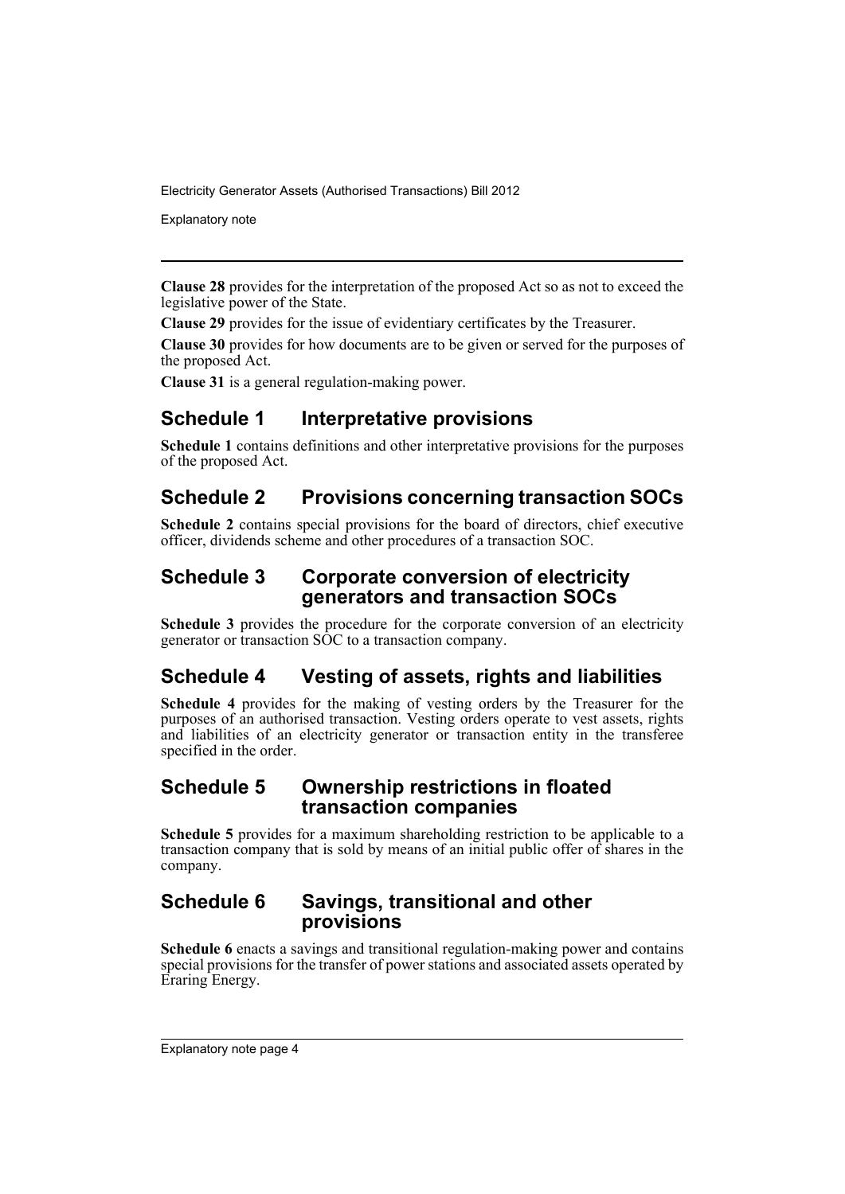**Clause 28** provides for the interpretation of the proposed Act so as not to exceed the legislative power of the State.

**Clause 29** provides for the issue of evidentiary certificates by the Treasurer.

**Clause 30** provides for how documents are to be given or served for the purposes of the proposed Act.

**Clause 31** is a general regulation-making power.

## Schedule 1 Interpretative provisions

**Schedule 1** contains definitions and other interpretative provisions for the purposes of the proposed Act.

## Schedule 2 Provisions concerning transaction SOCs

**Schedule 2** contains special provisions for the board of directors, chief executive officer, dividends scheme and other procedures of a transaction SOC.

## Schedule 3 Corporate conversion of electricity generators and transaction SOCs

**Schedule 3** provides the procedure for the corporate conversion of an electricity generator or transaction SOC to a transaction company.

## Schedule 4 Vesting of assets, rights and liabilities

**Schedule 4** provides for the making of vesting orders by the Treasurer for the purposes of an authorised transaction. Vesting orders operate to vest assets, rights and liabilities of an electricity generator or transaction entity in the transferee specified in the order.

## Schedule 5 Ownership restrictions in floated transaction companies

**Schedule 5** provides for a maximum shareholding restriction to be applicable to a transaction company that is sold by means of an initial public offer of shares in the company.

## Schedule 6 Savings, transitional and other provisions

**Schedule 6** enacts a savings and transitional regulation-making power and contains special provisions for the transfer of power stations and associated assets operated by Eraring Energy.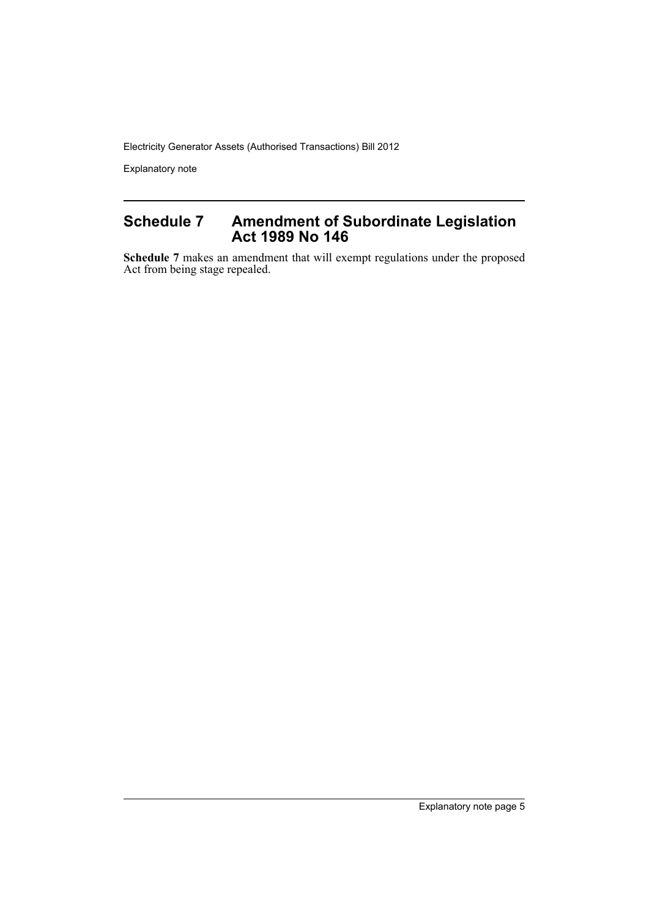## Schedule 7 Amendment of Subordinate Legislation Act 1989 No 146

**Schedule 7** makes an amendment that will exempt regulations under the proposed Act from being stage repealed.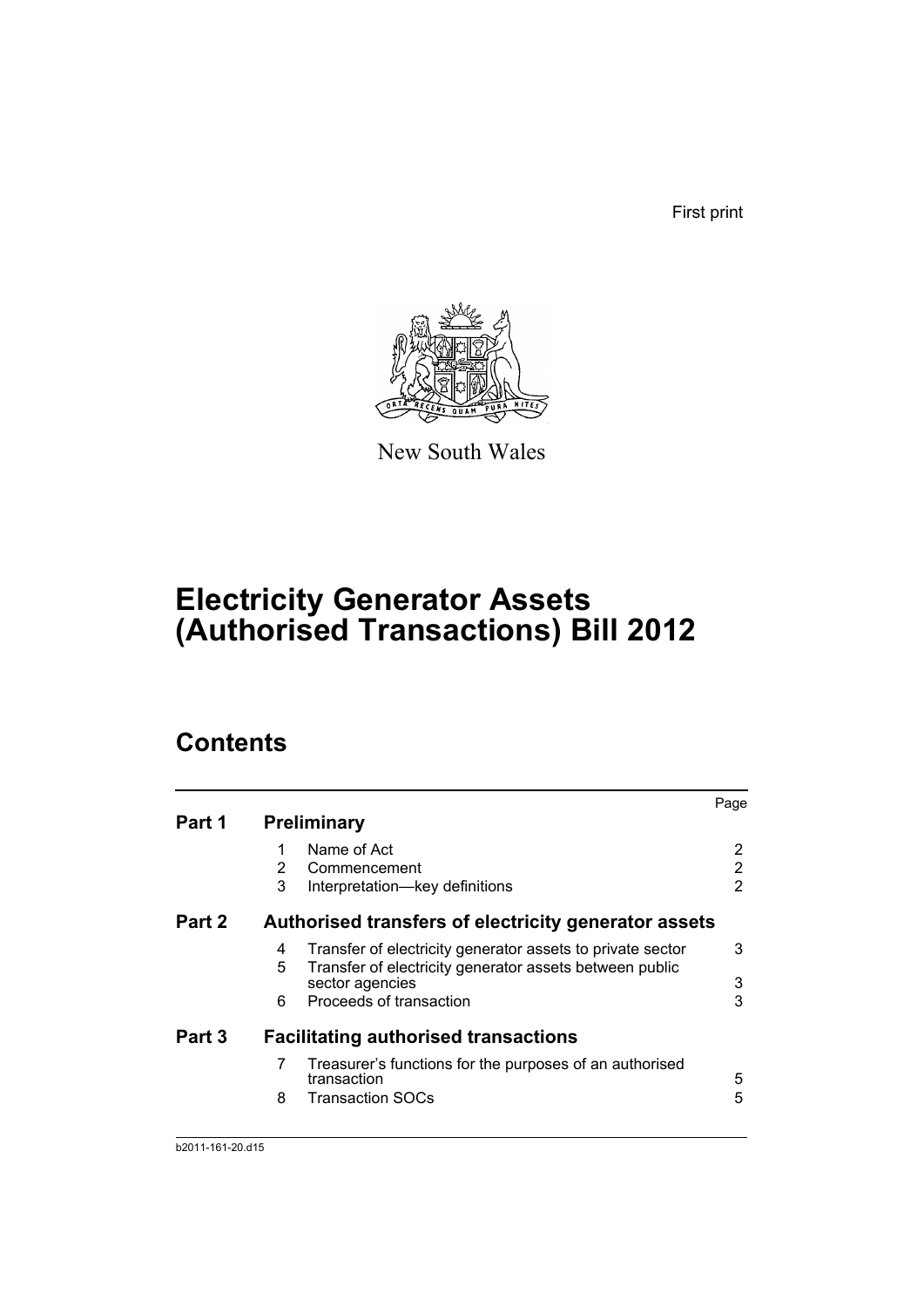First print

New South Wales

# Electricity Generator Assets (Authorised Transactions) Bill 2012

## Contents

| | | | Page |
|---|---|---|---|
| **Part 1** | **Preliminary** | | |
| | 1 | Name of Act | 2 |
| | 2 | Commencement | 2 |
| | 3 | Interpretation—key definitions | 2 |
| **Part 2** | **Authorised transfers of electricity generator assets** | | |
| | 4 | Transfer of electricity generator assets to private sector | 3 |
| | 5 | Transfer of electricity generator assets between public sector agencies | 3 |
| | 6 | Proceeds of transaction | 3 |
| **Part 3** | **Facilitating authorised transactions** | | |
| | 7 | Treasurer's functions for the purposes of an authorised transaction | 5 |
| | 8 | Transaction SOCs | 5 |

b2011-161-20.d15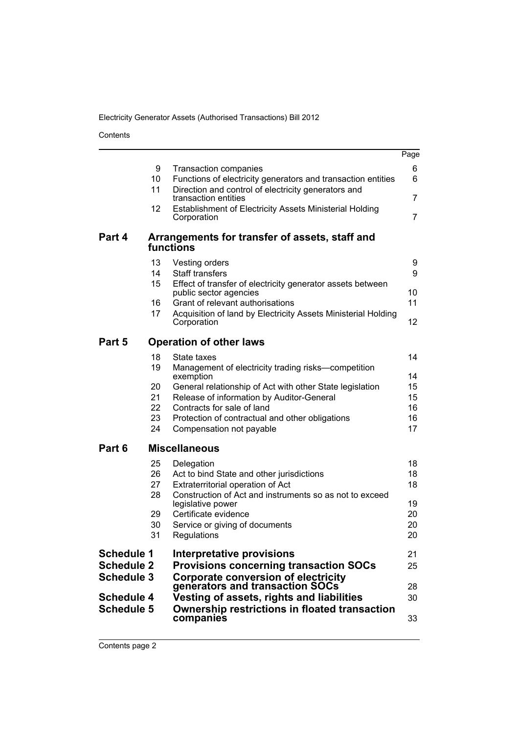| | | | Page |
|---|---|---|---|
| | 9 | Transaction companies | 6 |
| | 10 | Functions of electricity generators and transaction entities | 6 |
| | 11 | Direction and control of electricity generators and transaction entities | 7 |
| | 12 | Establishment of Electricity Assets Ministerial Holding Corporation | 7 |
| **Part 4** | | **Arrangements for transfer of assets, staff and functions** | |
| | 13 | Vesting orders | 9 |
| | 14 | Staff transfers | 9 |
| | 15 | Effect of transfer of electricity generator assets between public sector agencies | 10 |
| | 16 | Grant of relevant authorisations | 11 |
| | 17 | Acquisition of land by Electricity Assets Ministerial Holding Corporation | 12 |
| **Part 5** | | **Operation of other laws** | |
| | 18 | State taxes | 14 |
| | 19 | Management of electricity trading risks—competition exemption | 14 |
| | 20 | General relationship of Act with other State legislation | 15 |
| | 21 | Release of information by Auditor-General | 15 |
| | 22 | Contracts for sale of land | 16 |
| | 23 | Protection of contractual and other obligations | 16 |
| | 24 | Compensation not payable | 17 |
| **Part 6** | | **Miscellaneous** | |
| | 25 | Delegation | 18 |
| | 26 | Act to bind State and other jurisdictions | 18 |
| | 27 | Extraterritorial operation of Act | 18 |
| | 28 | Construction of Act and instruments so as not to exceed legislative power | 19 |
| | 29 | Certificate evidence | 20 |
| | 30 | Service or giving of documents | 20 |
| | 31 | Regulations | 20 |
| **Schedule 1** | | **Interpretative provisions** | 21 |
| **Schedule 2** | | **Provisions concerning transaction SOCs** | 25 |
| **Schedule 3** | | **Corporate conversion of electricity generators and transaction SOCs** | 28 |
| **Schedule 4** | | **Vesting of assets, rights and liabilities** | 30 |
| **Schedule 5** | | **Ownership restrictions in floated transaction companies** | 33 |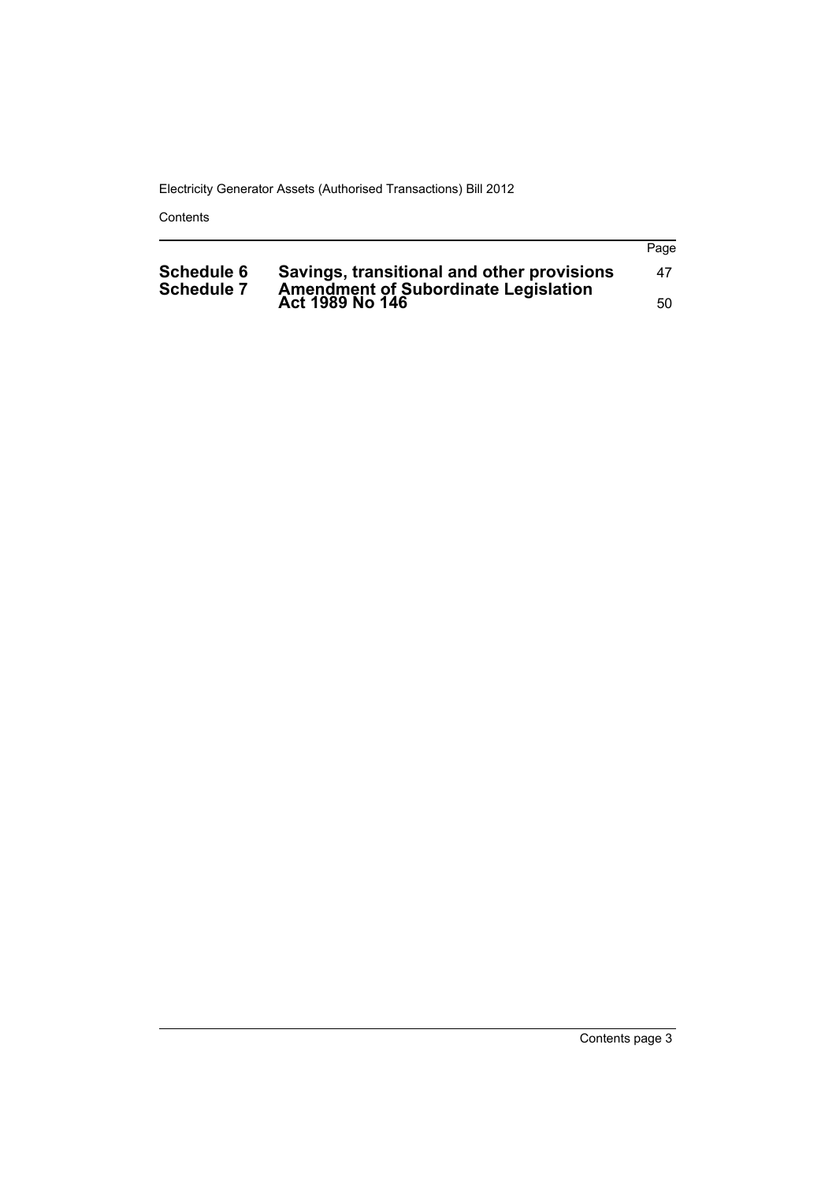| | | Page |
|---|---|---|
| **Schedule 6** | **Savings, transitional and other provisions** | 47 |
| **Schedule 7** | **Amendment of Subordinate Legislation Act 1989 No 146** | 50 |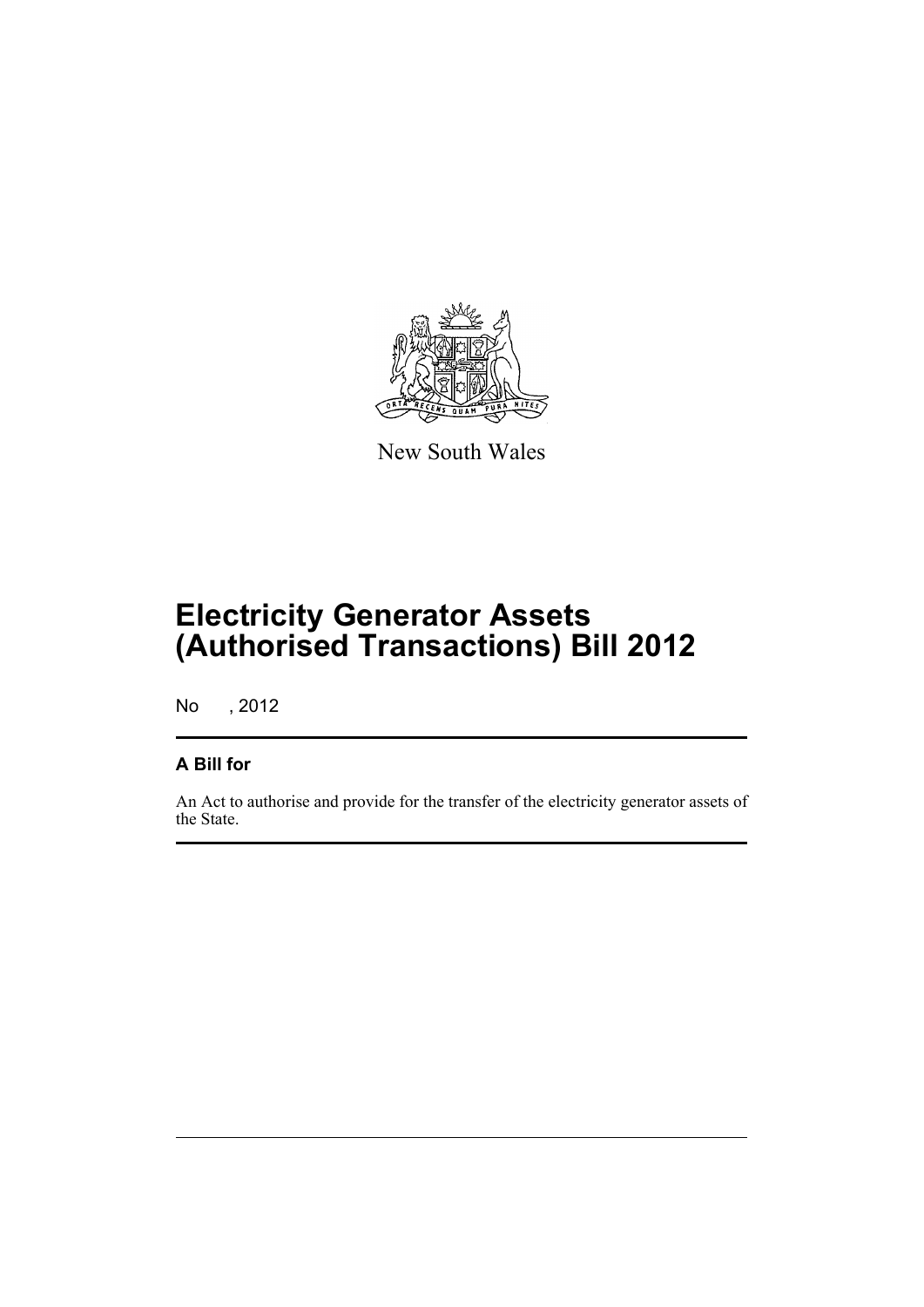New South Wales

# Electricity Generator Assets (Authorised Transactions) Bill 2012

No , 2012

## A Bill for

An Act to authorise and provide for the transfer of the electricity generator assets of the State.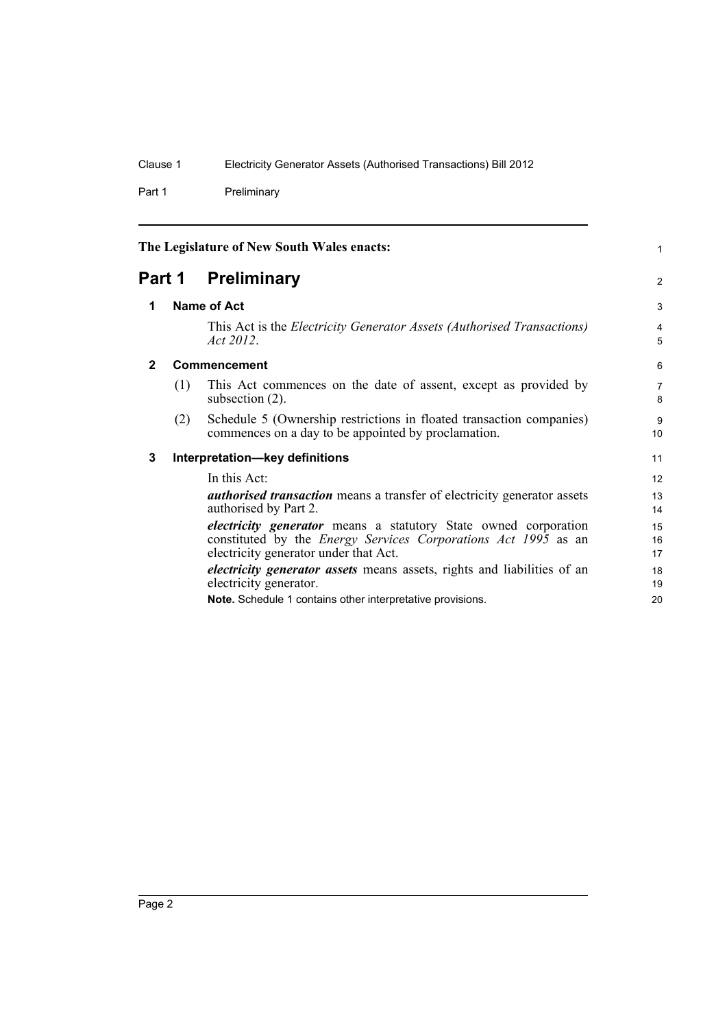The Legislature of New South Wales enacts:

# Part 1 Preliminary

## 1 Name of Act

This Act is the *Electricity Generator Assets (Authorised Transactions) Act 2012*.

## 2 Commencement

(1) This Act commences on the date of assent, except as provided by subsection (2).

(2) Schedule 5 (Ownership restrictions in floated transaction companies) commences on a day to be appointed by proclamation.

## 3 Interpretation—key definitions

In this Act:

***authorised transaction*** means a transfer of electricity generator assets authorised by Part 2.

***electricity generator*** means a statutory State owned corporation constituted by the *Energy Services Corporations Act 1995* as an electricity generator under that Act.

***electricity generator assets*** means assets, rights and liabilities of an electricity generator.

**Note.** Schedule 1 contains other interpretative provisions.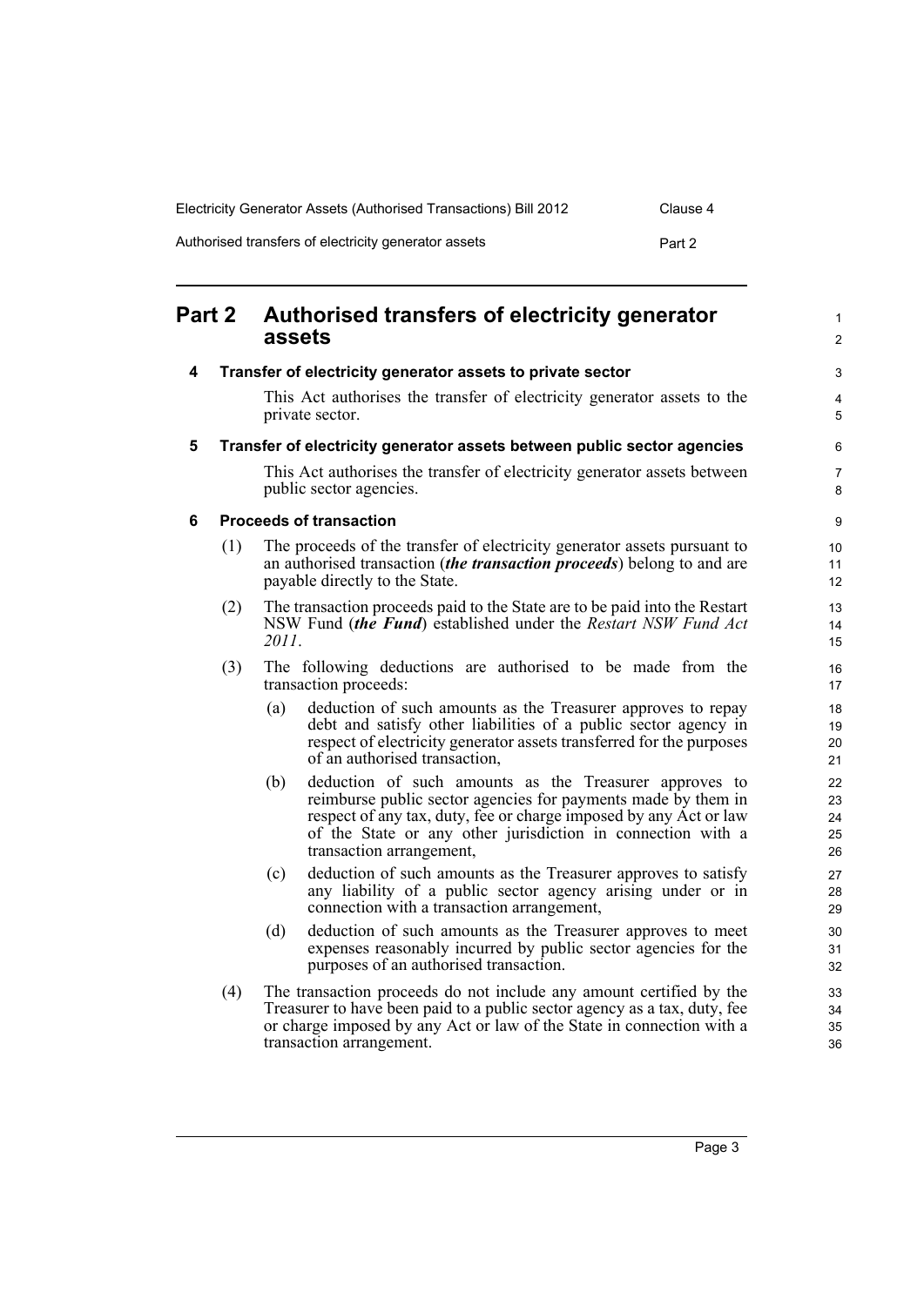# Part 2 Authorised transfers of electricity generator assets

## 4 Transfer of electricity generator assets to private sector

This Act authorises the transfer of electricity generator assets to the private sector.

## 5 Transfer of electricity generator assets between public sector agencies

This Act authorises the transfer of electricity generator assets between public sector agencies.

## 6 Proceeds of transaction

(1) The proceeds of the transfer of electricity generator assets pursuant to an authorised transaction (***the transaction proceeds***) belong to and are payable directly to the State.

(2) The transaction proceeds paid to the State are to be paid into the Restart NSW Fund (***the Fund***) established under the *Restart NSW Fund Act 2011*.

(3) The following deductions are authorised to be made from the transaction proceeds:

- (a) deduction of such amounts as the Treasurer approves to repay debt and satisfy other liabilities of a public sector agency in respect of electricity generator assets transferred for the purposes of an authorised transaction,
- (b) deduction of such amounts as the Treasurer approves to reimburse public sector agencies for payments made by them in respect of any tax, duty, fee or charge imposed by any Act or law of the State or any other jurisdiction in connection with a transaction arrangement,
- (c) deduction of such amounts as the Treasurer approves to satisfy any liability of a public sector agency arising under or in connection with a transaction arrangement,
- (d) deduction of such amounts as the Treasurer approves to meet expenses reasonably incurred by public sector agencies for the purposes of an authorised transaction.

(4) The transaction proceeds do not include any amount certified by the Treasurer to have been paid to a public sector agency as a tax, duty, fee or charge imposed by any Act or law of the State in connection with a transaction arrangement.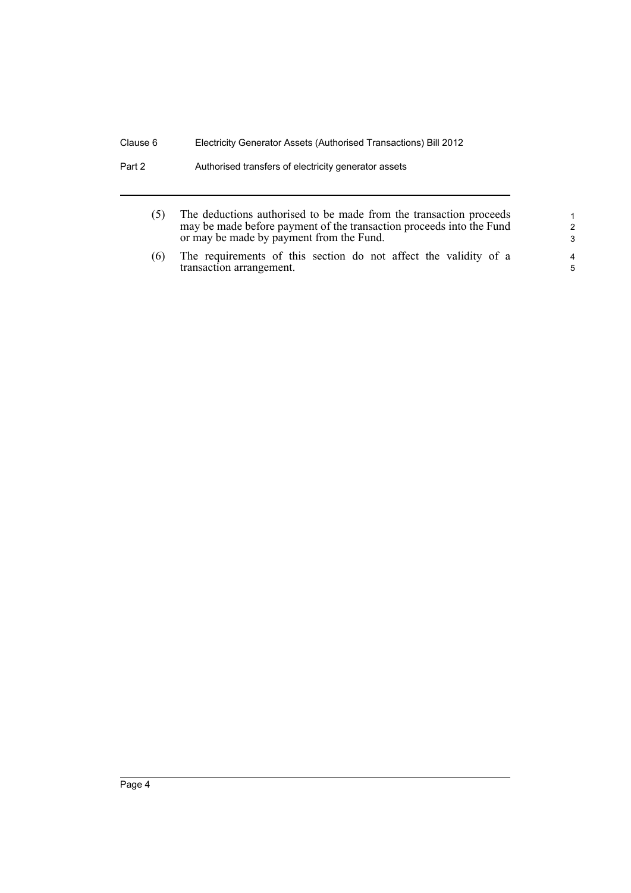(5) The deductions authorised to be made from the transaction proceeds may be made before payment of the transaction proceeds into the Fund or may be made by payment from the Fund.

(6) The requirements of this section do not affect the validity of a transaction arrangement.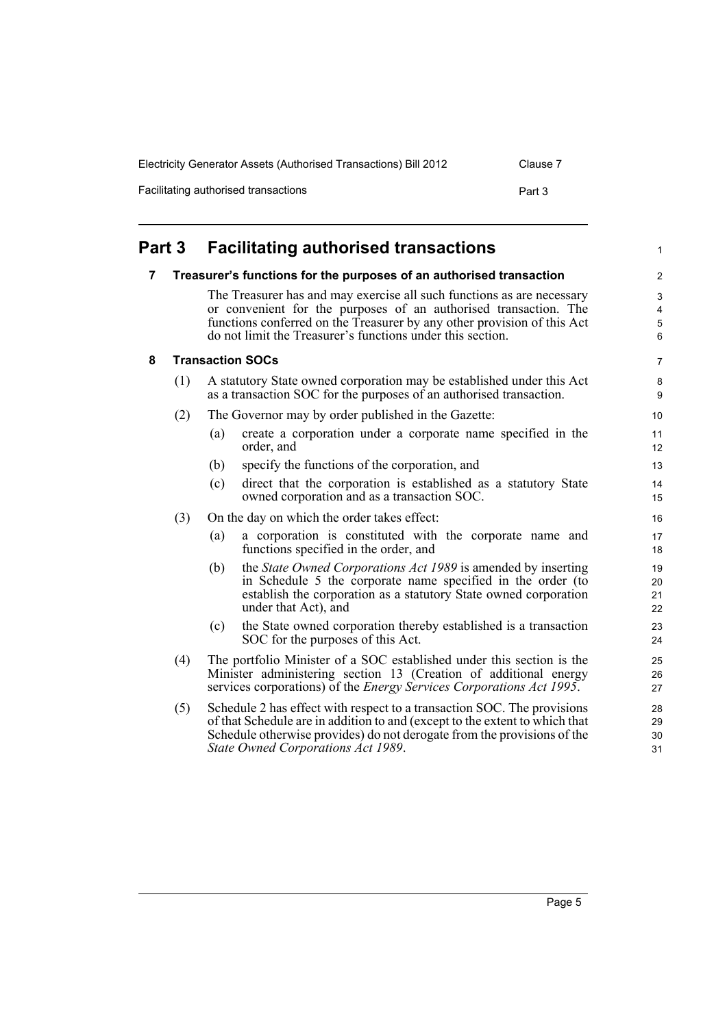# Part 3 Facilitating authorised transactions

## 7 Treasurer's functions for the purposes of an authorised transaction

The Treasurer has and may exercise all such functions as are necessary or convenient for the purposes of an authorised transaction. The functions conferred on the Treasurer by any other provision of this Act do not limit the Treasurer's functions under this section.

## 8 Transaction SOCs

(1) A statutory State owned corporation may be established under this Act as a transaction SOC for the purposes of an authorised transaction.

(2) The Governor may by order published in the Gazette:

- (a) create a corporation under a corporate name specified in the order, and
- (b) specify the functions of the corporation, and
- (c) direct that the corporation is established as a statutory State owned corporation and as a transaction SOC.

(3) On the day on which the order takes effect:

- (a) a corporation is constituted with the corporate name and functions specified in the order, and
- (b) the *State Owned Corporations Act 1989* is amended by inserting in Schedule 5 the corporate name specified in the order (to establish the corporation as a statutory State owned corporation under that Act), and
- (c) the State owned corporation thereby established is a transaction SOC for the purposes of this Act.

(4) The portfolio Minister of a SOC established under this section is the Minister administering section 13 (Creation of additional energy services corporations) of the *Energy Services Corporations Act 1995*.

(5) Schedule 2 has effect with respect to a transaction SOC. The provisions of that Schedule are in addition to and (except to the extent to which that Schedule otherwise provides) do not derogate from the provisions of the *State Owned Corporations Act 1989*.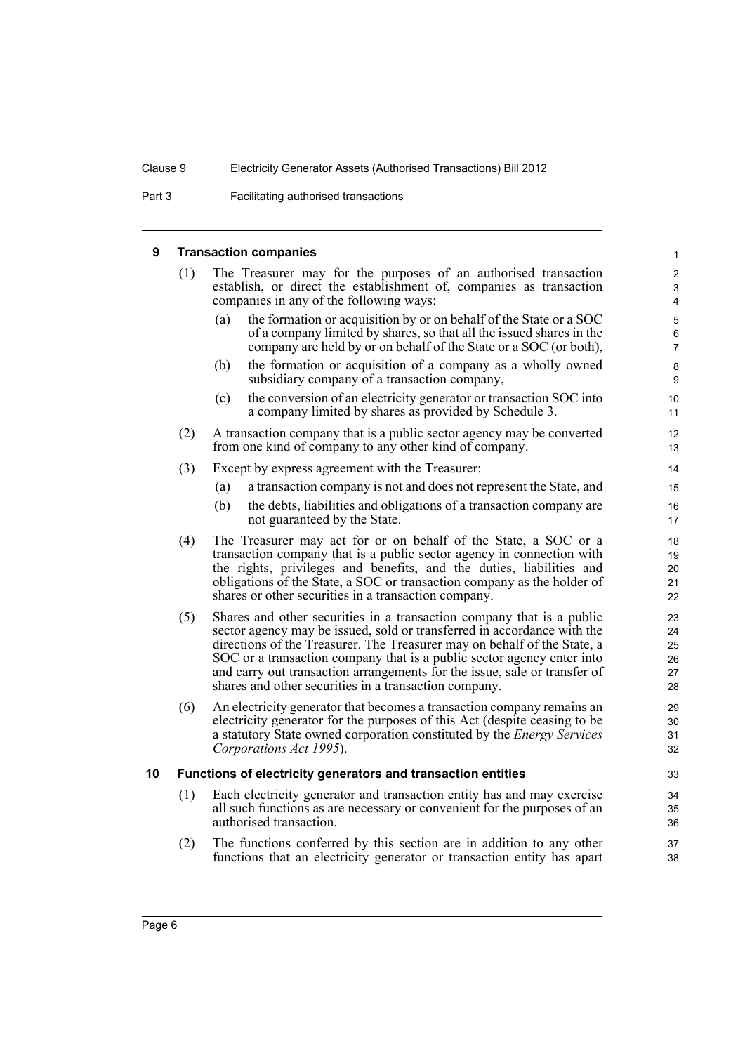## 9 Transaction companies

(1) The Treasurer may for the purposes of an authorised transaction establish, or direct the establishment of, companies as transaction companies in any of the following ways:

- (a) the formation or acquisition by or on behalf of the State or a SOC of a company limited by shares, so that all the issued shares in the company are held by or on behalf of the State or a SOC (or both),
- (b) the formation or acquisition of a company as a wholly owned subsidiary company of a transaction company,
- (c) the conversion of an electricity generator or transaction SOC into a company limited by shares as provided by Schedule 3.

(2) A transaction company that is a public sector agency may be converted from one kind of company to any other kind of company.

(3) Except by express agreement with the Treasurer:

- (a) a transaction company is not and does not represent the State, and
- (b) the debts, liabilities and obligations of a transaction company are not guaranteed by the State.

(4) The Treasurer may act for or on behalf of the State, a SOC or a transaction company that is a public sector agency in connection with the rights, privileges and benefits, and the duties, liabilities and obligations of the State, a SOC or transaction company as the holder of shares or other securities in a transaction company.

(5) Shares and other securities in a transaction company that is a public sector agency may be issued, sold or transferred in accordance with the directions of the Treasurer. The Treasurer may on behalf of the State, a SOC or a transaction company that is a public sector agency enter into and carry out transaction arrangements for the issue, sale or transfer of shares and other securities in a transaction company.

(6) An electricity generator that becomes a transaction company remains an electricity generator for the purposes of this Act (despite ceasing to be a statutory State owned corporation constituted by the *Energy Services Corporations Act 1995*).

## 10 Functions of electricity generators and transaction entities

(1) Each electricity generator and transaction entity has and may exercise all such functions as are necessary or convenient for the purposes of an authorised transaction.

(2) The functions conferred by this section are in addition to any other functions that an electricity generator or transaction entity has apart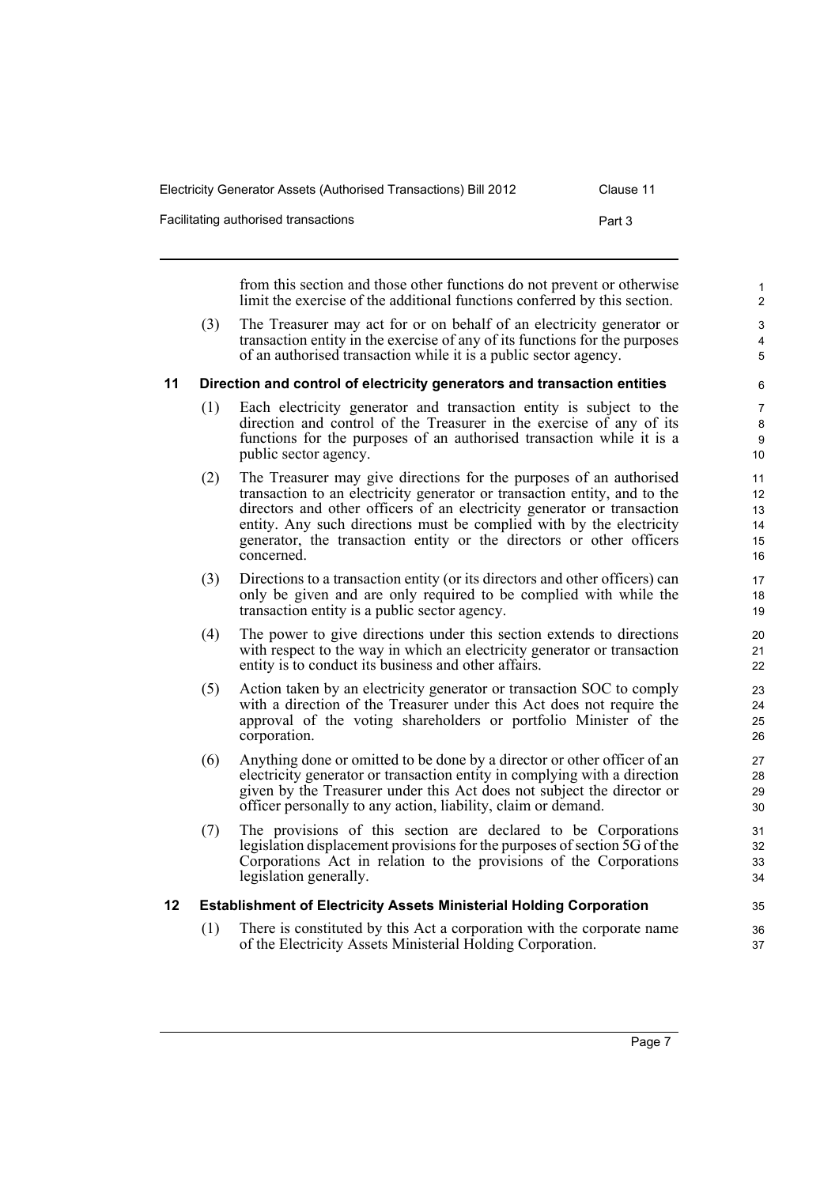from this section and those other functions do not prevent or otherwise limit the exercise of the additional functions conferred by this section.

(3) The Treasurer may act for or on behalf of an electricity generator or transaction entity in the exercise of any of its functions for the purposes of an authorised transaction while it is a public sector agency.

### 11 Direction and control of electricity generators and transaction entities

(1) Each electricity generator and transaction entity is subject to the direction and control of the Treasurer in the exercise of any of its functions for the purposes of an authorised transaction while it is a public sector agency.

(2) The Treasurer may give directions for the purposes of an authorised transaction to an electricity generator or transaction entity, and to the directors and other officers of an electricity generator or transaction entity. Any such directions must be complied with by the electricity generator, the transaction entity or the directors or other officers concerned.

(3) Directions to a transaction entity (or its directors and other officers) can only be given and are only required to be complied with while the transaction entity is a public sector agency.

(4) The power to give directions under this section extends to directions with respect to the way in which an electricity generator or transaction entity is to conduct its business and other affairs.

(5) Action taken by an electricity generator or transaction SOC to comply with a direction of the Treasurer under this Act does not require the approval of the voting shareholders or portfolio Minister of the corporation.

(6) Anything done or omitted to be done by a director or other officer of an electricity generator or transaction entity in complying with a direction given by the Treasurer under this Act does not subject the director or officer personally to any action, liability, claim or demand.

(7) The provisions of this section are declared to be Corporations legislation displacement provisions for the purposes of section 5G of the Corporations Act in relation to the provisions of the Corporations legislation generally.

### 12 Establishment of Electricity Assets Ministerial Holding Corporation

(1) There is constituted by this Act a corporation with the corporate name of the Electricity Assets Ministerial Holding Corporation.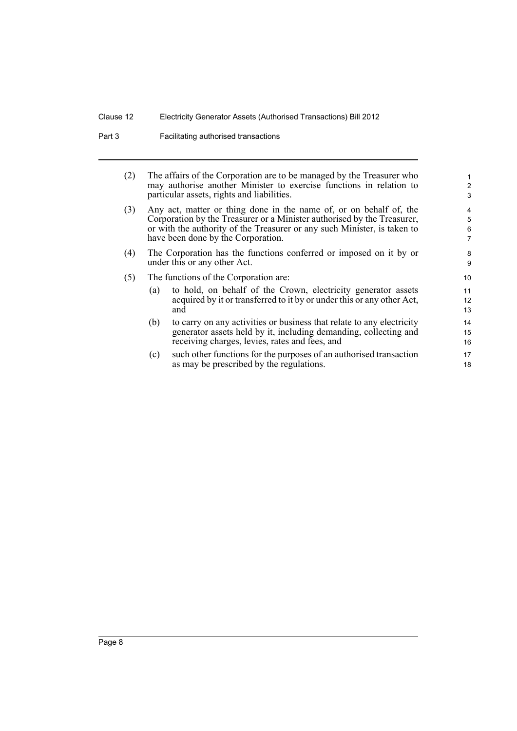(2) The affairs of the Corporation are to be managed by the Treasurer who may authorise another Minister to exercise functions in relation to particular assets, rights and liabilities.

(3) Any act, matter or thing done in the name of, or on behalf of, the Corporation by the Treasurer or a Minister authorised by the Treasurer, or with the authority of the Treasurer or any such Minister, is taken to have been done by the Corporation.

(4) The Corporation has the functions conferred or imposed on it by or under this or any other Act.

(5) The functions of the Corporation are:

- (a) to hold, on behalf of the Crown, electricity generator assets acquired by it or transferred to it by or under this or any other Act, and
- (b) to carry on any activities or business that relate to any electricity generator assets held by it, including demanding, collecting and receiving charges, levies, rates and fees, and
- (c) such other functions for the purposes of an authorised transaction as may be prescribed by the regulations.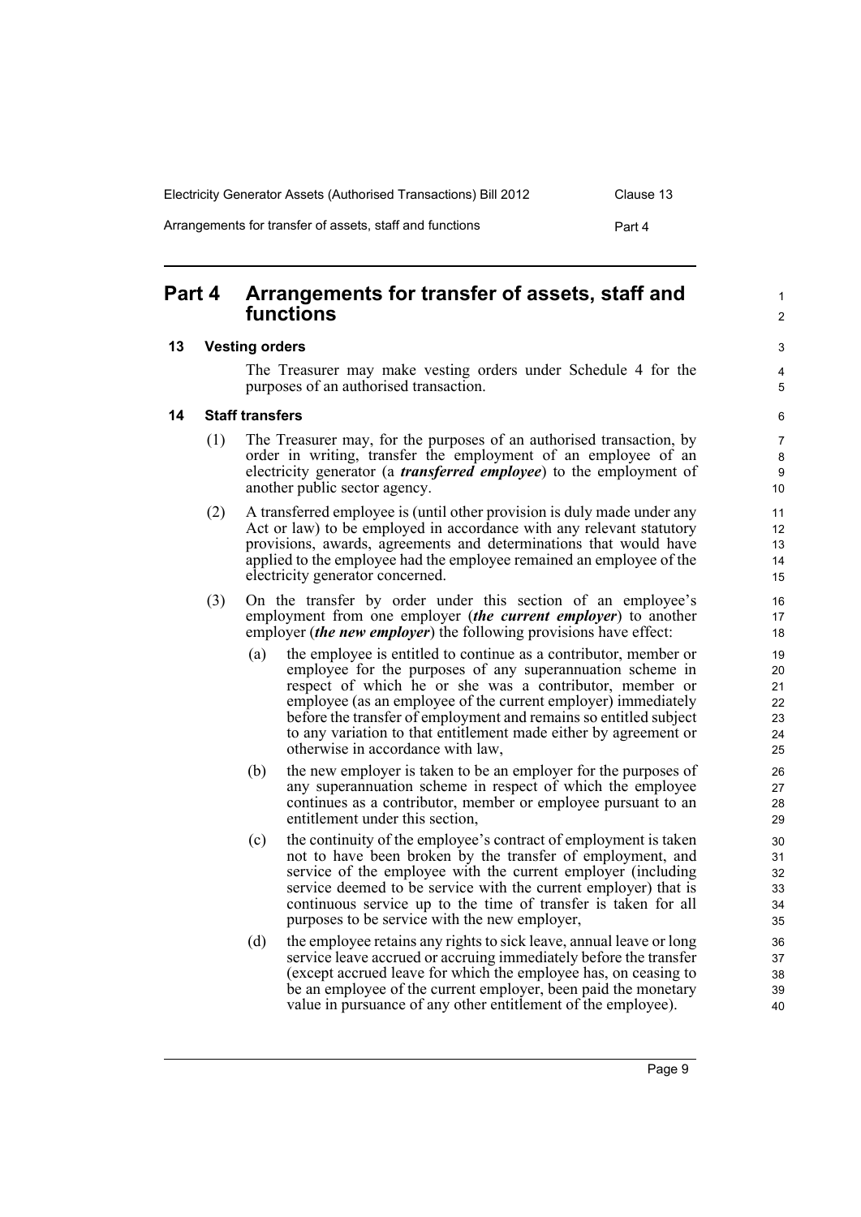## Part 4 Arrangements for transfer of assets, staff and functions

### 13 Vesting orders

The Treasurer may make vesting orders under Schedule 4 for the purposes of an authorised transaction.

### 14 Staff transfers

(1) The Treasurer may, for the purposes of an authorised transaction, by order in writing, transfer the employment of an employee of an electricity generator (a ***transferred employee***) to the employment of another public sector agency.

(2) A transferred employee is (until other provision is duly made under any Act or law) to be employed in accordance with any relevant statutory provisions, awards, agreements and determinations that would have applied to the employee had the employee remained an employee of the electricity generator concerned.

(3) On the transfer by order under this section of an employee's employment from one employer (***the current employer***) to another employer (***the new employer***) the following provisions have effect:

(a) the employee is entitled to continue as a contributor, member or employee for the purposes of any superannuation scheme in respect of which he or she was a contributor, member or employee (as an employee of the current employer) immediately before the transfer of employment and remains so entitled subject to any variation to that entitlement made either by agreement or otherwise in accordance with law,

(b) the new employer is taken to be an employer for the purposes of any superannuation scheme in respect of which the employee continues as a contributor, member or employee pursuant to an entitlement under this section,

(c) the continuity of the employee's contract of employment is taken not to have been broken by the transfer of employment, and service of the employee with the current employer (including service deemed to be service with the current employer) that is continuous service up to the time of transfer is taken for all purposes to be service with the new employer,

(d) the employee retains any rights to sick leave, annual leave or long service leave accrued or accruing immediately before the transfer (except accrued leave for which the employee has, on ceasing to be an employee of the current employer, been paid the monetary value in pursuance of any other entitlement of the employee).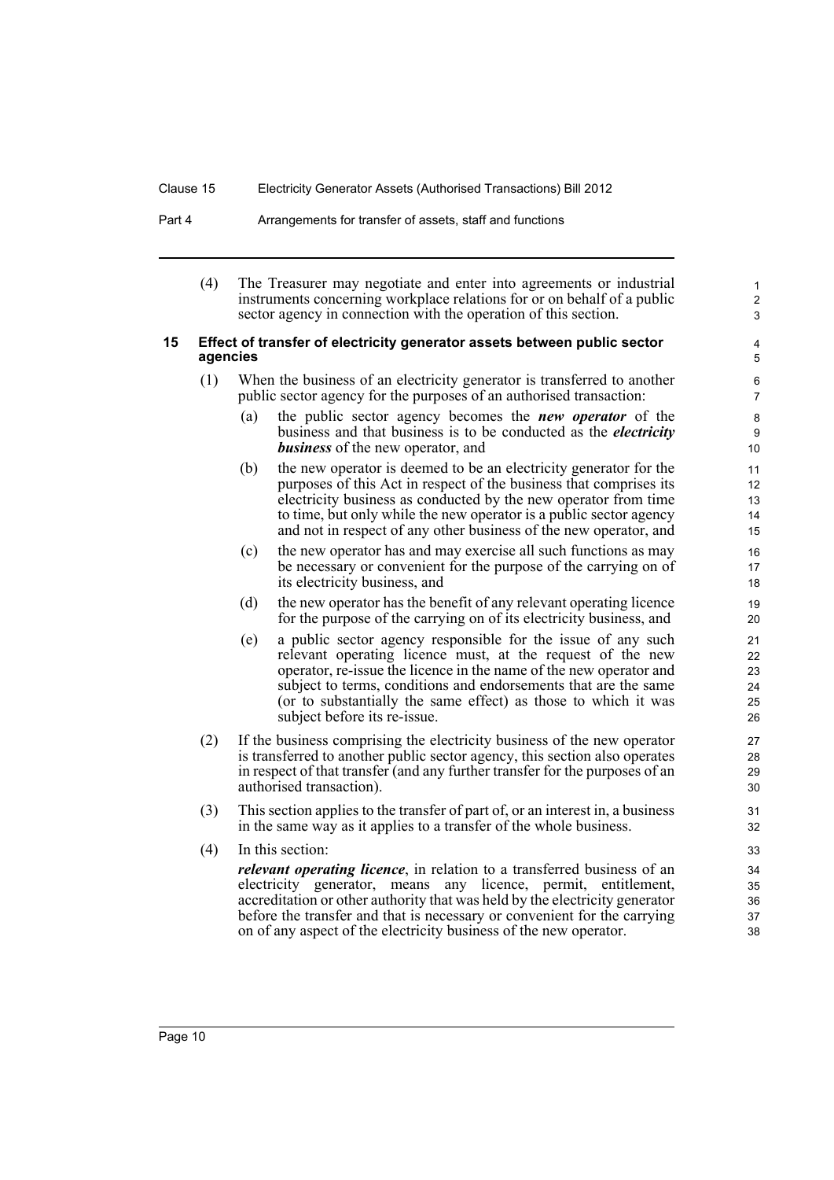(4) The Treasurer may negotiate and enter into agreements or industrial instruments concerning workplace relations for or on behalf of a public sector agency in connection with the operation of this section.

### 15 Effect of transfer of electricity generator assets between public sector agencies

(1) When the business of an electricity generator is transferred to another public sector agency for the purposes of an authorised transaction:

(a) the public sector agency becomes the ***new operator*** of the business and that business is to be conducted as the ***electricity business*** of the new operator, and

(b) the new operator is deemed to be an electricity generator for the purposes of this Act in respect of the business that comprises its electricity business as conducted by the new operator from time to time, but only while the new operator is a public sector agency and not in respect of any other business of the new operator, and

(c) the new operator has and may exercise all such functions as may be necessary or convenient for the purpose of the carrying on of its electricity business, and

(d) the new operator has the benefit of any relevant operating licence for the purpose of the carrying on of its electricity business, and

(e) a public sector agency responsible for the issue of any such relevant operating licence must, at the request of the new operator, re-issue the licence in the name of the new operator and subject to terms, conditions and endorsements that are the same (or to substantially the same effect) as those to which it was subject before its re-issue.

(2) If the business comprising the electricity business of the new operator is transferred to another public sector agency, this section also operates in respect of that transfer (and any further transfer for the purposes of an authorised transaction).

(3) This section applies to the transfer of part of, or an interest in, a business in the same way as it applies to a transfer of the whole business.

(4) In this section:

***relevant operating licence***, in relation to a transferred business of an electricity generator, means any licence, permit, entitlement, accreditation or other authority that was held by the electricity generator before the transfer and that is necessary or convenient for the carrying on of any aspect of the electricity business of the new operator.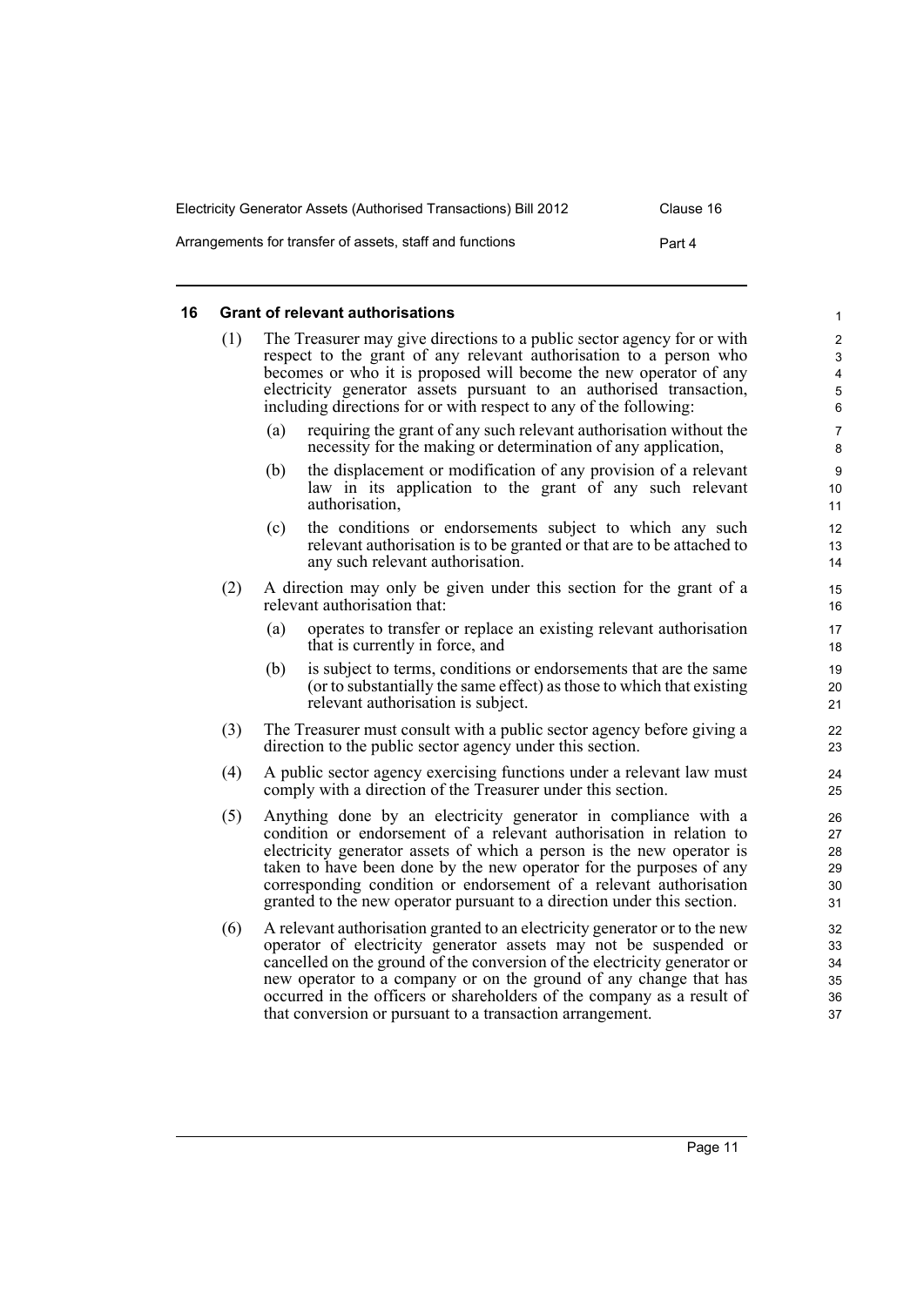## 16 Grant of relevant authorisations

(1) The Treasurer may give directions to a public sector agency for or with respect to the grant of any relevant authorisation to a person who becomes or who it is proposed will become the new operator of any electricity generator assets pursuant to an authorised transaction, including directions for or with respect to any of the following:

- (a) requiring the grant of any such relevant authorisation without the necessity for the making or determination of any application,
- (b) the displacement or modification of any provision of a relevant law in its application to the grant of any such relevant authorisation,
- (c) the conditions or endorsements subject to which any such relevant authorisation is to be granted or that are to be attached to any such relevant authorisation.

(2) A direction may only be given under this section for the grant of a relevant authorisation that:

- (a) operates to transfer or replace an existing relevant authorisation that is currently in force, and
- (b) is subject to terms, conditions or endorsements that are the same (or to substantially the same effect) as those to which that existing relevant authorisation is subject.

(3) The Treasurer must consult with a public sector agency before giving a direction to the public sector agency under this section.

(4) A public sector agency exercising functions under a relevant law must comply with a direction of the Treasurer under this section.

(5) Anything done by an electricity generator in compliance with a condition or endorsement of a relevant authorisation in relation to electricity generator assets of which a person is the new operator is taken to have been done by the new operator for the purposes of any corresponding condition or endorsement of a relevant authorisation granted to the new operator pursuant to a direction under this section.

(6) A relevant authorisation granted to an electricity generator or to the new operator of electricity generator assets may not be suspended or cancelled on the ground of the conversion of the electricity generator or new operator to a company or on the ground of any change that has occurred in the officers or shareholders of the company as a result of that conversion or pursuant to a transaction arrangement.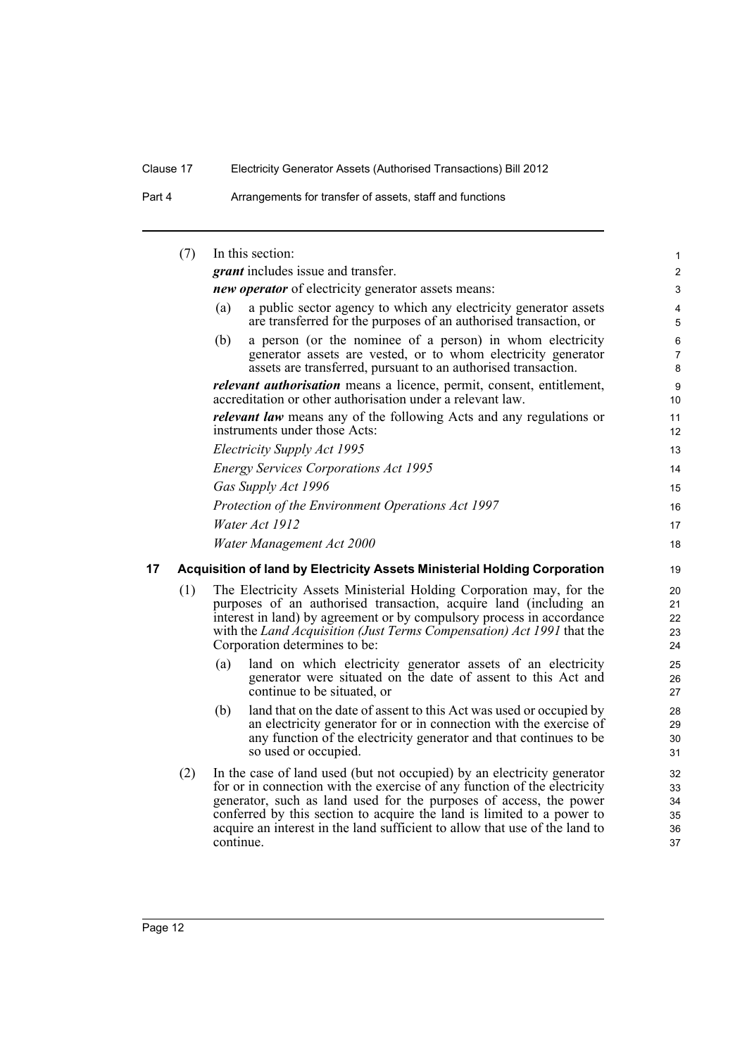(7) In this section:

***grant*** includes issue and transfer.

***new operator*** of electricity generator assets means:

(a) a public sector agency to which any electricity generator assets are transferred for the purposes of an authorised transaction, or

(b) a person (or the nominee of a person) in whom electricity generator assets are vested, or to whom electricity generator assets are transferred, pursuant to an authorised transaction.

***relevant authorisation*** means a licence, permit, consent, entitlement, accreditation or other authorisation under a relevant law.

***relevant law*** means any of the following Acts and any regulations or instruments under those Acts:

*Electricity Supply Act 1995*

*Energy Services Corporations Act 1995*

*Gas Supply Act 1996*

*Protection of the Environment Operations Act 1997*

*Water Act 1912*

*Water Management Act 2000*

### 17 Acquisition of land by Electricity Assets Ministerial Holding Corporation

(1) The Electricity Assets Ministerial Holding Corporation may, for the purposes of an authorised transaction, acquire land (including an interest in land) by agreement or by compulsory process in accordance with the *Land Acquisition (Just Terms Compensation) Act 1991* that the Corporation determines to be:

(a) land on which electricity generator assets of an electricity generator were situated on the date of assent to this Act and continue to be situated, or

(b) land that on the date of assent to this Act was used or occupied by an electricity generator for or in connection with the exercise of any function of the electricity generator and that continues to be so used or occupied.

(2) In the case of land used (but not occupied) by an electricity generator for or in connection with the exercise of any function of the electricity generator, such as land used for the purposes of access, the power conferred by this section to acquire the land is limited to a power to acquire an interest in the land sufficient to allow that use of the land to continue.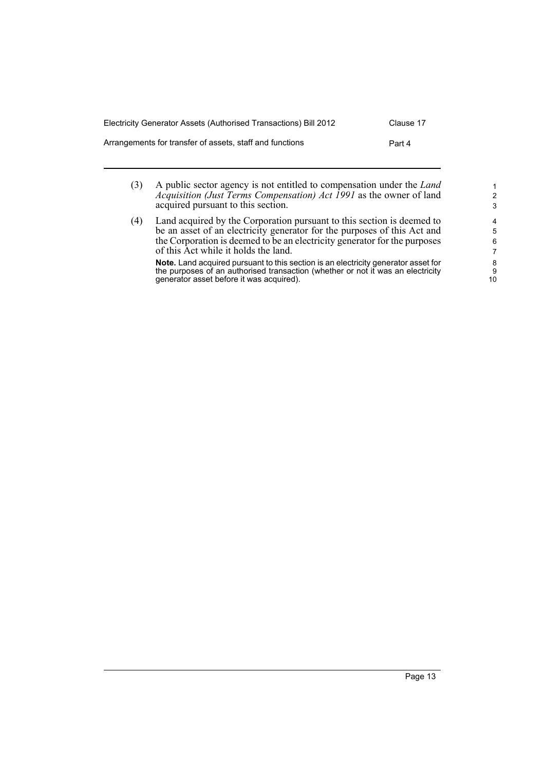(3) A public sector agency is not entitled to compensation under the *Land Acquisition (Just Terms Compensation) Act 1991* as the owner of land acquired pursuant to this section.

(4) Land acquired by the Corporation pursuant to this section is deemed to be an asset of an electricity generator for the purposes of this Act and the Corporation is deemed to be an electricity generator for the purposes of this Act while it holds the land.

**Note.** Land acquired pursuant to this section is an electricity generator asset for the purposes of an authorised transaction (whether or not it was an electricity generator asset before it was acquired).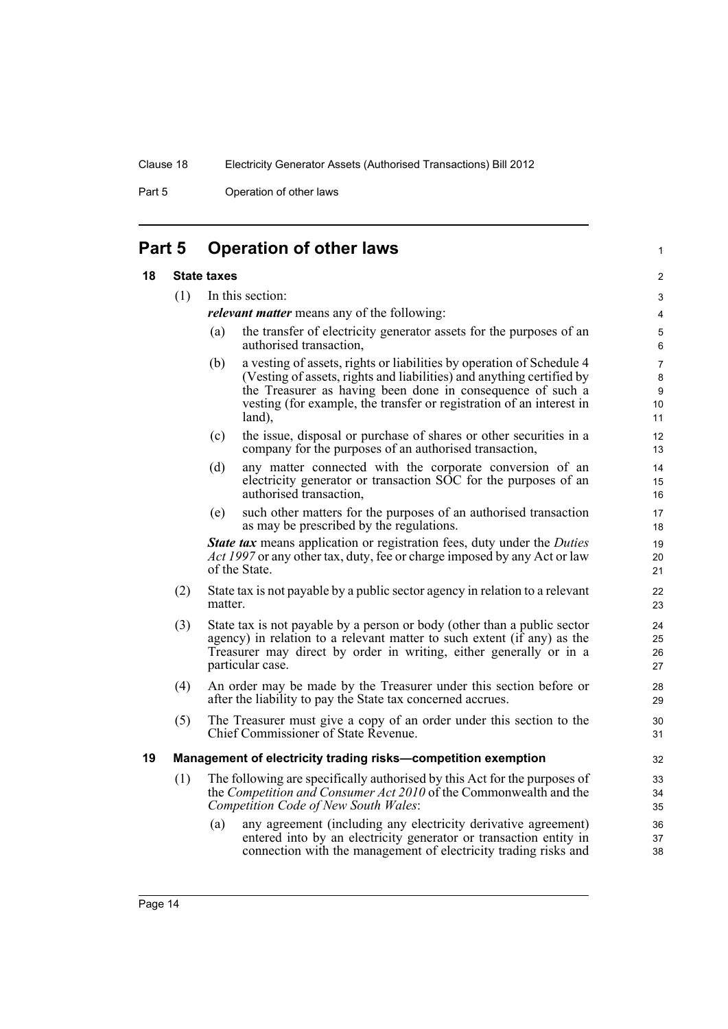## Part 5 Operation of other laws

### 18 State taxes

(1) In this section:

***relevant matter*** means any of the following:

(a) the transfer of electricity generator assets for the purposes of an authorised transaction,

(b) a vesting of assets, rights or liabilities by operation of Schedule 4 (Vesting of assets, rights and liabilities) and anything certified by the Treasurer as having been done in consequence of such a vesting (for example, the transfer or registration of an interest in land),

(c) the issue, disposal or purchase of shares or other securities in a company for the purposes of an authorised transaction,

(d) any matter connected with the corporate conversion of an electricity generator or transaction SOC for the purposes of an authorised transaction,

(e) such other matters for the purposes of an authorised transaction as may be prescribed by the regulations.

***State tax*** means application or registration fees, duty under the *Duties Act 1997* or any other tax, duty, fee or charge imposed by any Act or law of the State.

(2) State tax is not payable by a public sector agency in relation to a relevant matter.

(3) State tax is not payable by a person or body (other than a public sector agency) in relation to a relevant matter to such extent (if any) as the Treasurer may direct by order in writing, either generally or in a particular case.

(4) An order may be made by the Treasurer under this section before or after the liability to pay the State tax concerned accrues.

(5) The Treasurer must give a copy of an order under this section to the Chief Commissioner of State Revenue.

### 19 Management of electricity trading risks—competition exemption

(1) The following are specifically authorised by this Act for the purposes of the *Competition and Consumer Act 2010* of the Commonwealth and the *Competition Code of New South Wales*:

(a) any agreement (including any electricity derivative agreement) entered into by an electricity generator or transaction entity in connection with the management of electricity trading risks and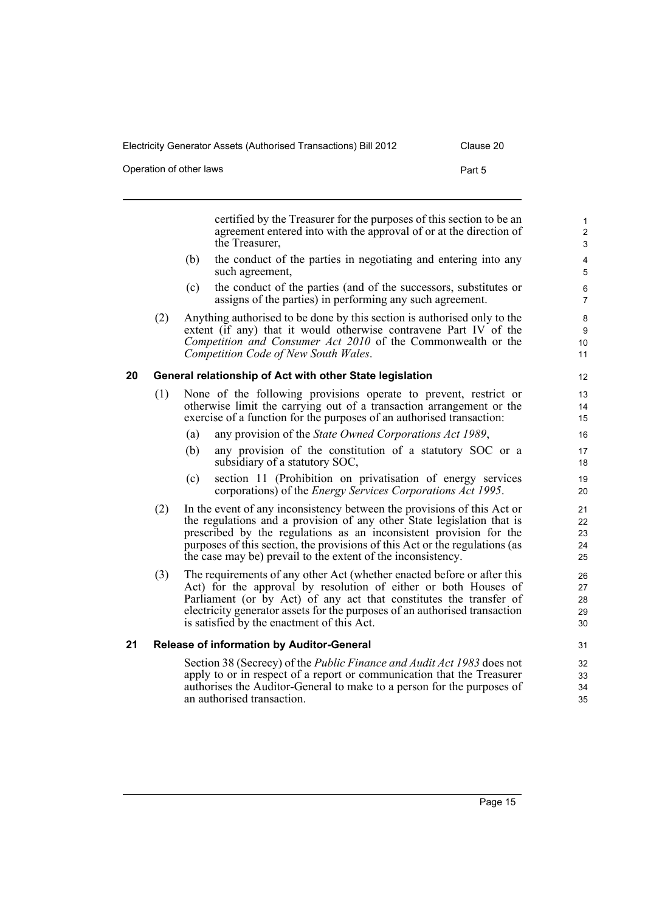certified by the Treasurer for the purposes of this section to be an agreement entered into with the approval of or at the direction of the Treasurer,

(b) the conduct of the parties in negotiating and entering into any such agreement,

(c) the conduct of the parties (and of the successors, substitutes or assigns of the parties) in performing any such agreement.

(2) Anything authorised to be done by this section is authorised only to the extent (if any) that it would otherwise contravene Part IV of the *Competition and Consumer Act 2010* of the Commonwealth or the *Competition Code of New South Wales*.

### 20 General relationship of Act with other State legislation

(1) None of the following provisions operate to prevent, restrict or otherwise limit the carrying out of a transaction arrangement or the exercise of a function for the purposes of an authorised transaction:

(a) any provision of the *State Owned Corporations Act 1989*,

(b) any provision of the constitution of a statutory SOC or a subsidiary of a statutory SOC,

(c) section 11 (Prohibition on privatisation of energy services corporations) of the *Energy Services Corporations Act 1995*.

(2) In the event of any inconsistency between the provisions of this Act or the regulations and a provision of any other State legislation that is prescribed by the regulations as an inconsistent provision for the purposes of this section, the provisions of this Act or the regulations (as the case may be) prevail to the extent of the inconsistency.

(3) The requirements of any other Act (whether enacted before or after this Act) for the approval by resolution of either or both Houses of Parliament (or by Act) of any act that constitutes the transfer of electricity generator assets for the purposes of an authorised transaction is satisfied by the enactment of this Act.

### 21 Release of information by Auditor-General

Section 38 (Secrecy) of the *Public Finance and Audit Act 1983* does not apply to or in respect of a report or communication that the Treasurer authorises the Auditor-General to make to a person for the purposes of an authorised transaction.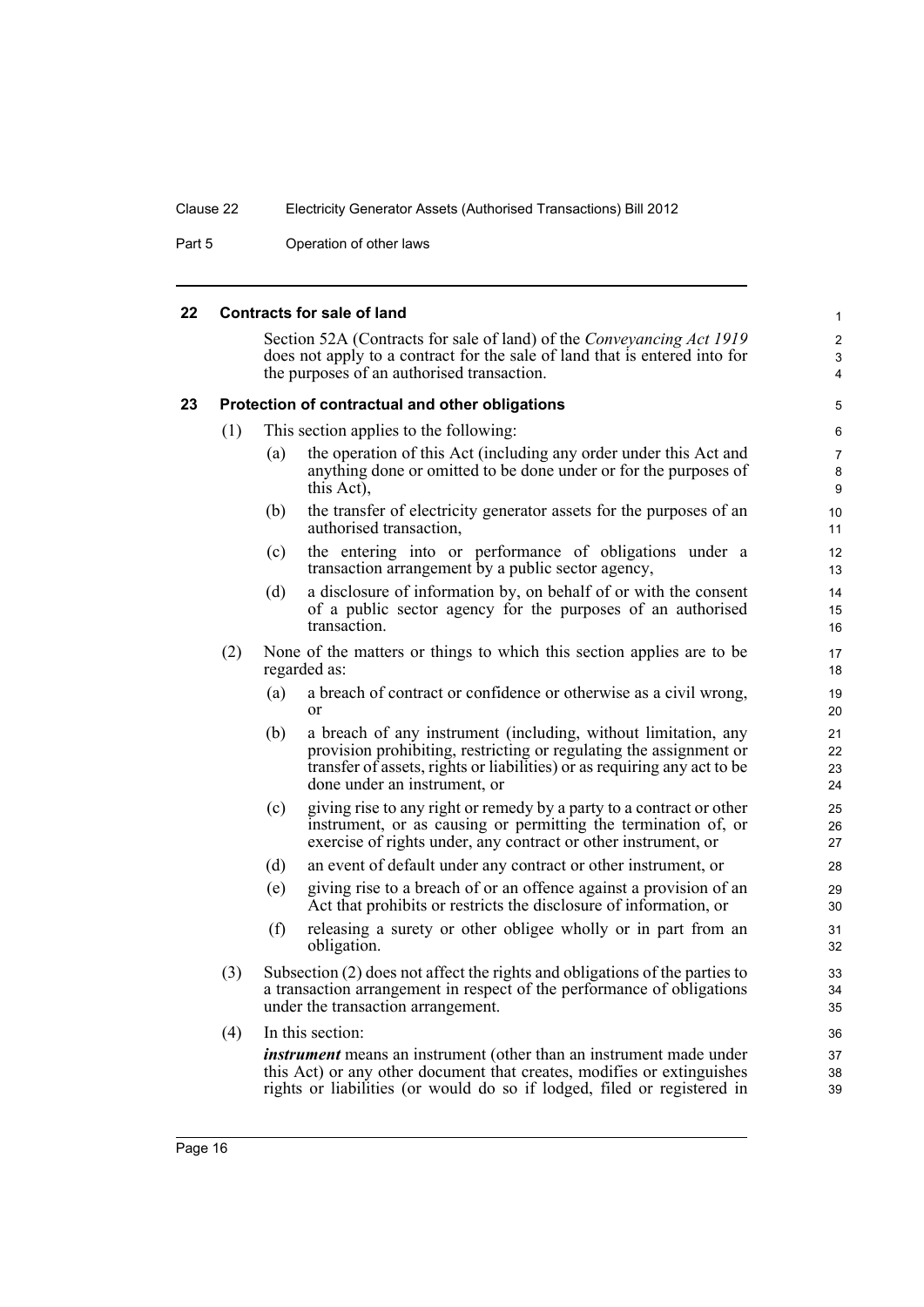## 22 Contracts for sale of land

Section 52A (Contracts for sale of land) of the *Conveyancing Act 1919* does not apply to a contract for the sale of land that is entered into for the purposes of an authorised transaction.

## 23 Protection of contractual and other obligations

(1) This section applies to the following:

- (a) the operation of this Act (including any order under this Act and anything done or omitted to be done under or for the purposes of this Act),
- (b) the transfer of electricity generator assets for the purposes of an authorised transaction,
- (c) the entering into or performance of obligations under a transaction arrangement by a public sector agency,
- (d) a disclosure of information by, on behalf of or with the consent of a public sector agency for the purposes of an authorised transaction.

(2) None of the matters or things to which this section applies are to be regarded as:

- (a) a breach of contract or confidence or otherwise as a civil wrong, or
- (b) a breach of any instrument (including, without limitation, any provision prohibiting, restricting or regulating the assignment or transfer of assets, rights or liabilities) or as requiring any act to be done under an instrument, or
- (c) giving rise to any right or remedy by a party to a contract or other instrument, or as causing or permitting the termination of, or exercise of rights under, any contract or other instrument, or
- (d) an event of default under any contract or other instrument, or
- (e) giving rise to a breach of or an offence against a provision of an Act that prohibits or restricts the disclosure of information, or
- (f) releasing a surety or other obligee wholly or in part from an obligation.

(3) Subsection (2) does not affect the rights and obligations of the parties to a transaction arrangement in respect of the performance of obligations under the transaction arrangement.

(4) In this section:

***instrument*** means an instrument (other than an instrument made under this Act) or any other document that creates, modifies or extinguishes rights or liabilities (or would do so if lodged, filed or registered in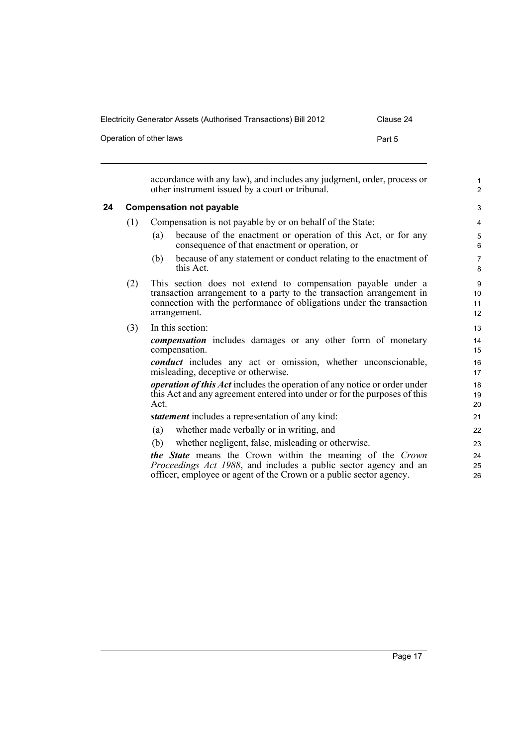accordance with any law), and includes any judgment, order, process or other instrument issued by a court or tribunal.

### 24 Compensation not payable

(1) Compensation is not payable by or on behalf of the State:

- (a) because of the enactment or operation of this Act, or for any consequence of that enactment or operation, or
- (b) because of any statement or conduct relating to the enactment of this Act.

(2) This section does not extend to compensation payable under a transaction arrangement to a party to the transaction arrangement in connection with the performance of obligations under the transaction arrangement.

(3) In this section:

***compensation*** includes damages or any other form of monetary compensation.

***conduct*** includes any act or omission, whether unconscionable, misleading, deceptive or otherwise.

***operation of this Act*** includes the operation of any notice or order under this Act and any agreement entered into under or for the purposes of this Act.

***statement*** includes a representation of any kind:

- (a) whether made verbally or in writing, and
- (b) whether negligent, false, misleading or otherwise.

***the State*** means the Crown within the meaning of the *Crown Proceedings Act 1988*, and includes a public sector agency and an officer, employee or agent of the Crown or a public sector agency.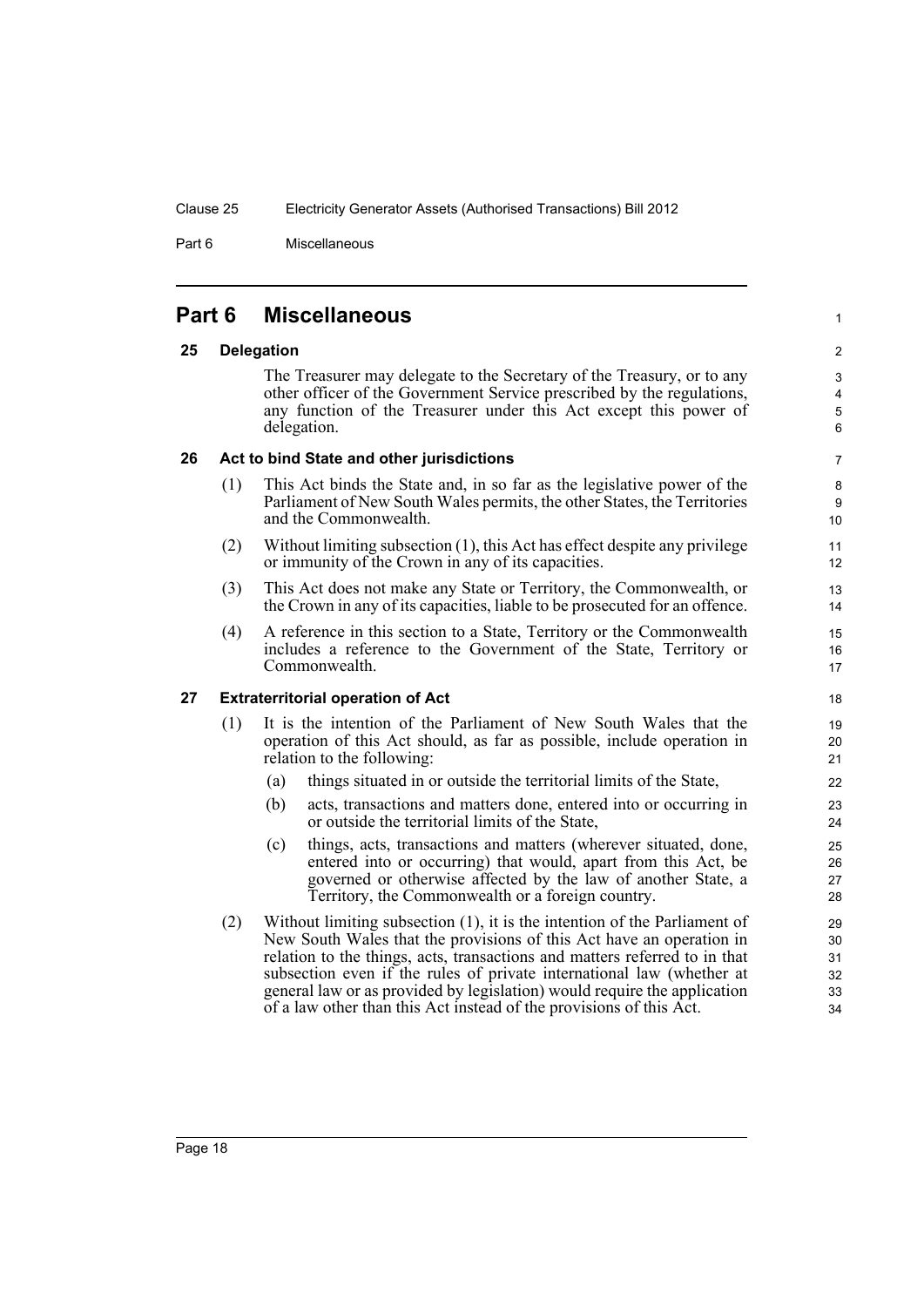## Part 6 Miscellaneous

### 25 Delegation

The Treasurer may delegate to the Secretary of the Treasury, or to any other officer of the Government Service prescribed by the regulations, any function of the Treasurer under this Act except this power of delegation.

### 26 Act to bind State and other jurisdictions

(1) This Act binds the State and, in so far as the legislative power of the Parliament of New South Wales permits, the other States, the Territories and the Commonwealth.

(2) Without limiting subsection (1), this Act has effect despite any privilege or immunity of the Crown in any of its capacities.

(3) This Act does not make any State or Territory, the Commonwealth, or the Crown in any of its capacities, liable to be prosecuted for an offence.

(4) A reference in this section to a State, Territory or the Commonwealth includes a reference to the Government of the State, Territory or Commonwealth.

### 27 Extraterritorial operation of Act

(1) It is the intention of the Parliament of New South Wales that the operation of this Act should, as far as possible, include operation in relation to the following:

- (a) things situated in or outside the territorial limits of the State,
- (b) acts, transactions and matters done, entered into or occurring in or outside the territorial limits of the State,
- (c) things, acts, transactions and matters (wherever situated, done, entered into or occurring) that would, apart from this Act, be governed or otherwise affected by the law of another State, a Territory, the Commonwealth or a foreign country.

(2) Without limiting subsection (1), it is the intention of the Parliament of New South Wales that the provisions of this Act have an operation in relation to the things, acts, transactions and matters referred to in that subsection even if the rules of private international law (whether at general law or as provided by legislation) would require the application of a law other than this Act instead of the provisions of this Act.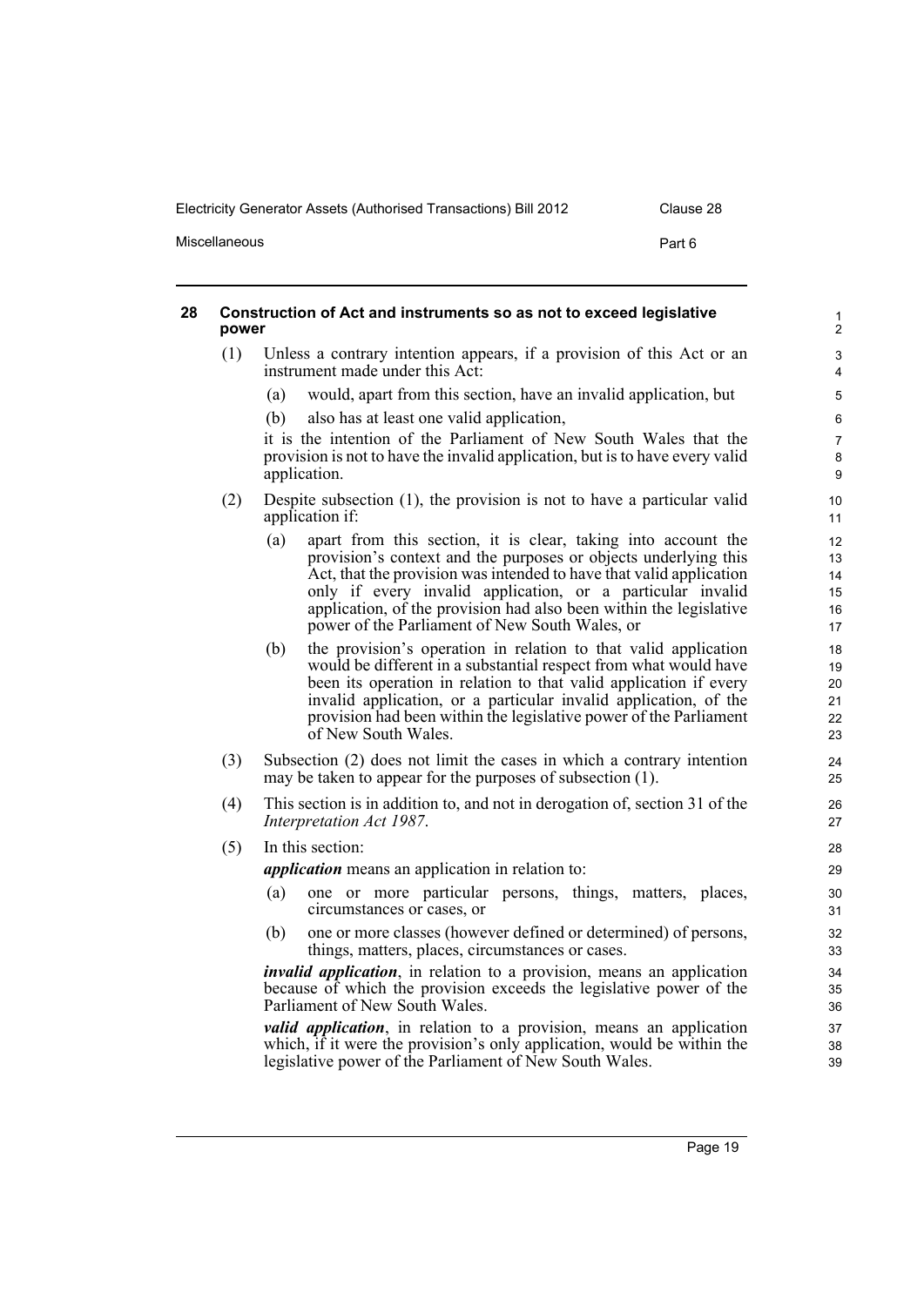## 28 Construction of Act and instruments so as not to exceed legislative power

(1) Unless a contrary intention appears, if a provision of this Act or an instrument made under this Act:

- (a) would, apart from this section, have an invalid application, but
- (b) also has at least one valid application,

it is the intention of the Parliament of New South Wales that the provision is not to have the invalid application, but is to have every valid application.

(2) Despite subsection (1), the provision is not to have a particular valid application if:

- (a) apart from this section, it is clear, taking into account the provision's context and the purposes or objects underlying this Act, that the provision was intended to have that valid application only if every invalid application, or a particular invalid application, of the provision had also been within the legislative power of the Parliament of New South Wales, or
- (b) the provision's operation in relation to that valid application would be different in a substantial respect from what would have been its operation in relation to that valid application if every invalid application, or a particular invalid application, of the provision had been within the legislative power of the Parliament of New South Wales.

(3) Subsection (2) does not limit the cases in which a contrary intention may be taken to appear for the purposes of subsection (1).

(4) This section is in addition to, and not in derogation of, section 31 of the *Interpretation Act 1987*.

(5) In this section:

***application*** means an application in relation to:

- (a) one or more particular persons, things, matters, places, circumstances or cases, or
- (b) one or more classes (however defined or determined) of persons, things, matters, places, circumstances or cases.

***invalid application***, in relation to a provision, means an application because of which the provision exceeds the legislative power of the Parliament of New South Wales.

***valid application***, in relation to a provision, means an application which, if it were the provision's only application, would be within the legislative power of the Parliament of New South Wales.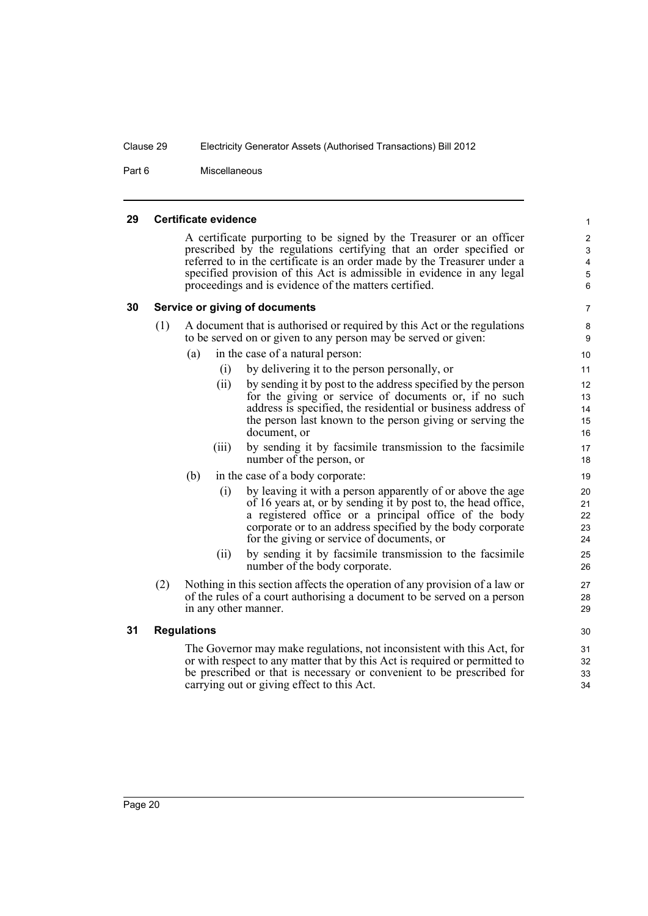### 29 Certificate evidence

A certificate purporting to be signed by the Treasurer or an officer prescribed by the regulations certifying that an order specified or referred to in the certificate is an order made by the Treasurer under a specified provision of this Act is admissible in evidence in any legal proceedings and is evidence of the matters certified.

### 30 Service or giving of documents

(1) A document that is authorised or required by this Act or the regulations to be served on or given to any person may be served or given:

- (a) in the case of a natural person:
  - (i) by delivering it to the person personally, or
  - (ii) by sending it by post to the address specified by the person for the giving or service of documents or, if no such address is specified, the residential or business address of the person last known to the person giving or serving the document, or
  - (iii) by sending it by facsimile transmission to the facsimile number of the person, or
- (b) in the case of a body corporate:
  - (i) by leaving it with a person apparently of or above the age of 16 years at, or by sending it by post to, the head office, a registered office or a principal office of the body corporate or to an address specified by the body corporate for the giving or service of documents, or
  - (ii) by sending it by facsimile transmission to the facsimile number of the body corporate.

(2) Nothing in this section affects the operation of any provision of a law or of the rules of a court authorising a document to be served on a person in any other manner.

### 31 Regulations

The Governor may make regulations, not inconsistent with this Act, for or with respect to any matter that by this Act is required or permitted to be prescribed or that is necessary or convenient to be prescribed for carrying out or giving effect to this Act.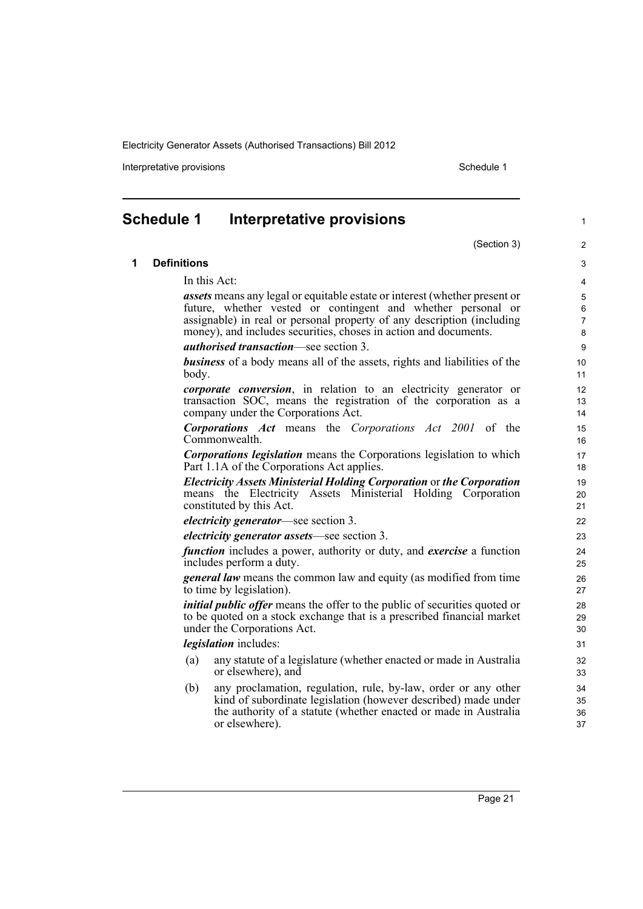# Schedule 1 Interpretative provisions

(Section 3)

## 1 Definitions

In this Act:

***assets*** means any legal or equitable estate or interest (whether present or future, whether vested or contingent and whether personal or assignable) in real or personal property of any description (including money), and includes securities, choses in action and documents.

***authorised transaction***—see section 3.

***business*** of a body means all of the assets, rights and liabilities of the body.

***corporate conversion***, in relation to an electricity generator or transaction SOC, means the registration of the corporation as a company under the Corporations Act.

***Corporations Act*** means the *Corporations Act 2001* of the Commonwealth.

***Corporations legislation*** means the Corporations legislation to which Part 1.1A of the Corporations Act applies.

***Electricity Assets Ministerial Holding Corporation*** or ***the Corporation*** means the Electricity Assets Ministerial Holding Corporation constituted by this Act.

***electricity generator***—see section 3.

***electricity generator assets***—see section 3.

***function*** includes a power, authority or duty, and ***exercise*** a function includes perform a duty.

***general law*** means the common law and equity (as modified from time to time by legislation).

***initial public offer*** means the offer to the public of securities quoted or to be quoted on a stock exchange that is a prescribed financial market under the Corporations Act.

***legislation*** includes:

(a) any statute of a legislature (whether enacted or made in Australia or elsewhere), and

(b) any proclamation, regulation, rule, by-law, order or any other kind of subordinate legislation (however described) made under the authority of a statute (whether enacted or made in Australia or elsewhere).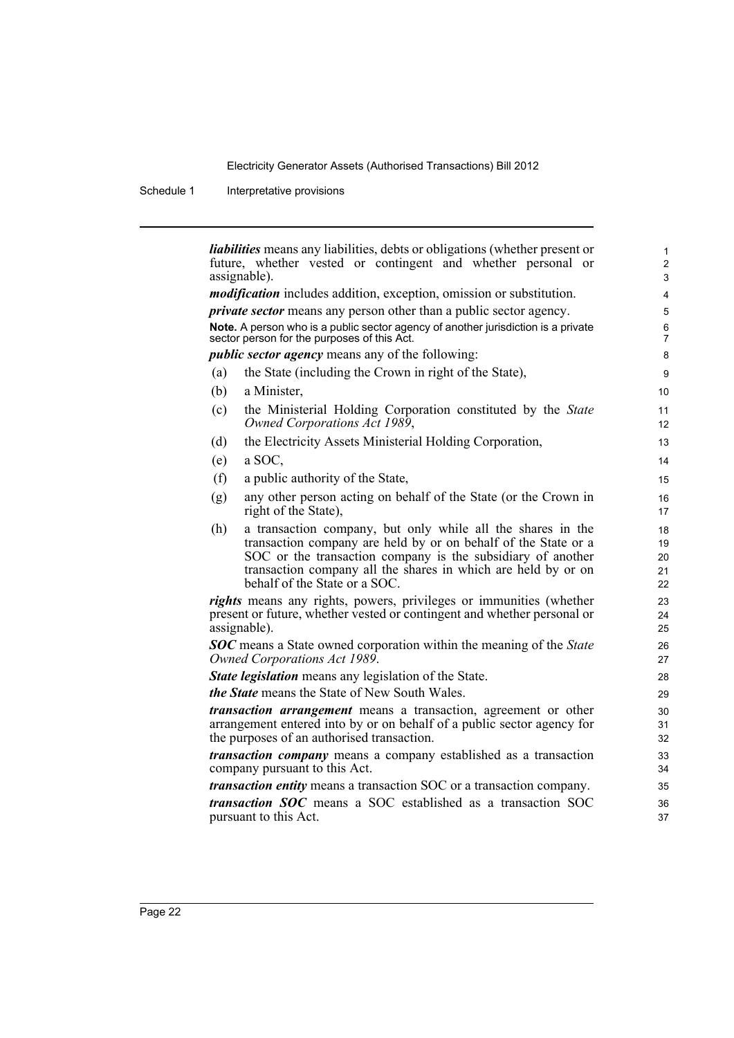***liabilities*** means any liabilities, debts or obligations (whether present or future, whether vested or contingent and whether personal or assignable).

***modification*** includes addition, exception, omission or substitution.

***private sector*** means any person other than a public sector agency.

**Note.** A person who is a public sector agency of another jurisdiction is a private sector person for the purposes of this Act.

***public sector agency*** means any of the following:

(a) the State (including the Crown in right of the State),

(b) a Minister,

(c) the Ministerial Holding Corporation constituted by the *State Owned Corporations Act 1989*,

(d) the Electricity Assets Ministerial Holding Corporation,

(e) a SOC,

(f) a public authority of the State,

(g) any other person acting on behalf of the State (or the Crown in right of the State),

(h) a transaction company, but only while all the shares in the transaction company are held by or on behalf of the State or a SOC or the transaction company is the subsidiary of another transaction company all the shares in which are held by or on behalf of the State or a SOC.

***rights*** means any rights, powers, privileges or immunities (whether present or future, whether vested or contingent and whether personal or assignable).

***SOC*** means a State owned corporation within the meaning of the *State Owned Corporations Act 1989*.

***State legislation*** means any legislation of the State.

***the State*** means the State of New South Wales.

***transaction arrangement*** means a transaction, agreement or other arrangement entered into by or on behalf of a public sector agency for the purposes of an authorised transaction.

***transaction company*** means a company established as a transaction company pursuant to this Act.

***transaction entity*** means a transaction SOC or a transaction company.

***transaction SOC*** means a SOC established as a transaction SOC pursuant to this Act.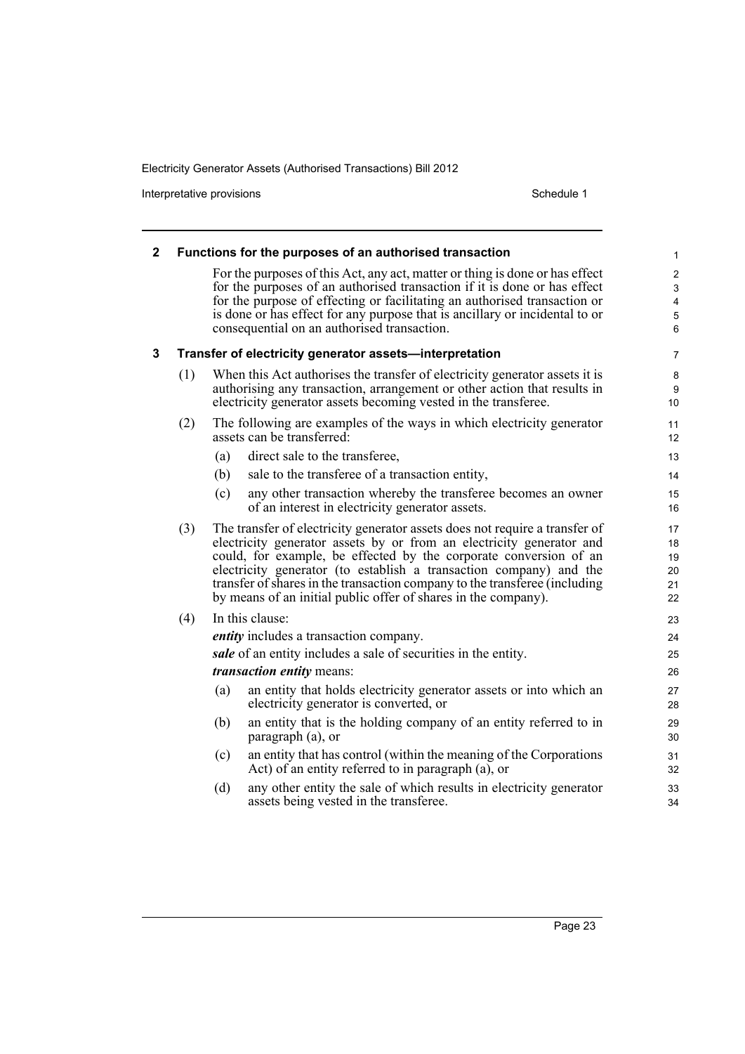## 2 Functions for the purposes of an authorised transaction

For the purposes of this Act, any act, matter or thing is done or has effect for the purposes of an authorised transaction if it is done or has effect for the purpose of effecting or facilitating an authorised transaction or is done or has effect for any purpose that is ancillary or incidental to or consequential on an authorised transaction.

## 3 Transfer of electricity generator assets—interpretation

(1) When this Act authorises the transfer of electricity generator assets it is authorising any transaction, arrangement or other action that results in electricity generator assets becoming vested in the transferee.

(2) The following are examples of the ways in which electricity generator assets can be transferred:

- (a) direct sale to the transferee,
- (b) sale to the transferee of a transaction entity,
- (c) any other transaction whereby the transferee becomes an owner of an interest in electricity generator assets.

(3) The transfer of electricity generator assets does not require a transfer of electricity generator assets by or from an electricity generator and could, for example, be effected by the corporate conversion of an electricity generator (to establish a transaction company) and the transfer of shares in the transaction company to the transferee (including by means of an initial public offer of shares in the company).

(4) In this clause:

***entity*** includes a transaction company.

***sale*** of an entity includes a sale of securities in the entity.

***transaction entity*** means:

- (a) an entity that holds electricity generator assets or into which an electricity generator is converted, or
- (b) an entity that is the holding company of an entity referred to in paragraph (a), or
- (c) an entity that has control (within the meaning of the Corporations Act) of an entity referred to in paragraph (a), or
- (d) any other entity the sale of which results in electricity generator assets being vested in the transferee.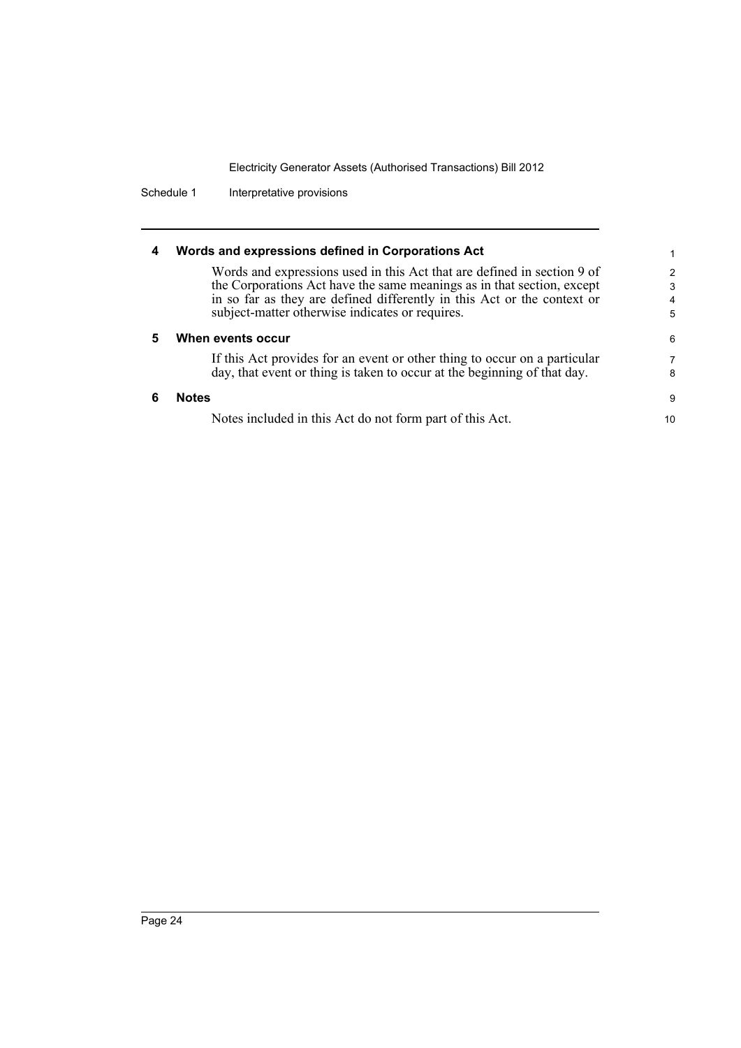### 4 Words and expressions defined in Corporations Act

Words and expressions used in this Act that are defined in section 9 of the Corporations Act have the same meanings as in that section, except in so far as they are defined differently in this Act or the context or subject-matter otherwise indicates or requires.

### 5 When events occur

If this Act provides for an event or other thing to occur on a particular day, that event or thing is taken to occur at the beginning of that day.

### 6 Notes

Notes included in this Act do not form part of this Act.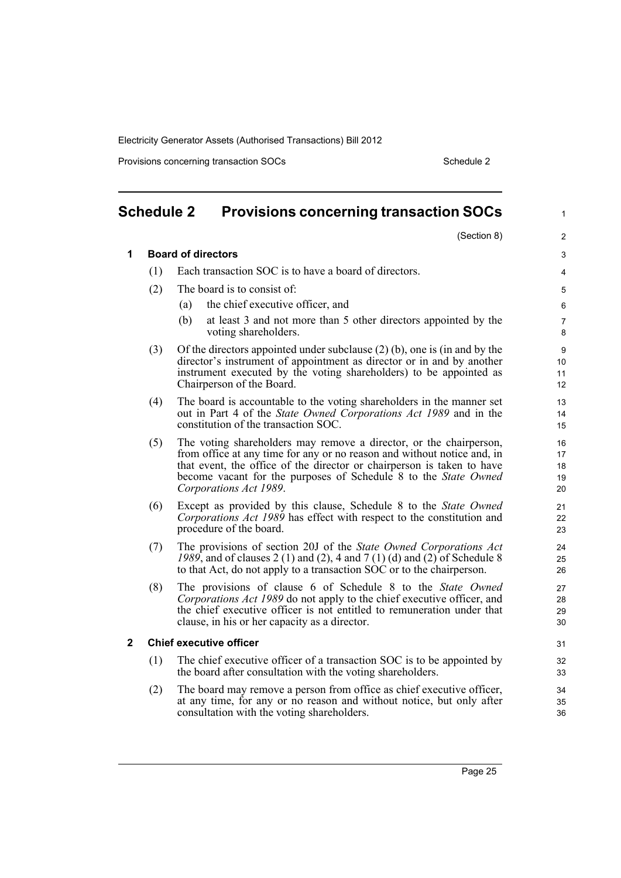## Schedule 2 Provisions concerning transaction SOCs

(Section 8)

### 1 Board of directors

(1) Each transaction SOC is to have a board of directors.

(2) The board is to consist of:

- (a) the chief executive officer, and
- (b) at least 3 and not more than 5 other directors appointed by the voting shareholders.

(3) Of the directors appointed under subclause (2) (b), one is (in and by the director's instrument of appointment as director or in and by another instrument executed by the voting shareholders) to be appointed as Chairperson of the Board.

(4) The board is accountable to the voting shareholders in the manner set out in Part 4 of the *State Owned Corporations Act 1989* and in the constitution of the transaction SOC.

(5) The voting shareholders may remove a director, or the chairperson, from office at any time for any or no reason and without notice and, in that event, the office of the director or chairperson is taken to have become vacant for the purposes of Schedule 8 to the *State Owned Corporations Act 1989*.

(6) Except as provided by this clause, Schedule 8 to the *State Owned Corporations Act 1989* has effect with respect to the constitution and procedure of the board.

(7) The provisions of section 20J of the *State Owned Corporations Act 1989*, and of clauses 2 (1) and (2), 4 and 7 (1) (d) and (2) of Schedule 8 to that Act, do not apply to a transaction SOC or to the chairperson.

(8) The provisions of clause 6 of Schedule 8 to the *State Owned Corporations Act 1989* do not apply to the chief executive officer, and the chief executive officer is not entitled to remuneration under that clause, in his or her capacity as a director.

### 2 Chief executive officer

(1) The chief executive officer of a transaction SOC is to be appointed by the board after consultation with the voting shareholders.

(2) The board may remove a person from office as chief executive officer, at any time, for any or no reason and without notice, but only after consultation with the voting shareholders.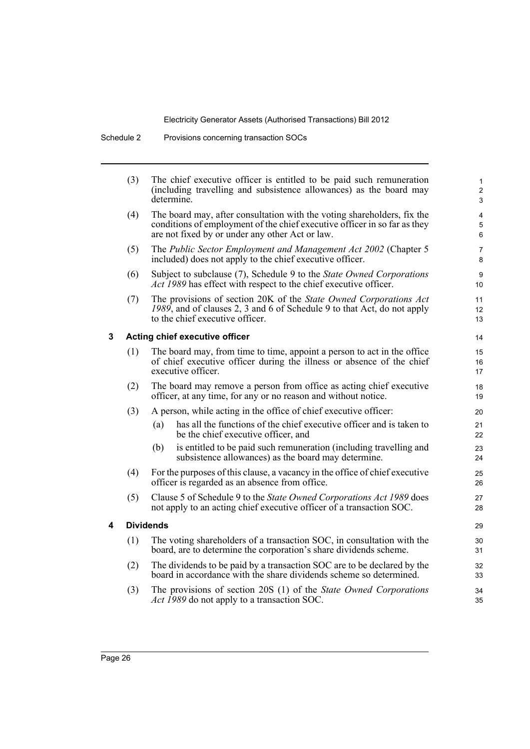(3) The chief executive officer is entitled to be paid such remuneration (including travelling and subsistence allowances) as the board may determine.

(4) The board may, after consultation with the voting shareholders, fix the conditions of employment of the chief executive officer in so far as they are not fixed by or under any other Act or law.

(5) The *Public Sector Employment and Management Act 2002* (Chapter 5 included) does not apply to the chief executive officer.

(6) Subject to subclause (7), Schedule 9 to the *State Owned Corporations Act 1989* has effect with respect to the chief executive officer.

(7) The provisions of section 20K of the *State Owned Corporations Act 1989*, and of clauses 2, 3 and 6 of Schedule 9 to that Act, do not apply to the chief executive officer.

### 3 Acting chief executive officer

(1) The board may, from time to time, appoint a person to act in the office of chief executive officer during the illness or absence of the chief executive officer.

(2) The board may remove a person from office as acting chief executive officer, at any time, for any or no reason and without notice.

(3) A person, while acting in the office of chief executive officer:

(a) has all the functions of the chief executive officer and is taken to be the chief executive officer, and

(b) is entitled to be paid such remuneration (including travelling and subsistence allowances) as the board may determine.

(4) For the purposes of this clause, a vacancy in the office of chief executive officer is regarded as an absence from office.

(5) Clause 5 of Schedule 9 to the *State Owned Corporations Act 1989* does not apply to an acting chief executive officer of a transaction SOC.

### 4 Dividends

(1) The voting shareholders of a transaction SOC, in consultation with the board, are to determine the corporation's share dividends scheme.

(2) The dividends to be paid by a transaction SOC are to be declared by the board in accordance with the share dividends scheme so determined.

(3) The provisions of section 20S (1) of the *State Owned Corporations Act 1989* do not apply to a transaction SOC.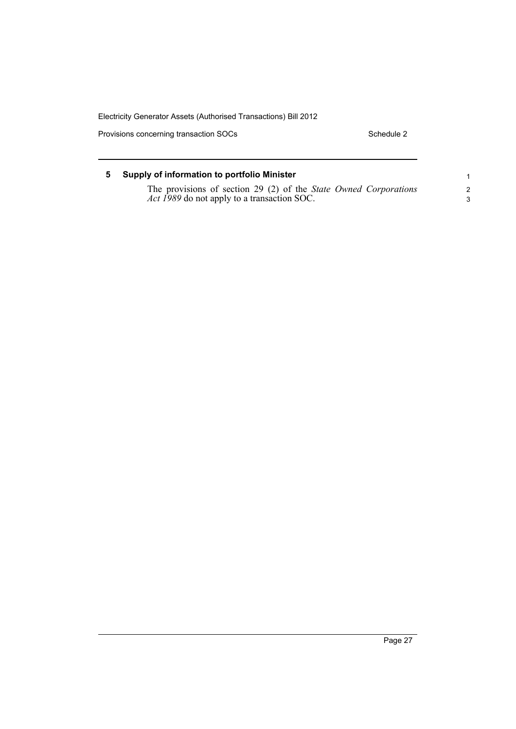## 5 Supply of information to portfolio Minister

The provisions of section 29 (2) of the *State Owned Corporations Act 1989* do not apply to a transaction SOC.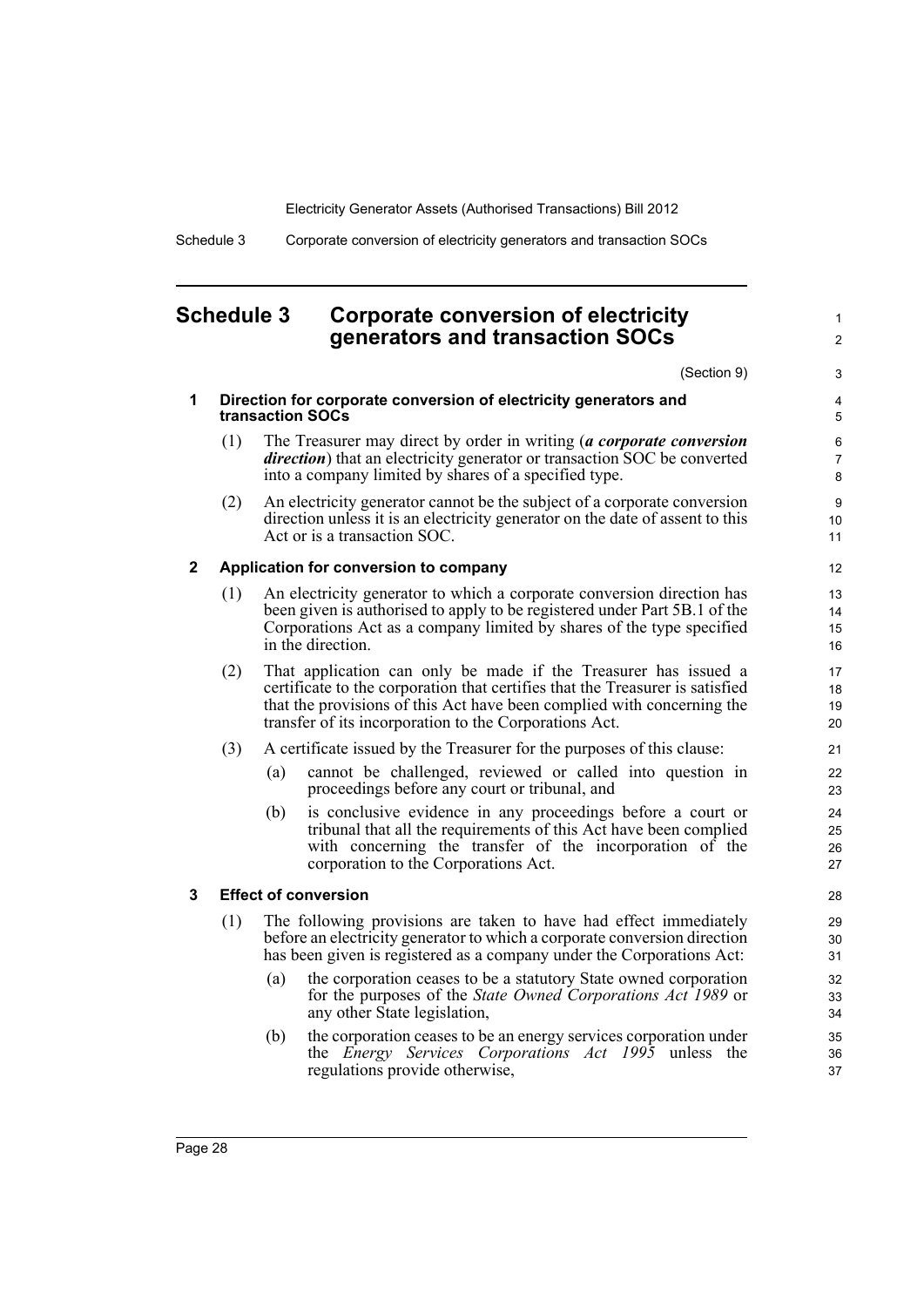## Schedule 3 Corporate conversion of electricity generators and transaction SOCs

(Section 9)

### 1 Direction for corporate conversion of electricity generators and transaction SOCs

(1) The Treasurer may direct by order in writing (***a corporate conversion direction***) that an electricity generator or transaction SOC be converted into a company limited by shares of a specified type.

(2) An electricity generator cannot be the subject of a corporate conversion direction unless it is an electricity generator on the date of assent to this Act or is a transaction SOC.

### 2 Application for conversion to company

(1) An electricity generator to which a corporate conversion direction has been given is authorised to apply to be registered under Part 5B.1 of the Corporations Act as a company limited by shares of the type specified in the direction.

(2) That application can only be made if the Treasurer has issued a certificate to the corporation that certifies that the Treasurer is satisfied that the provisions of this Act have been complied with concerning the transfer of its incorporation to the Corporations Act.

(3) A certificate issued by the Treasurer for the purposes of this clause:

(a) cannot be challenged, reviewed or called into question in proceedings before any court or tribunal, and

(b) is conclusive evidence in any proceedings before a court or tribunal that all the requirements of this Act have been complied with concerning the transfer of the incorporation of the corporation to the Corporations Act.

### 3 Effect of conversion

(1) The following provisions are taken to have had effect immediately before an electricity generator to which a corporate conversion direction has been given is registered as a company under the Corporations Act:

(a) the corporation ceases to be a statutory State owned corporation for the purposes of the *State Owned Corporations Act 1989* or any other State legislation,

(b) the corporation ceases to be an energy services corporation under the *Energy Services Corporations Act 1995* unless the regulations provide otherwise,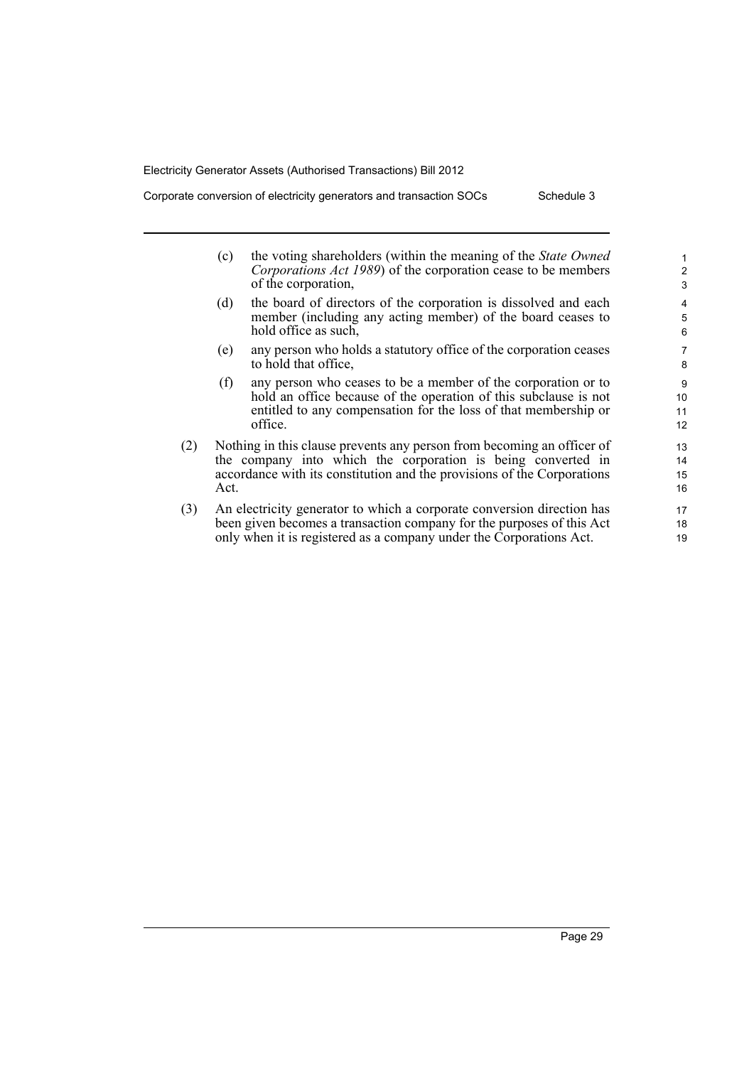(c) the voting shareholders (within the meaning of the *State Owned Corporations Act 1989*) of the corporation cease to be members of the corporation,

(d) the board of directors of the corporation is dissolved and each member (including any acting member) of the board ceases to hold office as such,

(e) any person who holds a statutory office of the corporation ceases to hold that office,

(f) any person who ceases to be a member of the corporation or to hold an office because of the operation of this subclause is not entitled to any compensation for the loss of that membership or office.

(2) Nothing in this clause prevents any person from becoming an officer of the company into which the corporation is being converted in accordance with its constitution and the provisions of the Corporations Act.

(3) An electricity generator to which a corporate conversion direction has been given becomes a transaction company for the purposes of this Act only when it is registered as a company under the Corporations Act.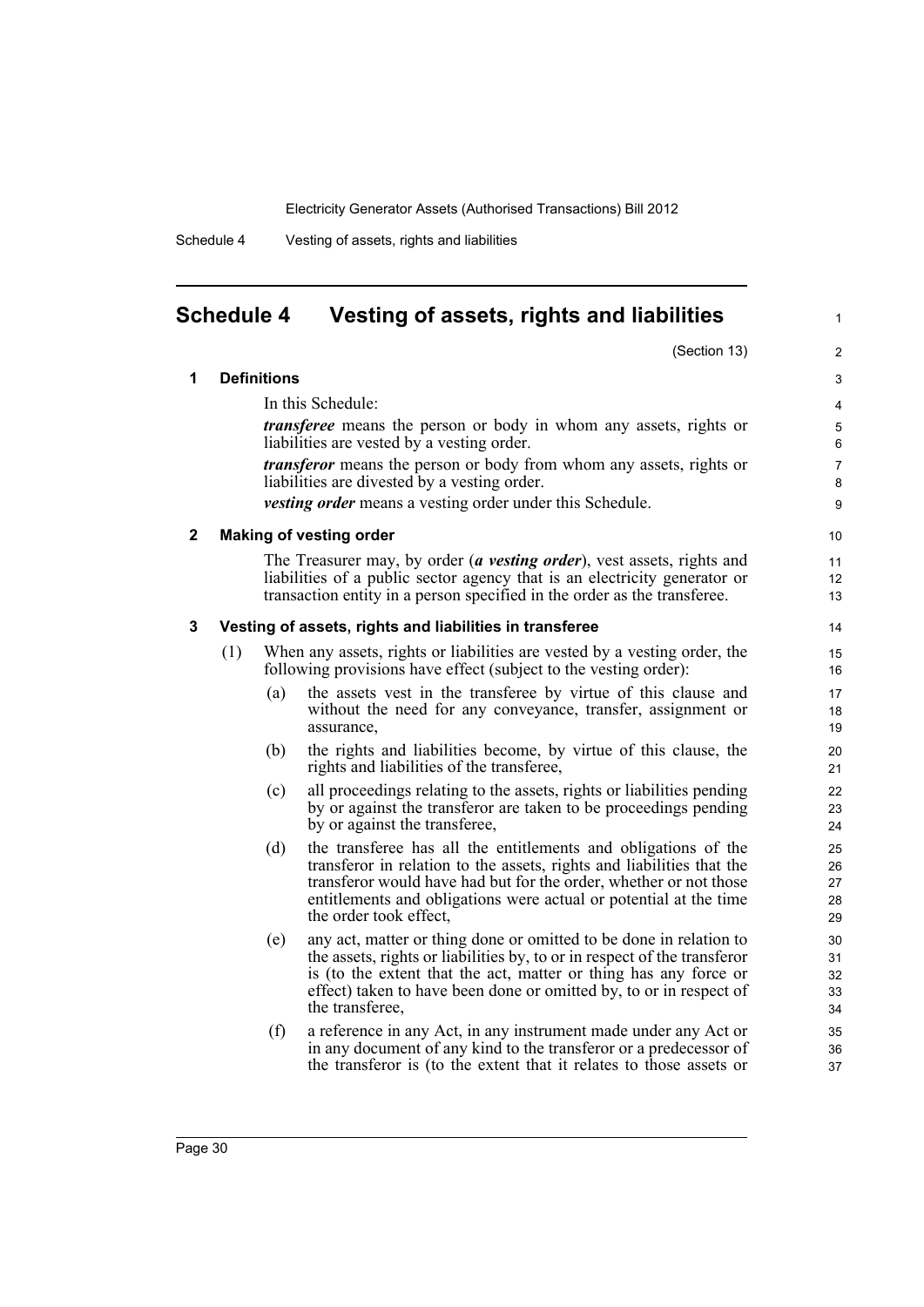## Schedule 4 Vesting of assets, rights and liabilities

(Section 13)

**1 Definitions**

In this Schedule:

***transferee*** means the person or body in whom any assets, rights or liabilities are vested by a vesting order.

***transferor*** means the person or body from whom any assets, rights or liabilities are divested by a vesting order.

***vesting order*** means a vesting order under this Schedule.

**2 Making of vesting order**

The Treasurer may, by order (***a vesting order***), vest assets, rights and liabilities of a public sector agency that is an electricity generator or transaction entity in a person specified in the order as the transferee.

**3 Vesting of assets, rights and liabilities in transferee**

(1) When any assets, rights or liabilities are vested by a vesting order, the following provisions have effect (subject to the vesting order):

(a) the assets vest in the transferee by virtue of this clause and without the need for any conveyance, transfer, assignment or assurance,

(b) the rights and liabilities become, by virtue of this clause, the rights and liabilities of the transferee,

(c) all proceedings relating to the assets, rights or liabilities pending by or against the transferor are taken to be proceedings pending by or against the transferee,

(d) the transferee has all the entitlements and obligations of the transferor in relation to the assets, rights and liabilities that the transferor would have had but for the order, whether or not those entitlements and obligations were actual or potential at the time the order took effect,

(e) any act, matter or thing done or omitted to be done in relation to the assets, rights or liabilities by, to or in respect of the transferor is (to the extent that the act, matter or thing has any force or effect) taken to have been done or omitted by, to or in respect of the transferee,

(f) a reference in any Act, in any instrument made under any Act or in any document of any kind to the transferor or a predecessor of the transferor is (to the extent that it relates to those assets or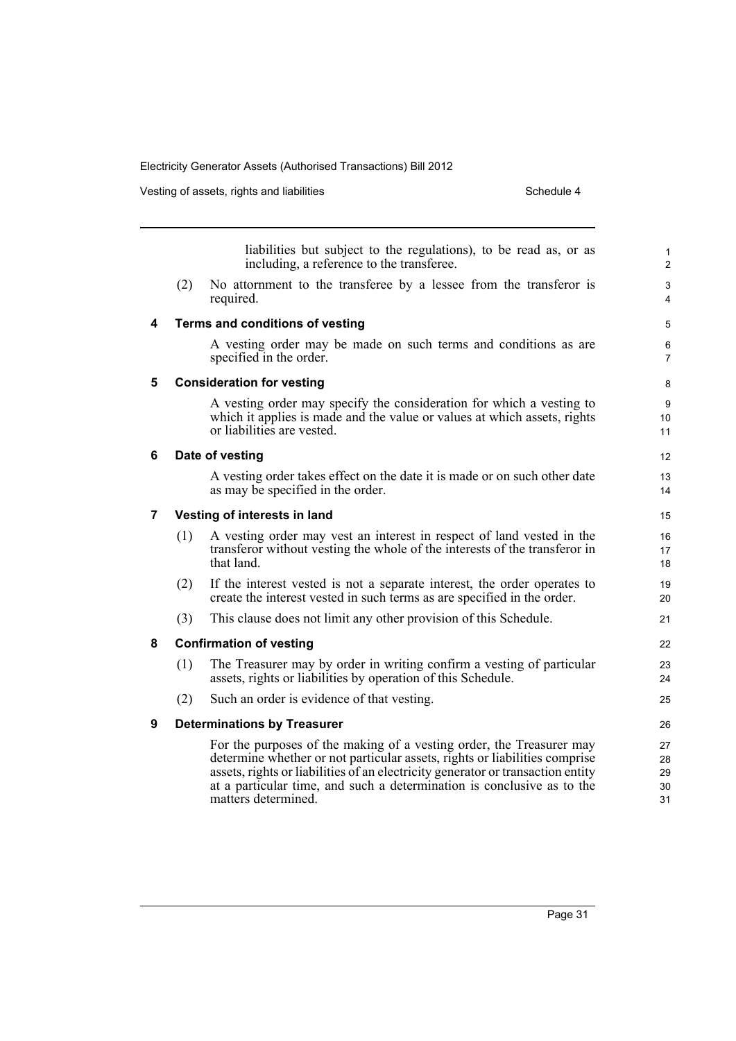liabilities but subject to the regulations), to be read as, or as including, a reference to the transferee.

(2) No attornment to the transferee by a lessee from the transferor is required.

## 4 Terms and conditions of vesting

A vesting order may be made on such terms and conditions as are specified in the order.

## 5 Consideration for vesting

A vesting order may specify the consideration for which a vesting to which it applies is made and the value or values at which assets, rights or liabilities are vested.

## 6 Date of vesting

A vesting order takes effect on the date it is made or on such other date as may be specified in the order.

## 7 Vesting of interests in land

(1) A vesting order may vest an interest in respect of land vested in the transferor without vesting the whole of the interests of the transferor in that land.

(2) If the interest vested is not a separate interest, the order operates to create the interest vested in such terms as are specified in the order.

(3) This clause does not limit any other provision of this Schedule.

## 8 Confirmation of vesting

(1) The Treasurer may by order in writing confirm a vesting of particular assets, rights or liabilities by operation of this Schedule.

(2) Such an order is evidence of that vesting.

## 9 Determinations by Treasurer

For the purposes of the making of a vesting order, the Treasurer may determine whether or not particular assets, rights or liabilities comprise assets, rights or liabilities of an electricity generator or transaction entity at a particular time, and such a determination is conclusive as to the matters determined.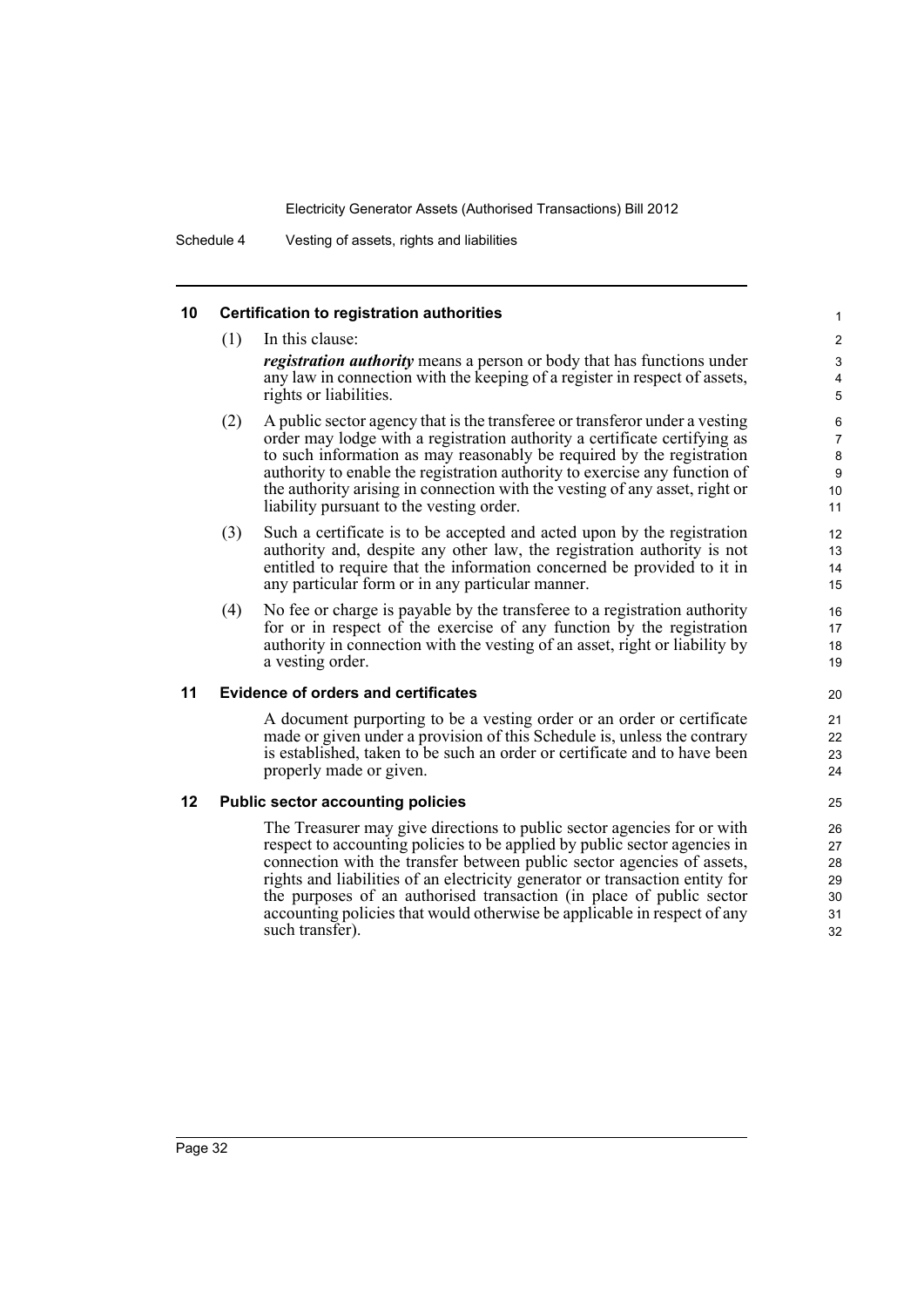### 10 Certification to registration authorities

(1) In this clause:

***registration authority*** means a person or body that has functions under any law in connection with the keeping of a register in respect of assets, rights or liabilities.

(2) A public sector agency that is the transferee or transferor under a vesting order may lodge with a registration authority a certificate certifying as to such information as may reasonably be required by the registration authority to enable the registration authority to exercise any function of the authority arising in connection with the vesting of any asset, right or liability pursuant to the vesting order.

(3) Such a certificate is to be accepted and acted upon by the registration authority and, despite any other law, the registration authority is not entitled to require that the information concerned be provided to it in any particular form or in any particular manner.

(4) No fee or charge is payable by the transferee to a registration authority for or in respect of the exercise of any function by the registration authority in connection with the vesting of an asset, right or liability by a vesting order.

### 11 Evidence of orders and certificates

A document purporting to be a vesting order or an order or certificate made or given under a provision of this Schedule is, unless the contrary is established, taken to be such an order or certificate and to have been properly made or given.

### 12 Public sector accounting policies

The Treasurer may give directions to public sector agencies for or with respect to accounting policies to be applied by public sector agencies in connection with the transfer between public sector agencies of assets, rights and liabilities of an electricity generator or transaction entity for the purposes of an authorised transaction (in place of public sector accounting policies that would otherwise be applicable in respect of any such transfer).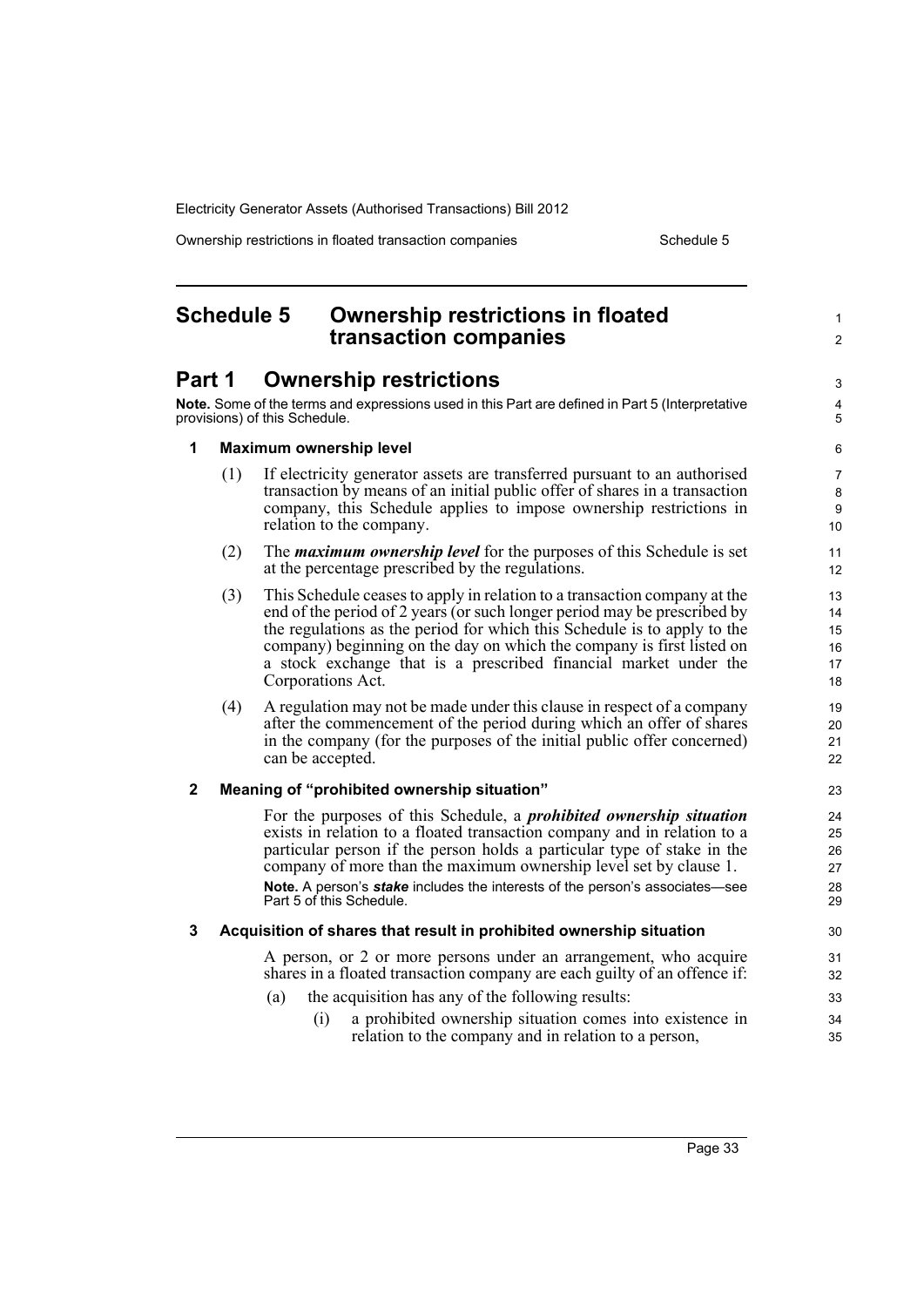# Schedule 5 Ownership restrictions in floated transaction companies

## Part 1 Ownership restrictions

**Note.** Some of the terms and expressions used in this Part are defined in Part 5 (Interpretative provisions) of this Schedule.

### 1 Maximum ownership level

(1) If electricity generator assets are transferred pursuant to an authorised transaction by means of an initial public offer of shares in a transaction company, this Schedule applies to impose ownership restrictions in relation to the company.

(2) The ***maximum ownership level*** for the purposes of this Schedule is set at the percentage prescribed by the regulations.

(3) This Schedule ceases to apply in relation to a transaction company at the end of the period of 2 years (or such longer period may be prescribed by the regulations as the period for which this Schedule is to apply to the company) beginning on the day on which the company is first listed on a stock exchange that is a prescribed financial market under the Corporations Act.

(4) A regulation may not be made under this clause in respect of a company after the commencement of the period during which an offer of shares in the company (for the purposes of the initial public offer concerned) can be accepted.

### 2 Meaning of "prohibited ownership situation"

For the purposes of this Schedule, a ***prohibited ownership situation*** exists in relation to a floated transaction company and in relation to a particular person if the person holds a particular type of stake in the company of more than the maximum ownership level set by clause 1.

**Note.** A person's ***stake*** includes the interests of the person's associates—see Part 5 of this Schedule.

### 3 Acquisition of shares that result in prohibited ownership situation

A person, or 2 or more persons under an arrangement, who acquire shares in a floated transaction company are each guilty of an offence if:

(a) the acquisition has any of the following results:

(i) a prohibited ownership situation comes into existence in relation to the company and in relation to a person,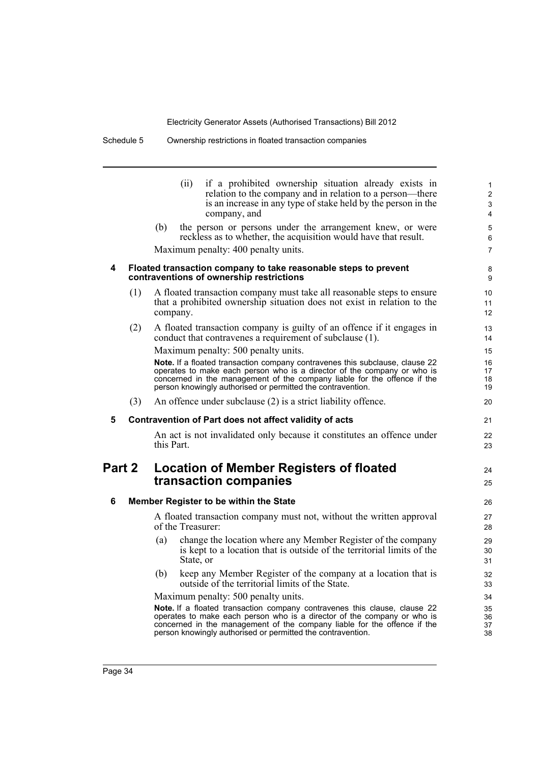(ii) if a prohibited ownership situation already exists in relation to the company and in relation to a person—there is an increase in any type of stake held by the person in the company, and

(b) the person or persons under the arrangement knew, or were reckless as to whether, the acquisition would have that result.

Maximum penalty: 400 penalty units.

### 4 Floated transaction company to take reasonable steps to prevent contraventions of ownership restrictions

(1) A floated transaction company must take all reasonable steps to ensure that a prohibited ownership situation does not exist in relation to the company.

(2) A floated transaction company is guilty of an offence if it engages in conduct that contravenes a requirement of subclause (1).

Maximum penalty: 500 penalty units.

**Note.** If a floated transaction company contravenes this subclause, clause 22 operates to make each person who is a director of the company or who is concerned in the management of the company liable for the offence if the person knowingly authorised or permitted the contravention.

(3) An offence under subclause (2) is a strict liability offence.

### 5 Contravention of Part does not affect validity of acts

An act is not invalidated only because it constitutes an offence under this Part.

## Part 2 Location of Member Registers of floated transaction companies

### 6 Member Register to be within the State

A floated transaction company must not, without the written approval of the Treasurer:

(a) change the location where any Member Register of the company is kept to a location that is outside of the territorial limits of the State, or

(b) keep any Member Register of the company at a location that is outside of the territorial limits of the State.

Maximum penalty: 500 penalty units.

**Note.** If a floated transaction company contravenes this clause, clause 22 operates to make each person who is a director of the company or who is concerned in the management of the company liable for the offence if the person knowingly authorised or permitted the contravention.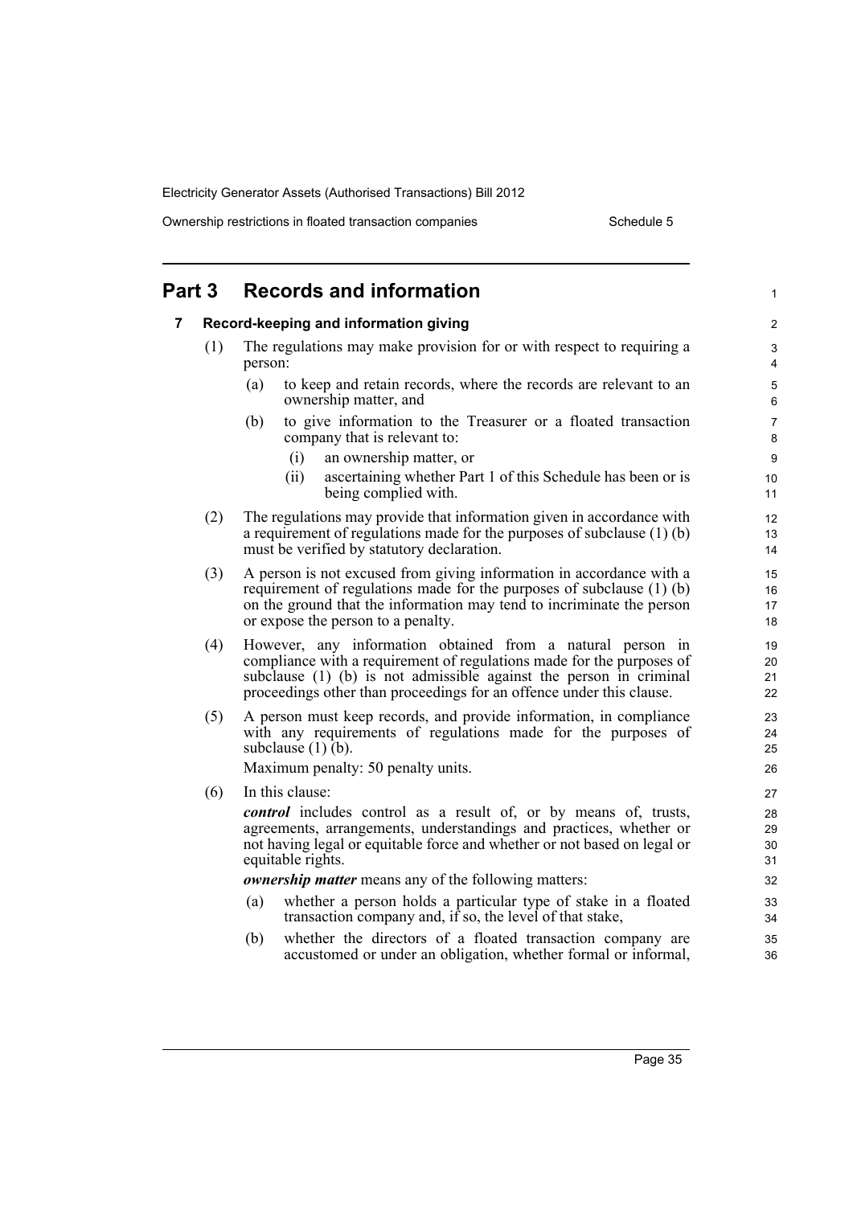## Part 3 Records and information

### 7 Record-keeping and information giving

(1) The regulations may make provision for or with respect to requiring a person:

- (a) to keep and retain records, where the records are relevant to an ownership matter, and
- (b) to give information to the Treasurer or a floated transaction company that is relevant to:
  - (i) an ownership matter, or
  - (ii) ascertaining whether Part 1 of this Schedule has been or is being complied with.

(2) The regulations may provide that information given in accordance with a requirement of regulations made for the purposes of subclause (1) (b) must be verified by statutory declaration.

(3) A person is not excused from giving information in accordance with a requirement of regulations made for the purposes of subclause (1) (b) on the ground that the information may tend to incriminate the person or expose the person to a penalty.

(4) However, any information obtained from a natural person in compliance with a requirement of regulations made for the purposes of subclause (1) (b) is not admissible against the person in criminal proceedings other than proceedings for an offence under this clause.

(5) A person must keep records, and provide information, in compliance with any requirements of regulations made for the purposes of subclause (1) (b).

Maximum penalty: 50 penalty units.

(6) In this clause:

***control*** includes control as a result of, or by means of, trusts, agreements, arrangements, understandings and practices, whether or not having legal or equitable force and whether or not based on legal or equitable rights.

***ownership matter*** means any of the following matters:

- (a) whether a person holds a particular type of stake in a floated transaction company and, if so, the level of that stake,
- (b) whether the directors of a floated transaction company are accustomed or under an obligation, whether formal or informal,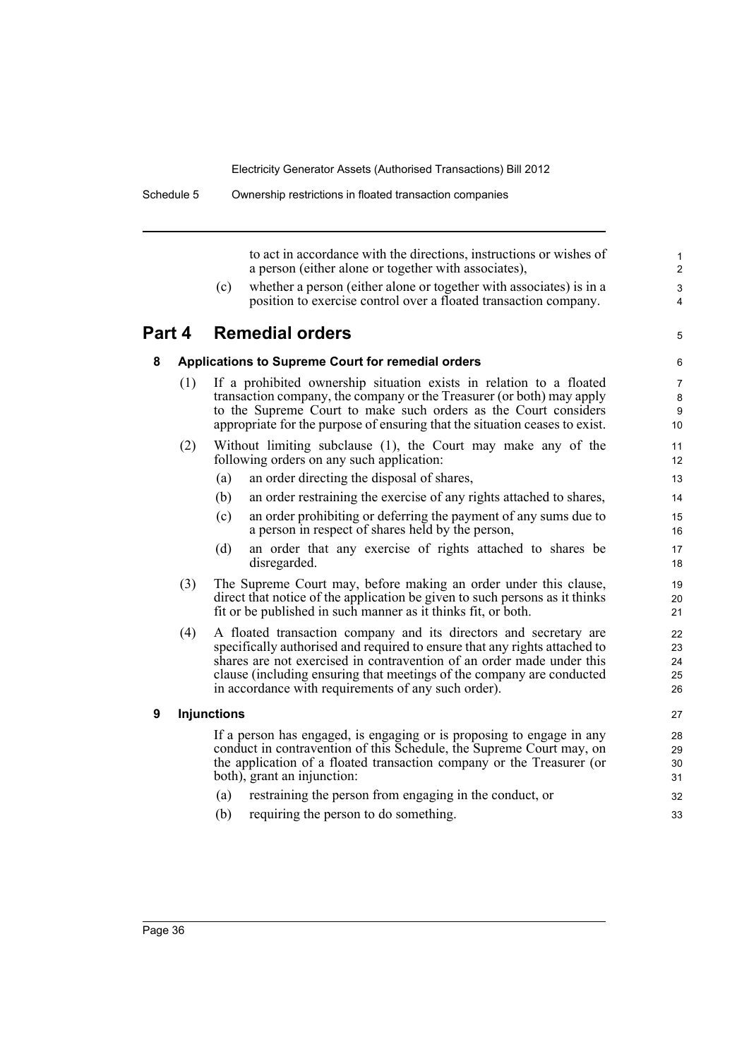to act in accordance with the directions, instructions or wishes of a person (either alone or together with associates),

(c) whether a person (either alone or together with associates) is in a position to exercise control over a floated transaction company.

# Part 4 Remedial orders

### 8 Applications to Supreme Court for remedial orders

(1) If a prohibited ownership situation exists in relation to a floated transaction company, the company or the Treasurer (or both) may apply to the Supreme Court to make such orders as the Court considers appropriate for the purpose of ensuring that the situation ceases to exist.

(2) Without limiting subclause (1), the Court may make any of the following orders on any such application:

(a) an order directing the disposal of shares,

(b) an order restraining the exercise of any rights attached to shares,

(c) an order prohibiting or deferring the payment of any sums due to a person in respect of shares held by the person,

(d) an order that any exercise of rights attached to shares be disregarded.

(3) The Supreme Court may, before making an order under this clause, direct that notice of the application be given to such persons as it thinks fit or be published in such manner as it thinks fit, or both.

(4) A floated transaction company and its directors and secretary are specifically authorised and required to ensure that any rights attached to shares are not exercised in contravention of an order made under this clause (including ensuring that meetings of the company are conducted in accordance with requirements of any such order).

### 9 Injunctions

If a person has engaged, is engaging or is proposing to engage in any conduct in contravention of this Schedule, the Supreme Court may, on the application of a floated transaction company or the Treasurer (or both), grant an injunction:

(a) restraining the person from engaging in the conduct, or

(b) requiring the person to do something.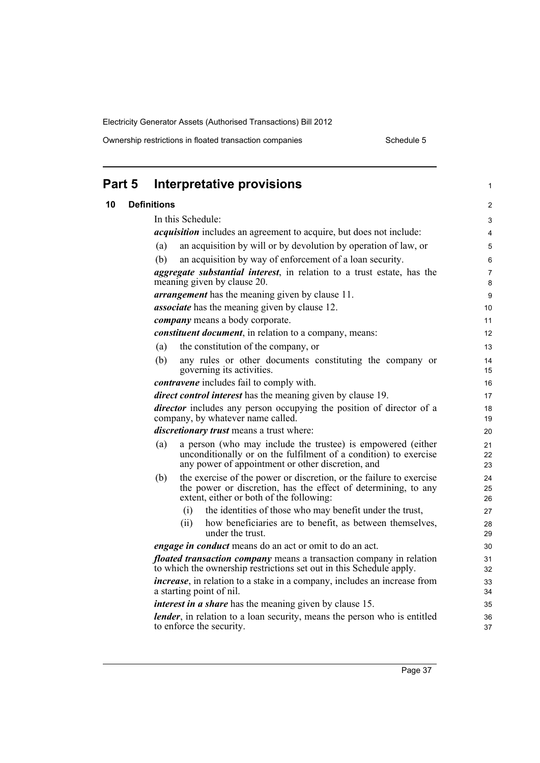## Part 5 Interpretative provisions

### 10 Definitions

In this Schedule:

***acquisition*** includes an agreement to acquire, but does not include:

(a) an acquisition by will or by devolution by operation of law, or

(b) an acquisition by way of enforcement of a loan security.

***aggregate substantial interest***, in relation to a trust estate, has the meaning given by clause 20.

***arrangement*** has the meaning given by clause 11.

***associate*** has the meaning given by clause 12.

***company*** means a body corporate.

***constituent document***, in relation to a company, means:

(a) the constitution of the company, or

(b) any rules or other documents constituting the company or governing its activities.

***contravene*** includes fail to comply with.

***direct control interest*** has the meaning given by clause 19.

***director*** includes any person occupying the position of director of a company, by whatever name called.

***discretionary trust*** means a trust where:

(a) a person (who may include the trustee) is empowered (either unconditionally or on the fulfilment of a condition) to exercise any power of appointment or other discretion, and

(b) the exercise of the power or discretion, or the failure to exercise the power or discretion, has the effect of determining, to any extent, either or both of the following:

  (i) the identities of those who may benefit under the trust,

  (ii) how beneficiaries are to benefit, as between themselves, under the trust.

***engage in conduct*** means do an act or omit to do an act.

***floated transaction company*** means a transaction company in relation to which the ownership restrictions set out in this Schedule apply.

***increase***, in relation to a stake in a company, includes an increase from a starting point of nil.

***interest in a share*** has the meaning given by clause 15.

***lender***, in relation to a loan security, means the person who is entitled to enforce the security.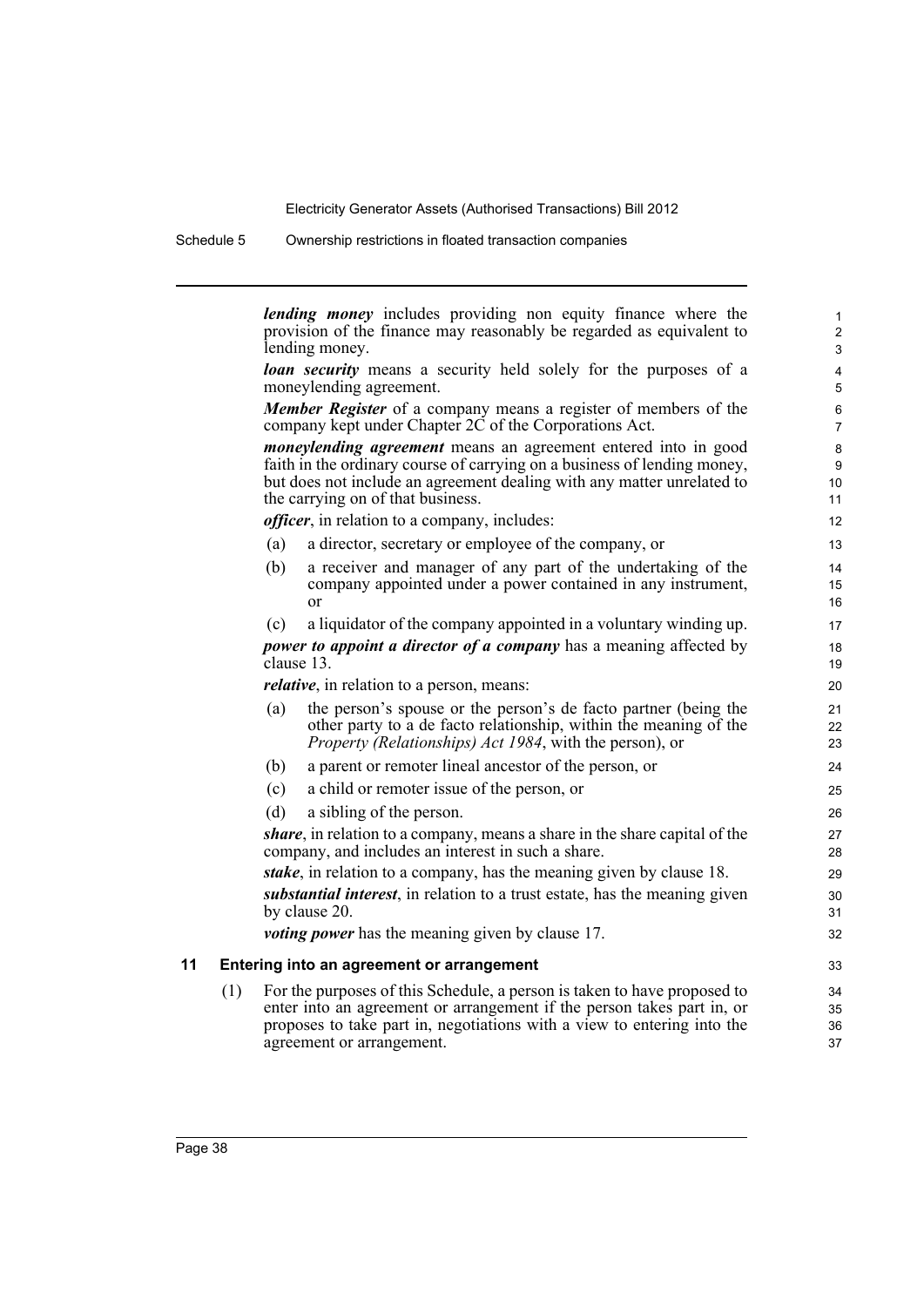***lending money*** includes providing non equity finance where the provision of the finance may reasonably be regarded as equivalent to lending money.

***loan security*** means a security held solely for the purposes of a moneylending agreement.

***Member Register*** of a company means a register of members of the company kept under Chapter 2C of the Corporations Act.

***moneylending agreement*** means an agreement entered into in good faith in the ordinary course of carrying on a business of lending money, but does not include an agreement dealing with any matter unrelated to the carrying on of that business.

***officer***, in relation to a company, includes:

(a) a director, secretary or employee of the company, or

(b) a receiver and manager of any part of the undertaking of the company appointed under a power contained in any instrument, or

(c) a liquidator of the company appointed in a voluntary winding up.

***power to appoint a director of a company*** has a meaning affected by clause 13.

***relative***, in relation to a person, means:

(a) the person's spouse or the person's de facto partner (being the other party to a de facto relationship, within the meaning of the *Property (Relationships) Act 1984*, with the person), or

(b) a parent or remoter lineal ancestor of the person, or

(c) a child or remoter issue of the person, or

(d) a sibling of the person.

***share***, in relation to a company, means a share in the share capital of the company, and includes an interest in such a share.

***stake***, in relation to a company, has the meaning given by clause 18.

***substantial interest***, in relation to a trust estate, has the meaning given by clause 20.

***voting power*** has the meaning given by clause 17.

## 11 Entering into an agreement or arrangement

(1) For the purposes of this Schedule, a person is taken to have proposed to enter into an agreement or arrangement if the person takes part in, or proposes to take part in, negotiations with a view to entering into the agreement or arrangement.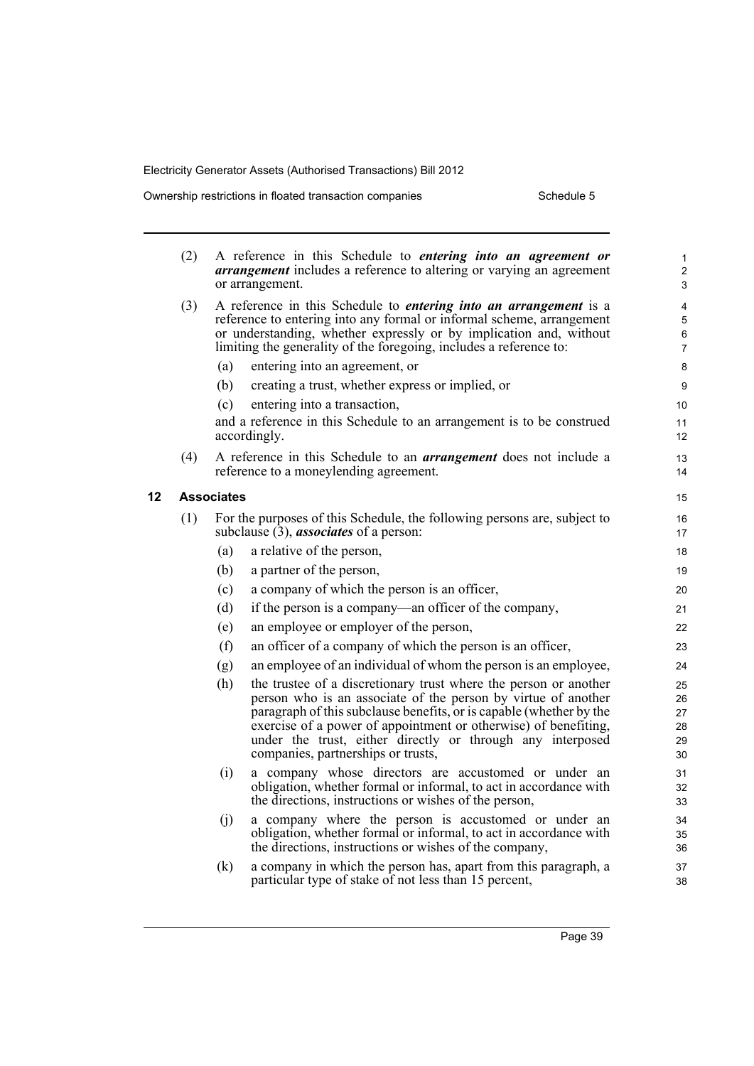(2) A reference in this Schedule to ***entering into an agreement or arrangement*** includes a reference to altering or varying an agreement or arrangement.

(3) A reference in this Schedule to ***entering into an arrangement*** is a reference to entering into any formal or informal scheme, arrangement or understanding, whether expressly or by implication and, without limiting the generality of the foregoing, includes a reference to:

(a) entering into an agreement, or

(b) creating a trust, whether express or implied, or

(c) entering into a transaction,

and a reference in this Schedule to an arrangement is to be construed accordingly.

(4) A reference in this Schedule to an ***arrangement*** does not include a reference to a moneylending agreement.

## 12 Associates

(1) For the purposes of this Schedule, the following persons are, subject to subclause (3), ***associates*** of a person:

(a) a relative of the person,

(b) a partner of the person,

(c) a company of which the person is an officer,

(d) if the person is a company—an officer of the company,

(e) an employee or employer of the person,

(f) an officer of a company of which the person is an officer,

(g) an employee of an individual of whom the person is an employee,

(h) the trustee of a discretionary trust where the person or another person who is an associate of the person by virtue of another paragraph of this subclause benefits, or is capable (whether by the exercise of a power of appointment or otherwise) of benefiting, under the trust, either directly or through any interposed companies, partnerships or trusts,

(i) a company whose directors are accustomed or under an obligation, whether formal or informal, to act in accordance with the directions, instructions or wishes of the person,

(j) a company where the person is accustomed or under an obligation, whether formal or informal, to act in accordance with the directions, instructions or wishes of the company,

(k) a company in which the person has, apart from this paragraph, a particular type of stake of not less than 15 percent,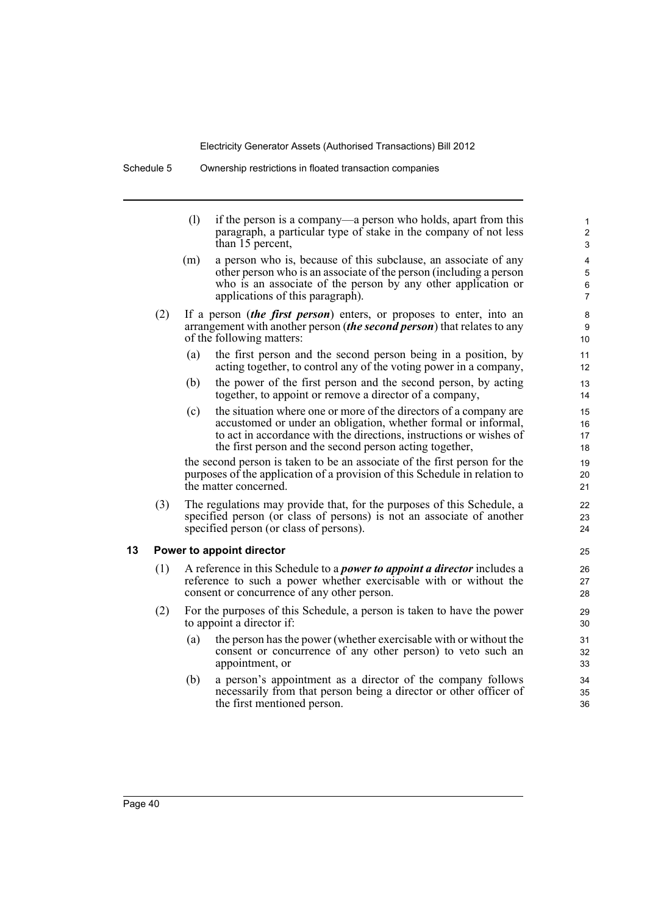(l) if the person is a company—a person who holds, apart from this paragraph, a particular type of stake in the company of not less than 15 percent,

(m) a person who is, because of this subclause, an associate of any other person who is an associate of the person (including a person who is an associate of the person by any other application or applications of this paragraph).

(2) If a person (***the first person***) enters, or proposes to enter, into an arrangement with another person (***the second person***) that relates to any of the following matters:

(a) the first person and the second person being in a position, by acting together, to control any of the voting power in a company,

(b) the power of the first person and the second person, by acting together, to appoint or remove a director of a company,

(c) the situation where one or more of the directors of a company are accustomed or under an obligation, whether formal or informal, to act in accordance with the directions, instructions or wishes of the first person and the second person acting together,

the second person is taken to be an associate of the first person for the purposes of the application of a provision of this Schedule in relation to the matter concerned.

(3) The regulations may provide that, for the purposes of this Schedule, a specified person (or class of persons) is not an associate of another specified person (or class of persons).

## 13 Power to appoint director

(1) A reference in this Schedule to a ***power to appoint a director*** includes a reference to such a power whether exercisable with or without the consent or concurrence of any other person.

(2) For the purposes of this Schedule, a person is taken to have the power to appoint a director if:

(a) the person has the power (whether exercisable with or without the consent or concurrence of any other person) to veto such an appointment, or

(b) a person's appointment as a director of the company follows necessarily from that person being a director or other officer of the first mentioned person.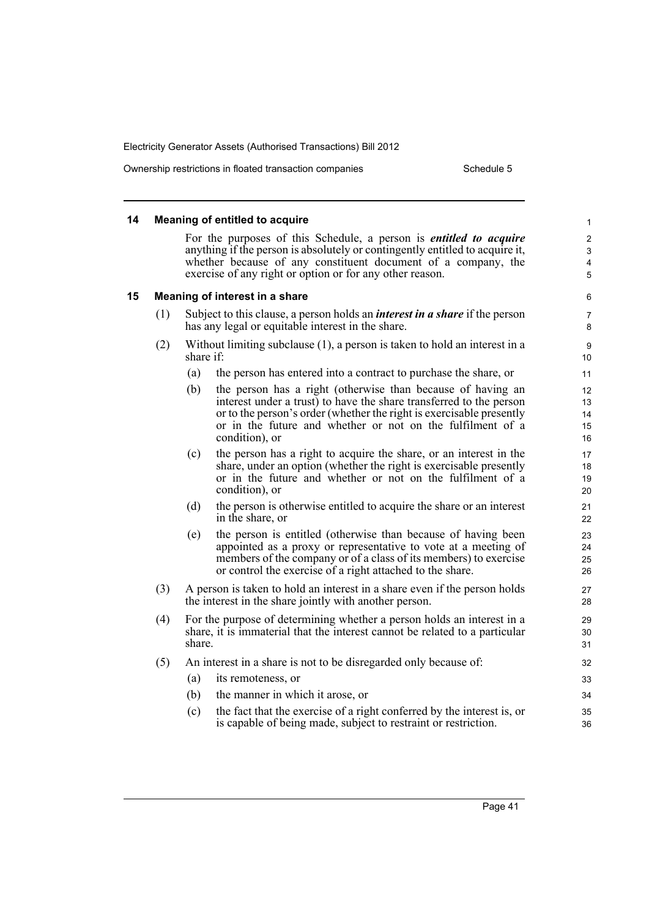## 14 Meaning of entitled to acquire

For the purposes of this Schedule, a person is ***entitled to acquire*** anything if the person is absolutely or contingently entitled to acquire it, whether because of any constituent document of a company, the exercise of any right or option or for any other reason.

## 15 Meaning of interest in a share

(1) Subject to this clause, a person holds an ***interest in a share*** if the person has any legal or equitable interest in the share.

(2) Without limiting subclause (1), a person is taken to hold an interest in a share if:

- (a) the person has entered into a contract to purchase the share, or
- (b) the person has a right (otherwise than because of having an interest under a trust) to have the share transferred to the person or to the person's order (whether the right is exercisable presently or in the future and whether or not on the fulfilment of a condition), or
- (c) the person has a right to acquire the share, or an interest in the share, under an option (whether the right is exercisable presently or in the future and whether or not on the fulfilment of a condition), or
- (d) the person is otherwise entitled to acquire the share or an interest in the share, or
- (e) the person is entitled (otherwise than because of having been appointed as a proxy or representative to vote at a meeting of members of the company or of a class of its members) to exercise or control the exercise of a right attached to the share.

(3) A person is taken to hold an interest in a share even if the person holds the interest in the share jointly with another person.

(4) For the purpose of determining whether a person holds an interest in a share, it is immaterial that the interest cannot be related to a particular share.

(5) An interest in a share is not to be disregarded only because of:

- (a) its remoteness, or
- (b) the manner in which it arose, or
- (c) the fact that the exercise of a right conferred by the interest is, or is capable of being made, subject to restraint or restriction.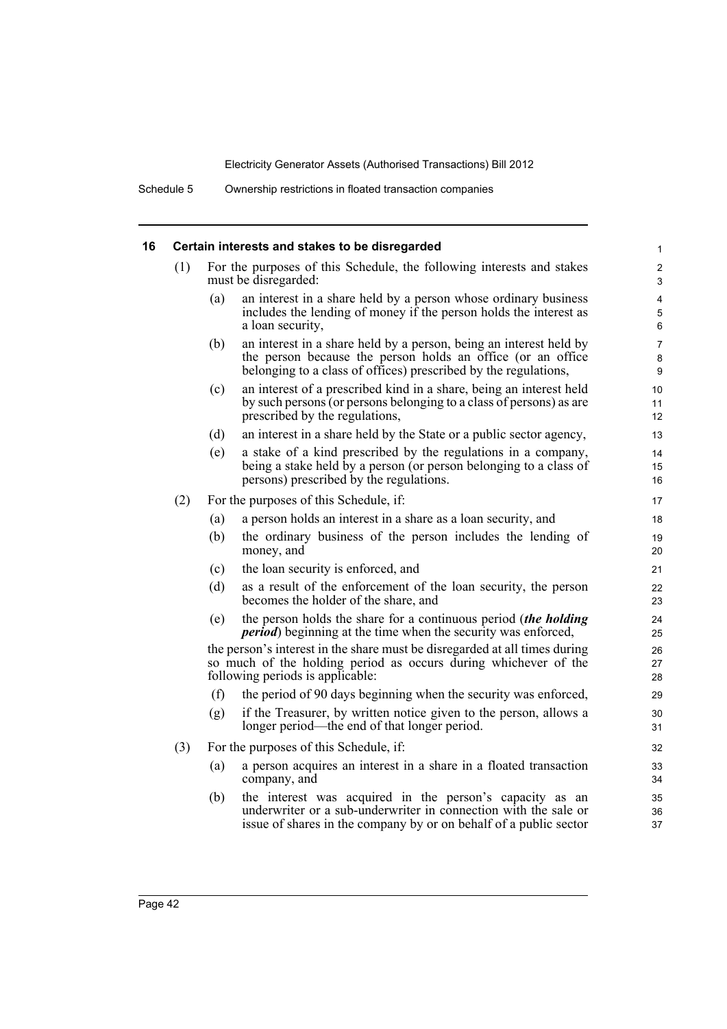## 16 Certain interests and stakes to be disregarded

(1) For the purposes of this Schedule, the following interests and stakes must be disregarded:

- (a) an interest in a share held by a person whose ordinary business includes the lending of money if the person holds the interest as a loan security,
- (b) an interest in a share held by a person, being an interest held by the person because the person holds an office (or an office belonging to a class of offices) prescribed by the regulations,
- (c) an interest of a prescribed kind in a share, being an interest held by such persons (or persons belonging to a class of persons) as are prescribed by the regulations,
- (d) an interest in a share held by the State or a public sector agency,
- (e) a stake of a kind prescribed by the regulations in a company, being a stake held by a person (or person belonging to a class of persons) prescribed by the regulations.

(2) For the purposes of this Schedule, if:

- (a) a person holds an interest in a share as a loan security, and
- (b) the ordinary business of the person includes the lending of money, and
- (c) the loan security is enforced, and
- (d) as a result of the enforcement of the loan security, the person becomes the holder of the share, and
- (e) the person holds the share for a continuous period (***the holding period***) beginning at the time when the security was enforced,

the person's interest in the share must be disregarded at all times during so much of the holding period as occurs during whichever of the following periods is applicable:

- (f) the period of 90 days beginning when the security was enforced,
- (g) if the Treasurer, by written notice given to the person, allows a longer period—the end of that longer period.

(3) For the purposes of this Schedule, if:

- (a) a person acquires an interest in a share in a floated transaction company, and
- (b) the interest was acquired in the person's capacity as an underwriter or a sub-underwriter in connection with the sale or issue of shares in the company by or on behalf of a public sector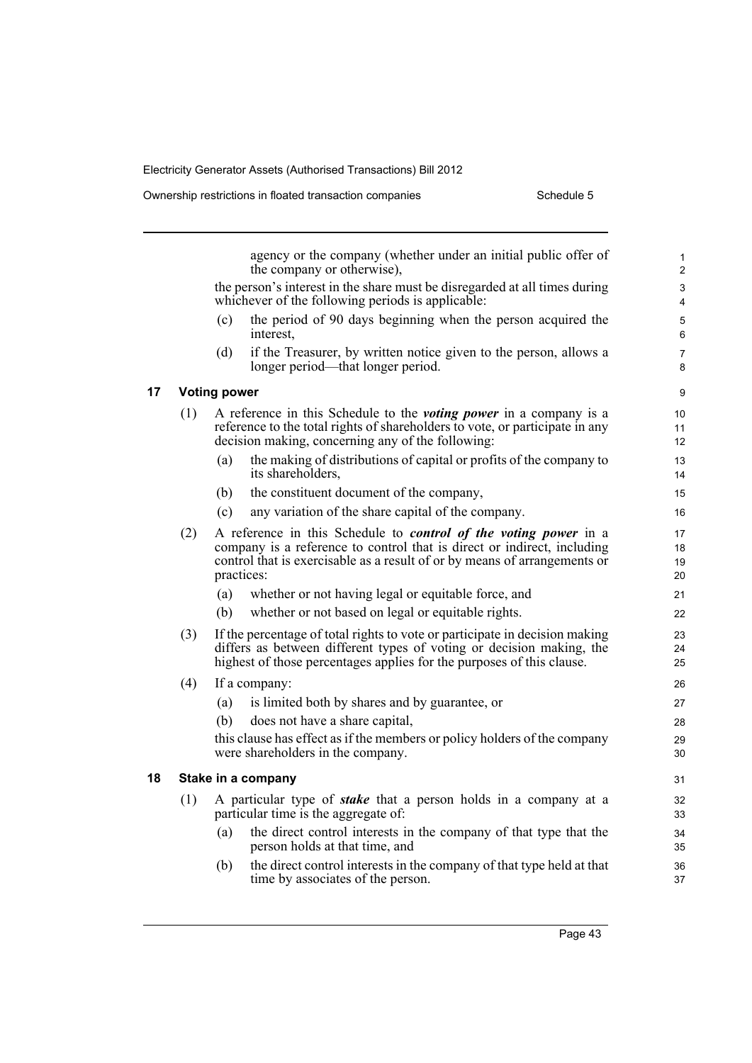agency or the company (whether under an initial public offer of the company or otherwise),

the person's interest in the share must be disregarded at all times during whichever of the following periods is applicable:

(c) the period of 90 days beginning when the person acquired the interest,

(d) if the Treasurer, by written notice given to the person, allows a longer period—that longer period.

### 17 Voting power

(1) A reference in this Schedule to the ***voting power*** in a company is a reference to the total rights of shareholders to vote, or participate in any decision making, concerning any of the following:

(a) the making of distributions of capital or profits of the company to its shareholders,

(b) the constituent document of the company,

(c) any variation of the share capital of the company.

(2) A reference in this Schedule to ***control of the voting power*** in a company is a reference to control that is direct or indirect, including control that is exercisable as a result of or by means of arrangements or practices:

(a) whether or not having legal or equitable force, and

(b) whether or not based on legal or equitable rights.

(3) If the percentage of total rights to vote or participate in decision making differs as between different types of voting or decision making, the highest of those percentages applies for the purposes of this clause.

(4) If a company:

(a) is limited both by shares and by guarantee, or

(b) does not have a share capital,

this clause has effect as if the members or policy holders of the company were shareholders in the company.

### 18 Stake in a company

(1) A particular type of ***stake*** that a person holds in a company at a particular time is the aggregate of:

(a) the direct control interests in the company of that type that the person holds at that time, and

(b) the direct control interests in the company of that type held at that time by associates of the person.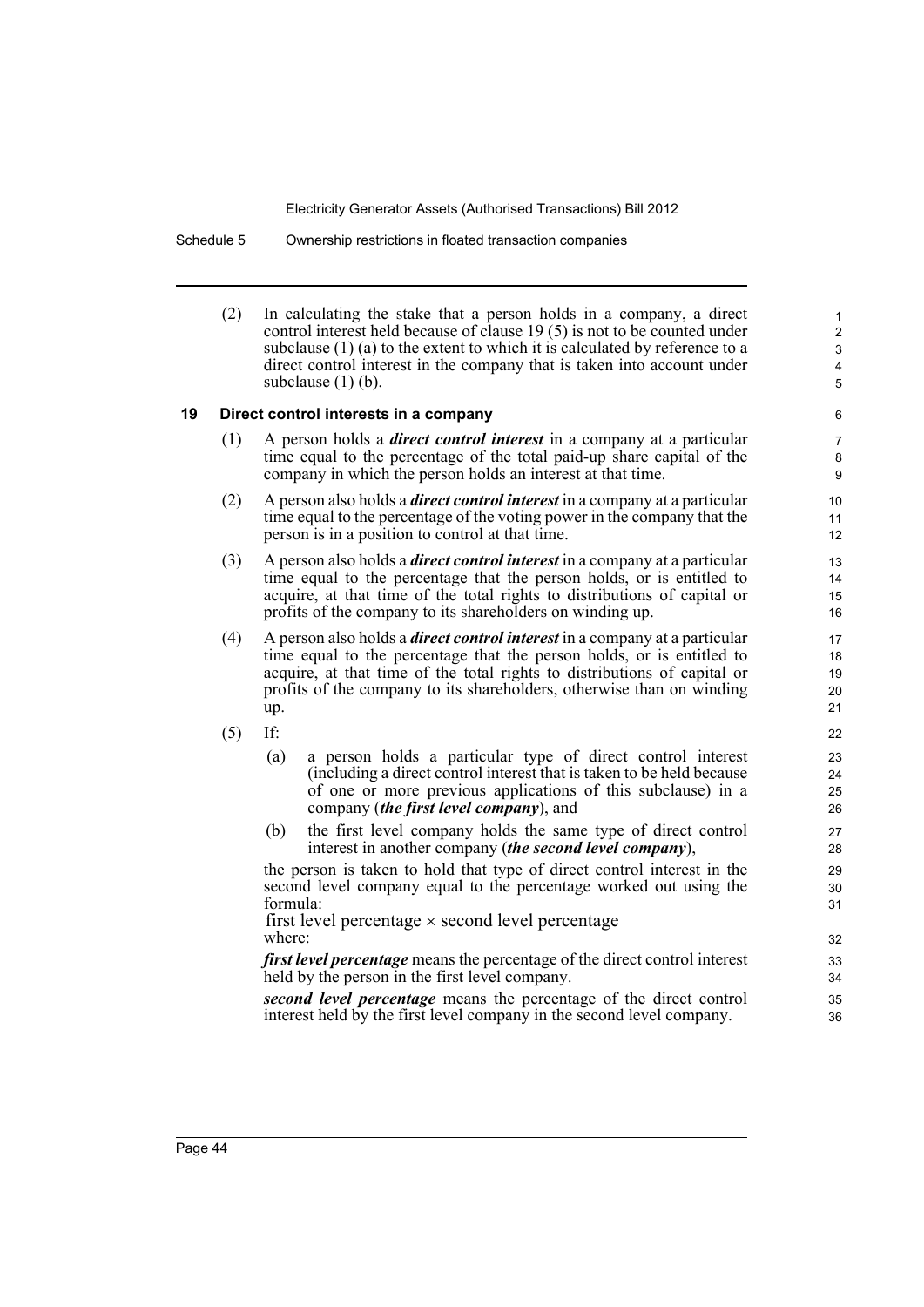(2) In calculating the stake that a person holds in a company, a direct control interest held because of clause 19 (5) is not to be counted under subclause (1) (a) to the extent to which it is calculated by reference to a direct control interest in the company that is taken into account under subclause (1) (b).

## 19 Direct control interests in a company

(1) A person holds a ***direct control interest*** in a company at a particular time equal to the percentage of the total paid-up share capital of the company in which the person holds an interest at that time.

(2) A person also holds a ***direct control interest*** in a company at a particular time equal to the percentage of the voting power in the company that the person is in a position to control at that time.

(3) A person also holds a ***direct control interest*** in a company at a particular time equal to the percentage that the person holds, or is entitled to acquire, at that time of the total rights to distributions of capital or profits of the company to its shareholders on winding up.

(4) A person also holds a ***direct control interest*** in a company at a particular time equal to the percentage that the person holds, or is entitled to acquire, at that time of the total rights to distributions of capital or profits of the company to its shareholders, otherwise than on winding up.

(5) If:

(a) a person holds a particular type of direct control interest (including a direct control interest that is taken to be held because of one or more previous applications of this subclause) in a company (***the first level company***), and

(b) the first level company holds the same type of direct control interest in another company (***the second level company***),

the person is taken to hold that type of direct control interest in the second level company equal to the percentage worked out using the formula:

$$\text{first level percentage} \times \text{second level percentage}$$

where:

***first level percentage*** means the percentage of the direct control interest held by the person in the first level company.

***second level percentage*** means the percentage of the direct control interest held by the first level company in the second level company.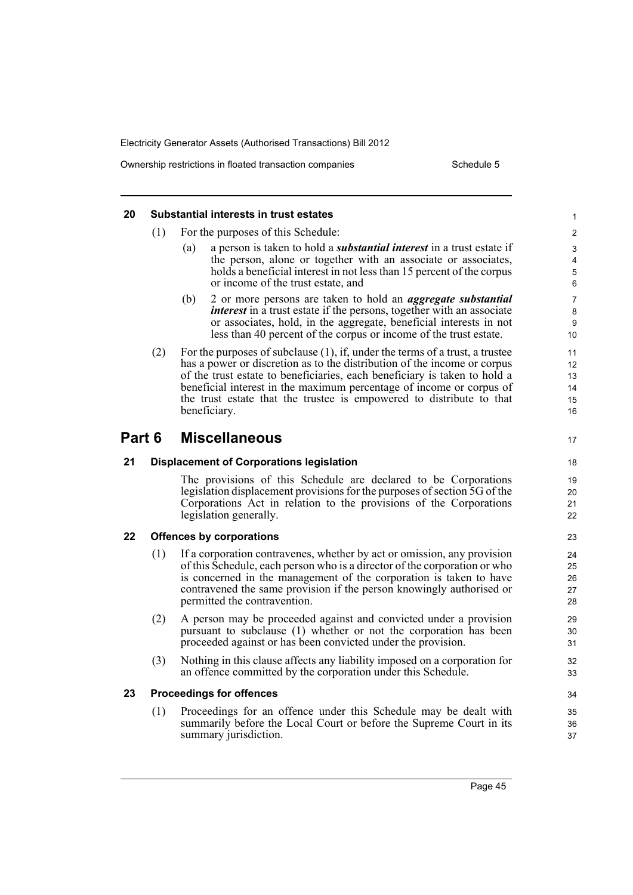### 20 Substantial interests in trust estates

(1) For the purposes of this Schedule:

(a) a person is taken to hold a ***substantial interest*** in a trust estate if the person, alone or together with an associate or associates, holds a beneficial interest in not less than 15 percent of the corpus or income of the trust estate, and

(b) 2 or more persons are taken to hold an ***aggregate substantial interest*** in a trust estate if the persons, together with an associate or associates, hold, in the aggregate, beneficial interests in not less than 40 percent of the corpus or income of the trust estate.

(2) For the purposes of subclause (1), if, under the terms of a trust, a trustee has a power or discretion as to the distribution of the income or corpus of the trust estate to beneficiaries, each beneficiary is taken to hold a beneficial interest in the maximum percentage of income or corpus of the trust estate that the trustee is empowered to distribute to that beneficiary.

## Part 6 Miscellaneous

### 21 Displacement of Corporations legislation

The provisions of this Schedule are declared to be Corporations legislation displacement provisions for the purposes of section 5G of the Corporations Act in relation to the provisions of the Corporations legislation generally.

### 22 Offences by corporations

(1) If a corporation contravenes, whether by act or omission, any provision of this Schedule, each person who is a director of the corporation or who is concerned in the management of the corporation is taken to have contravened the same provision if the person knowingly authorised or permitted the contravention.

(2) A person may be proceeded against and convicted under a provision pursuant to subclause (1) whether or not the corporation has been proceeded against or has been convicted under the provision.

(3) Nothing in this clause affects any liability imposed on a corporation for an offence committed by the corporation under this Schedule.

### 23 Proceedings for offences

(1) Proceedings for an offence under this Schedule may be dealt with summarily before the Local Court or before the Supreme Court in its summary jurisdiction.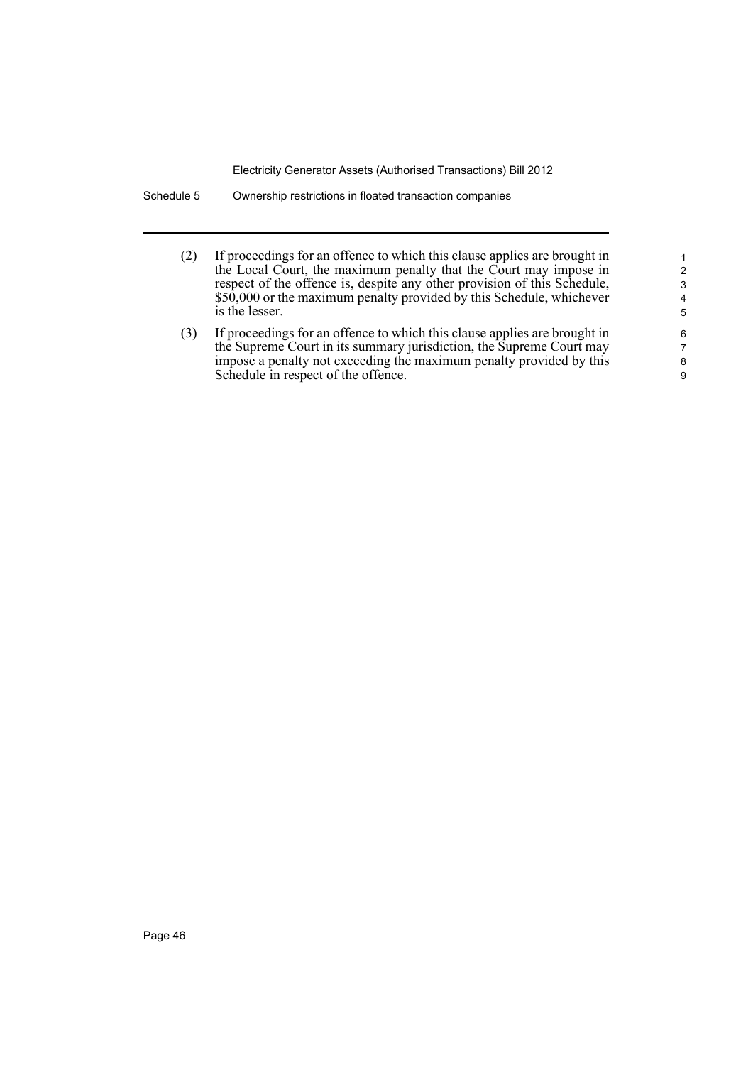(2) If proceedings for an offence to which this clause applies are brought in the Local Court, the maximum penalty that the Court may impose in respect of the offence is, despite any other provision of this Schedule, $50,000 or the maximum penalty provided by this Schedule, whichever is the lesser.

(3) If proceedings for an offence to which this clause applies are brought in the Supreme Court in its summary jurisdiction, the Supreme Court may impose a penalty not exceeding the maximum penalty provided by this Schedule in respect of the offence.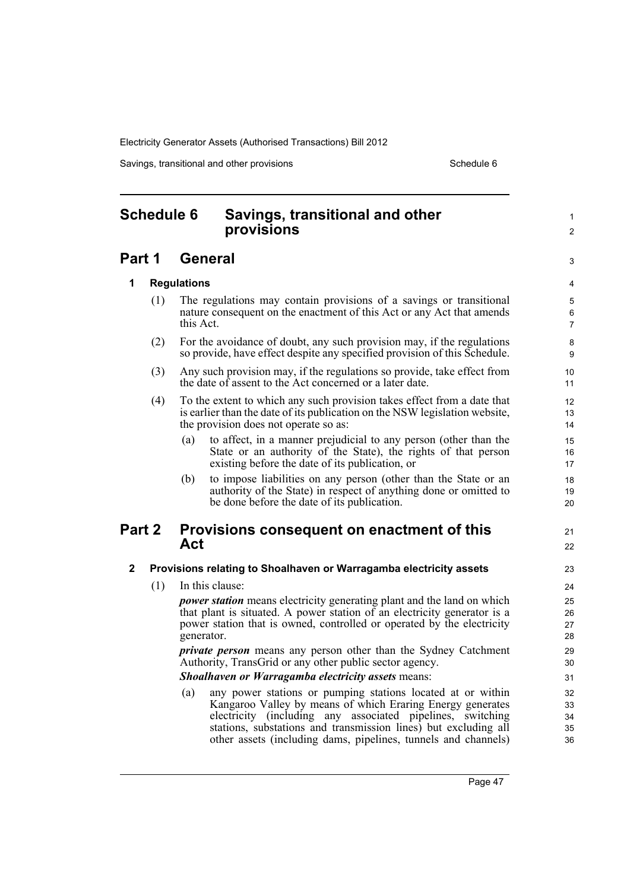# Schedule 6 Savings, transitional and other provisions

## Part 1 General

### 1 Regulations

(1) The regulations may contain provisions of a savings or transitional nature consequent on the enactment of this Act or any Act that amends this Act.

(2) For the avoidance of doubt, any such provision may, if the regulations so provide, have effect despite any specified provision of this Schedule.

(3) Any such provision may, if the regulations so provide, take effect from the date of assent to the Act concerned or a later date.

(4) To the extent to which any such provision takes effect from a date that is earlier than the date of its publication on the NSW legislation website, the provision does not operate so as:

(a) to affect, in a manner prejudicial to any person (other than the State or an authority of the State), the rights of that person existing before the date of its publication, or

(b) to impose liabilities on any person (other than the State or an authority of the State) in respect of anything done or omitted to be done before the date of its publication.

## Part 2 Provisions consequent on enactment of this Act

### 2 Provisions relating to Shoalhaven or Warragamba electricity assets

(1) In this clause:

***power station*** means electricity generating plant and the land on which that plant is situated. A power station of an electricity generator is a power station that is owned, controlled or operated by the electricity generator.

***private person*** means any person other than the Sydney Catchment Authority, TransGrid or any other public sector agency.

***Shoalhaven or Warragamba electricity assets*** means:

(a) any power stations or pumping stations located at or within Kangaroo Valley by means of which Eraring Energy generates electricity (including any associated pipelines, switching stations, substations and transmission lines) but excluding all other assets (including dams, pipelines, tunnels and channels)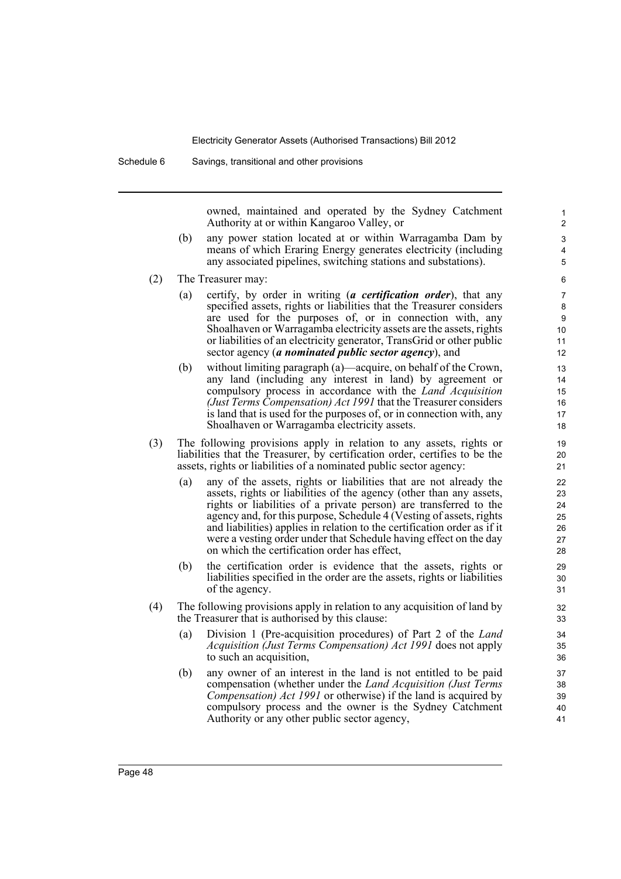owned, maintained and operated by the Sydney Catchment Authority at or within Kangaroo Valley, or

(b) any power station located at or within Warragamba Dam by means of which Eraring Energy generates electricity (including any associated pipelines, switching stations and substations).

(2) The Treasurer may:

(a) certify, by order in writing (***a certification order***), that any specified assets, rights or liabilities that the Treasurer considers are used for the purposes of, or in connection with, any Shoalhaven or Warragamba electricity assets are the assets, rights or liabilities of an electricity generator, TransGrid or other public sector agency (***a nominated public sector agency***), and

(b) without limiting paragraph (a)—acquire, on behalf of the Crown, any land (including any interest in land) by agreement or compulsory process in accordance with the *Land Acquisition (Just Terms Compensation) Act 1991* that the Treasurer considers is land that is used for the purposes of, or in connection with, any Shoalhaven or Warragamba electricity assets.

(3) The following provisions apply in relation to any assets, rights or liabilities that the Treasurer, by certification order, certifies to be the assets, rights or liabilities of a nominated public sector agency:

(a) any of the assets, rights or liabilities that are not already the assets, rights or liabilities of the agency (other than any assets, rights or liabilities of a private person) are transferred to the agency and, for this purpose, Schedule 4 (Vesting of assets, rights and liabilities) applies in relation to the certification order as if it were a vesting order under that Schedule having effect on the day on which the certification order has effect,

(b) the certification order is evidence that the assets, rights or liabilities specified in the order are the assets, rights or liabilities of the agency.

(4) The following provisions apply in relation to any acquisition of land by the Treasurer that is authorised by this clause:

(a) Division 1 (Pre-acquisition procedures) of Part 2 of the *Land Acquisition (Just Terms Compensation) Act 1991* does not apply to such an acquisition,

(b) any owner of an interest in the land is not entitled to be paid compensation (whether under the *Land Acquisition (Just Terms Compensation) Act 1991* or otherwise) if the land is acquired by compulsory process and the owner is the Sydney Catchment Authority or any other public sector agency,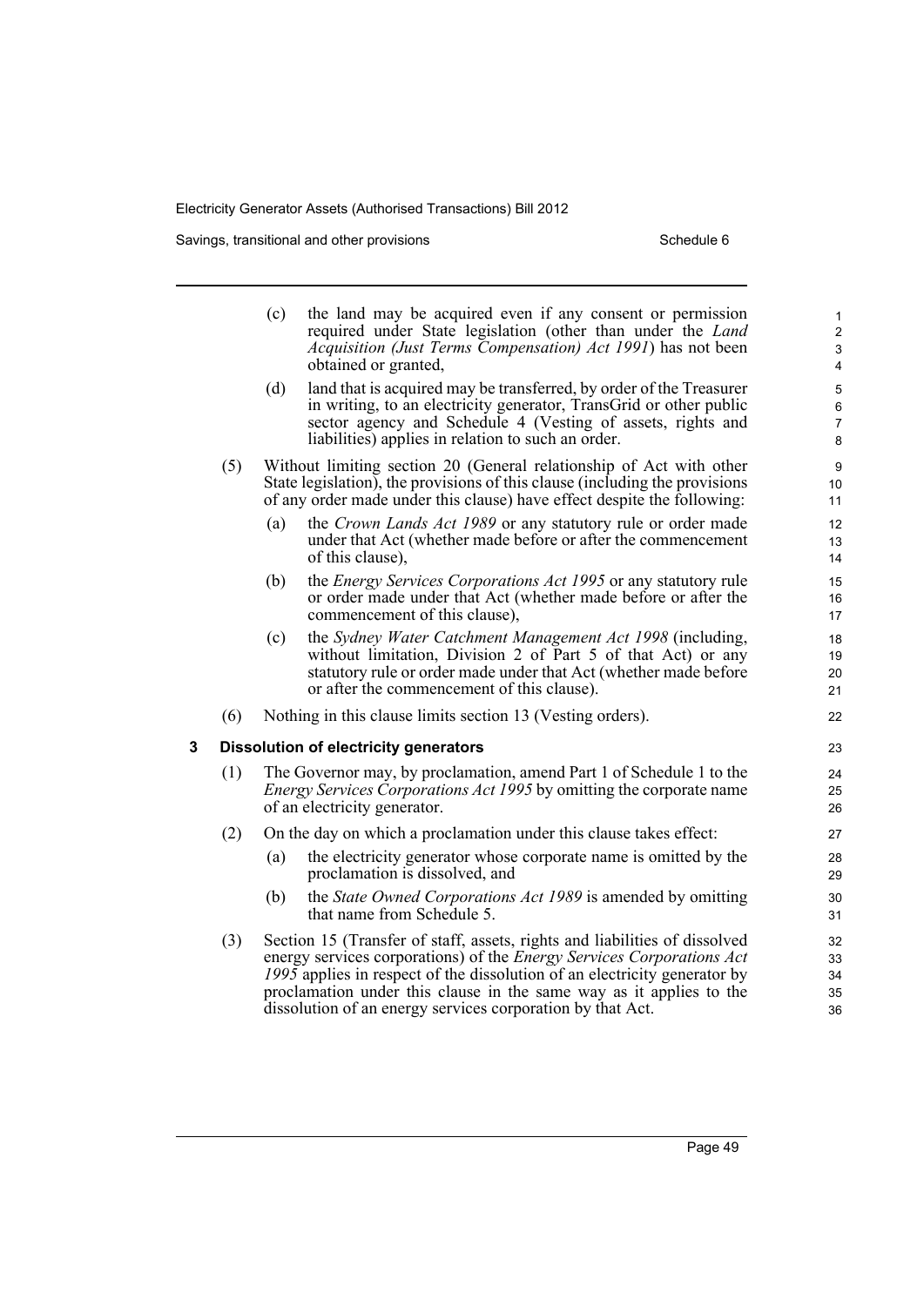(c) the land may be acquired even if any consent or permission required under State legislation (other than under the *Land Acquisition (Just Terms Compensation) Act 1991*) has not been obtained or granted,

(d) land that is acquired may be transferred, by order of the Treasurer in writing, to an electricity generator, TransGrid or other public sector agency and Schedule 4 (Vesting of assets, rights and liabilities) applies in relation to such an order.

(5) Without limiting section 20 (General relationship of Act with other State legislation), the provisions of this clause (including the provisions of any order made under this clause) have effect despite the following:

(a) the *Crown Lands Act 1989* or any statutory rule or order made under that Act (whether made before or after the commencement of this clause),

(b) the *Energy Services Corporations Act 1995* or any statutory rule or order made under that Act (whether made before or after the commencement of this clause),

(c) the *Sydney Water Catchment Management Act 1998* (including, without limitation, Division 2 of Part 5 of that Act) or any statutory rule or order made under that Act (whether made before or after the commencement of this clause).

(6) Nothing in this clause limits section 13 (Vesting orders).

### 3 Dissolution of electricity generators

(1) The Governor may, by proclamation, amend Part 1 of Schedule 1 to the *Energy Services Corporations Act 1995* by omitting the corporate name of an electricity generator.

(2) On the day on which a proclamation under this clause takes effect:

(a) the electricity generator whose corporate name is omitted by the proclamation is dissolved, and

(b) the *State Owned Corporations Act 1989* is amended by omitting that name from Schedule 5.

(3) Section 15 (Transfer of staff, assets, rights and liabilities of dissolved energy services corporations) of the *Energy Services Corporations Act 1995* applies in respect of the dissolution of an electricity generator by proclamation under this clause in the same way as it applies to the dissolution of an energy services corporation by that Act.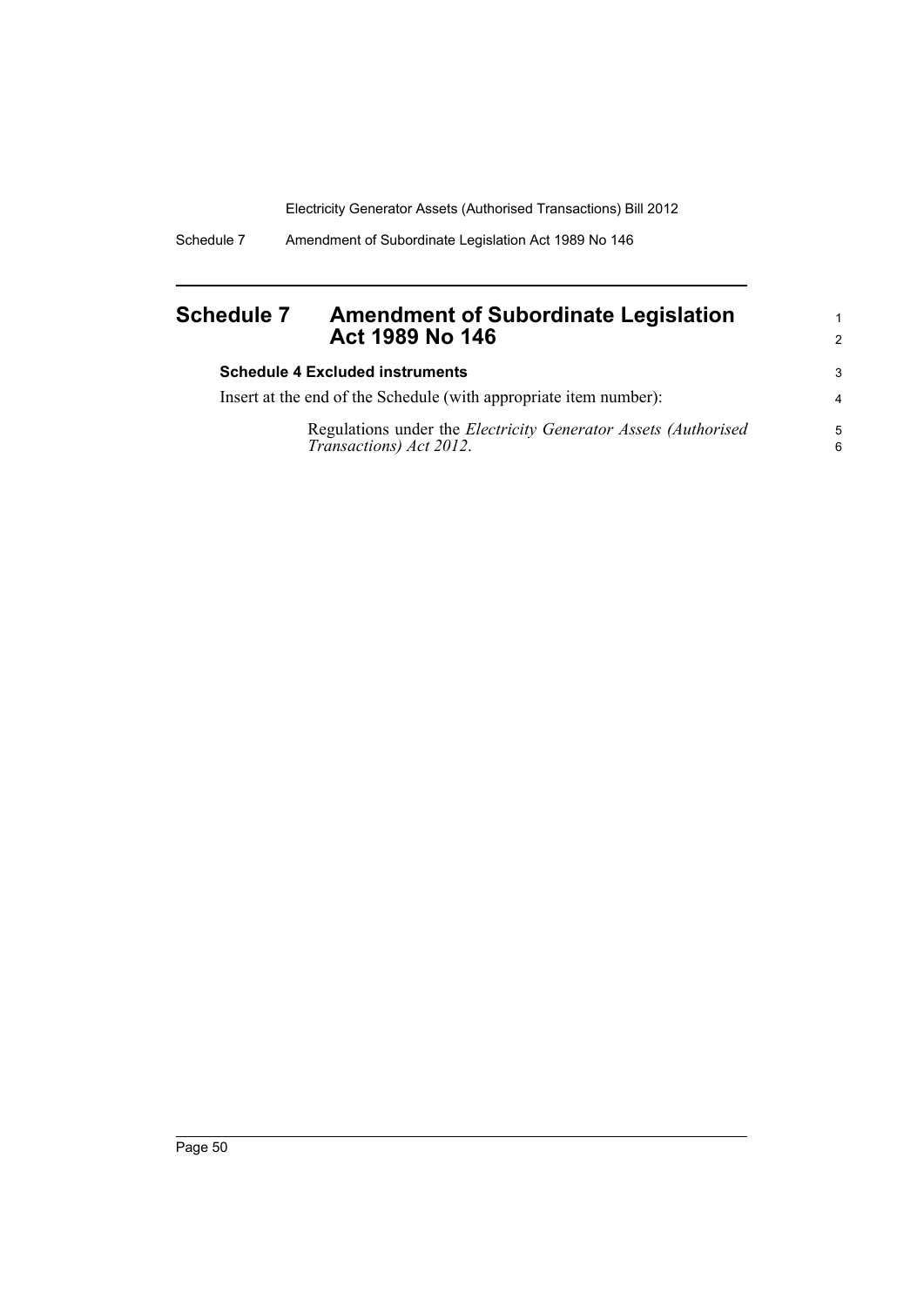# Schedule 7 Amendment of Subordinate Legislation Act 1989 No 146

### Schedule 4 Excluded instruments

Insert at the end of the Schedule (with appropriate item number):

> Regulations under the *Electricity Generator Assets (Authorised Transactions) Act 2012*.